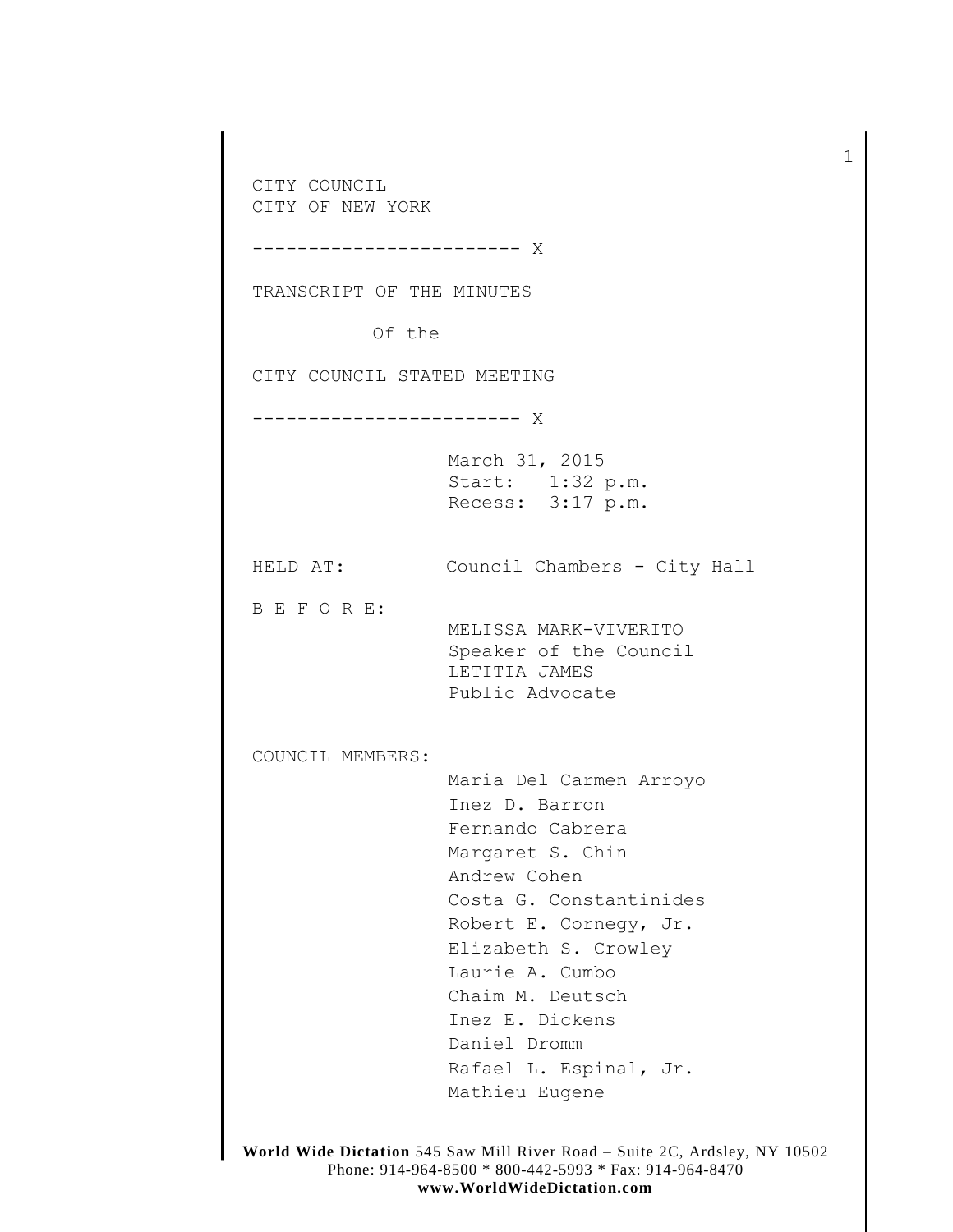CITY COUNCIL
CITY OF NEW YORK

------------------------ X

TRANSCRIPT OF THE MINUTES

Of the

CITY COUNCIL STATED MEETING

------------------------ X

March 31, 2015
Start: 1:32 p.m.
Recess: 3:17 p.m.

HELD AT: Council Chambers - City Hall

B E F O R E:

MELISSA MARK-VIVERITO
Speaker of the Council
LETITIA JAMES
Public Advocate

COUNCIL MEMBERS:

Maria Del Carmen Arroyo
Inez D. Barron
Fernando Cabrera
Margaret S. Chin
Andrew Cohen
Costa G. Constantinides
Robert E. Cornegy, Jr.
Elizabeth S. Crowley
Laurie A. Cumbo
Chaim M. Deutsch
Inez E. Dickens
Daniel Dromm
Rafael L. Espinal, Jr.
Mathieu Eugene

**World Wide Dictation** 545 Saw Mill River Road – Suite 2C, Ardsley, NY 10502
Phone: 914-964-8500 * 800-442-5993 * Fax: 914-964-8470
**www.WorldWideDictation.com**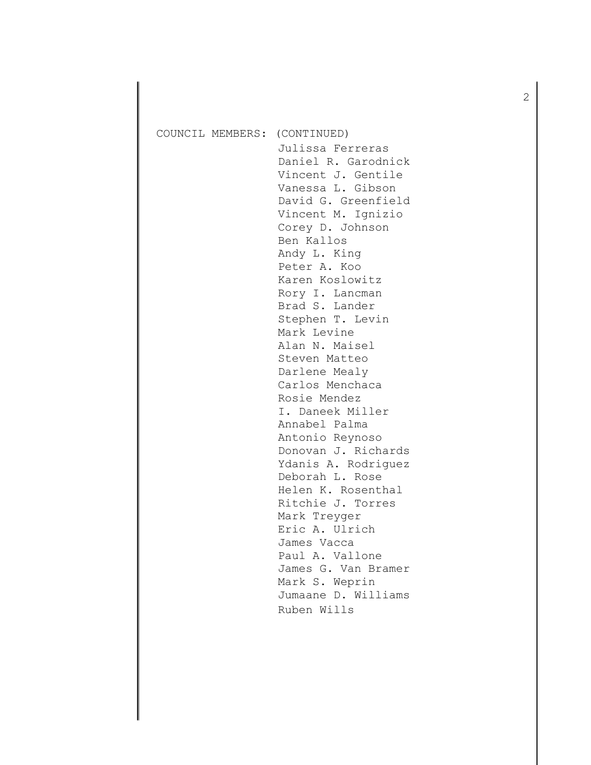COUNCIL MEMBERS: (CONTINUED)

Julissa Ferreras
Daniel R. Garodnick
Vincent J. Gentile
Vanessa L. Gibson
David G. Greenfield
Vincent M. Ignizio
Corey D. Johnson
Ben Kallos
Andy L. King
Peter A. Koo
Karen Koslowitz
Rory I. Lancman
Brad S. Lander
Stephen T. Levin
Mark Levine
Alan N. Maisel
Steven Matteo
Darlene Mealy
Carlos Menchaca
Rosie Mendez
I. Daneek Miller
Annabel Palma
Antonio Reynoso
Donovan J. Richards
Ydanis A. Rodriguez
Deborah L. Rose
Helen K. Rosenthal
Ritchie J. Torres
Mark Treyger
Eric A. Ulrich
James Vacca
Paul A. Vallone
James G. Van Bramer
Mark S. Weprin
Jumaane D. Williams
Ruben Wills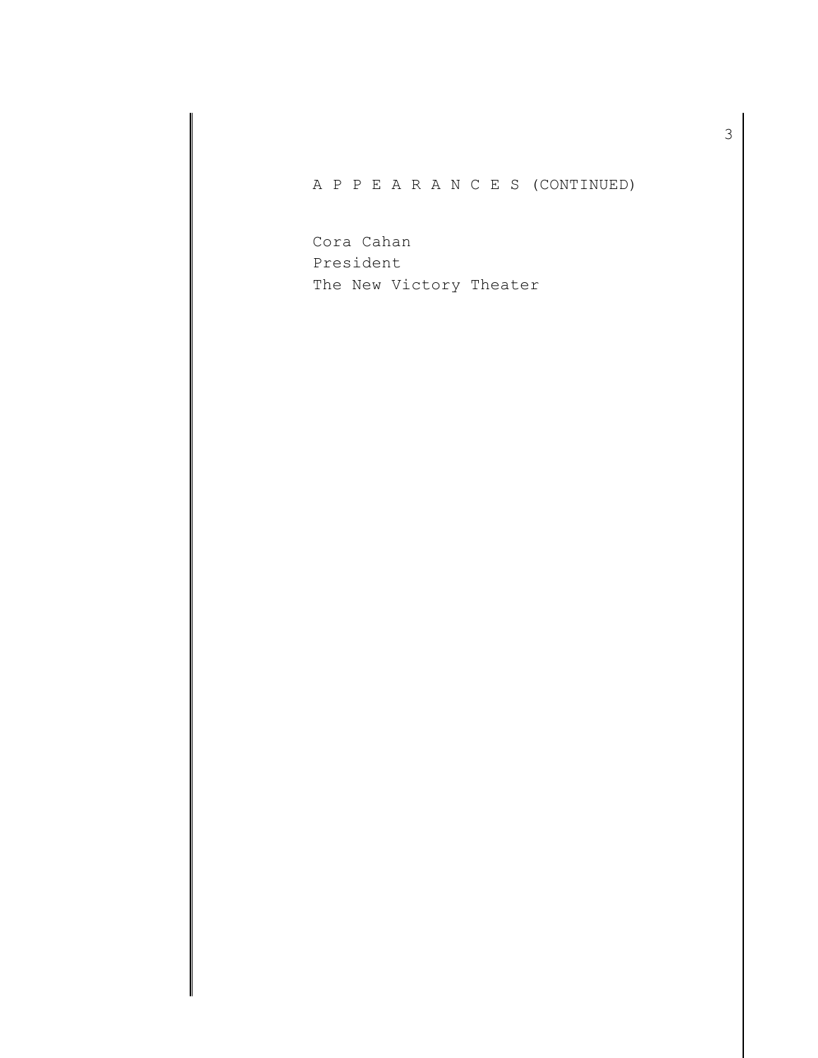A P P E A R A N C E S (CONTINUED)

Cora Cahan
President
The New Victory Theater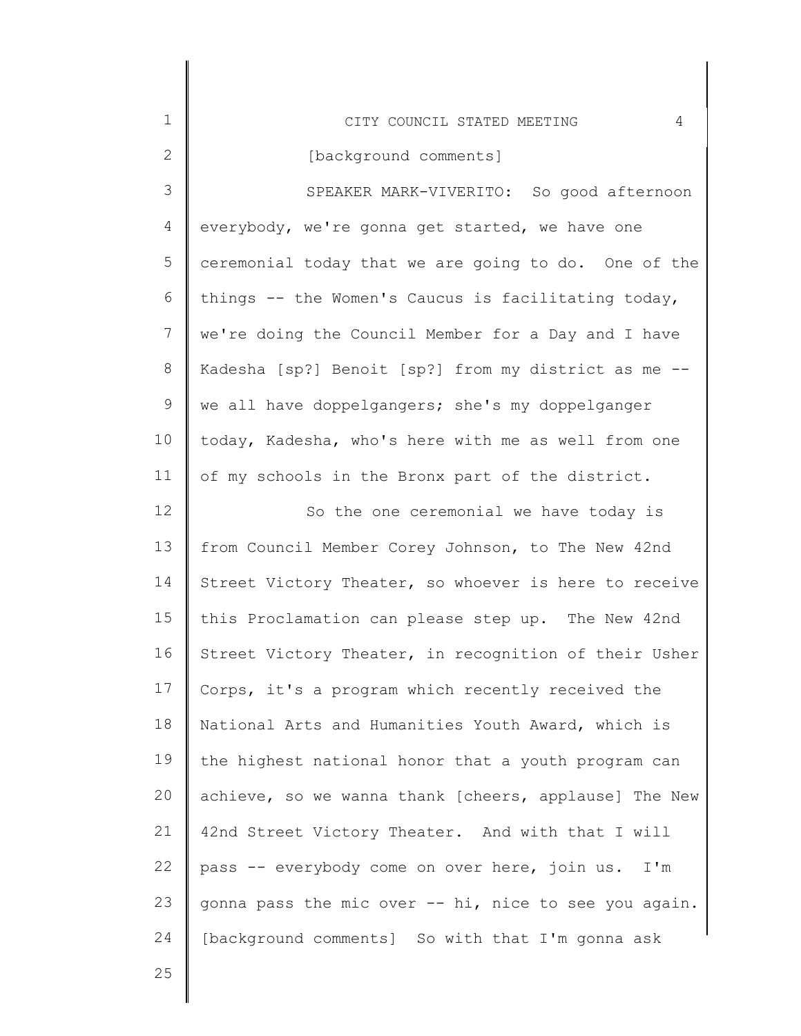[background comments]

SPEAKER MARK-VIVERITO: So good afternoon everybody, we're gonna get started, we have one ceremonial today that we are going to do. One of the things -- the Women's Caucus is facilitating today, we're doing the Council Member for a Day and I have Kadesha [sp?] Benoit [sp?] from my district as me -- we all have doppelgangers; she's my doppelganger today, Kadesha, who's here with me as well from one of my schools in the Bronx part of the district.

So the one ceremonial we have today is from Council Member Corey Johnson, to The New 42nd Street Victory Theater, so whoever is here to receive this Proclamation can please step up. The New 42nd Street Victory Theater, in recognition of their Usher Corps, it's a program which recently received the National Arts and Humanities Youth Award, which is the highest national honor that a youth program can achieve, so we wanna thank [cheers, applause] The New 42nd Street Victory Theater. And with that I will pass -- everybody come on over here, join us. I'm gonna pass the mic over -- hi, nice to see you again. [background comments] So with that I'm gonna ask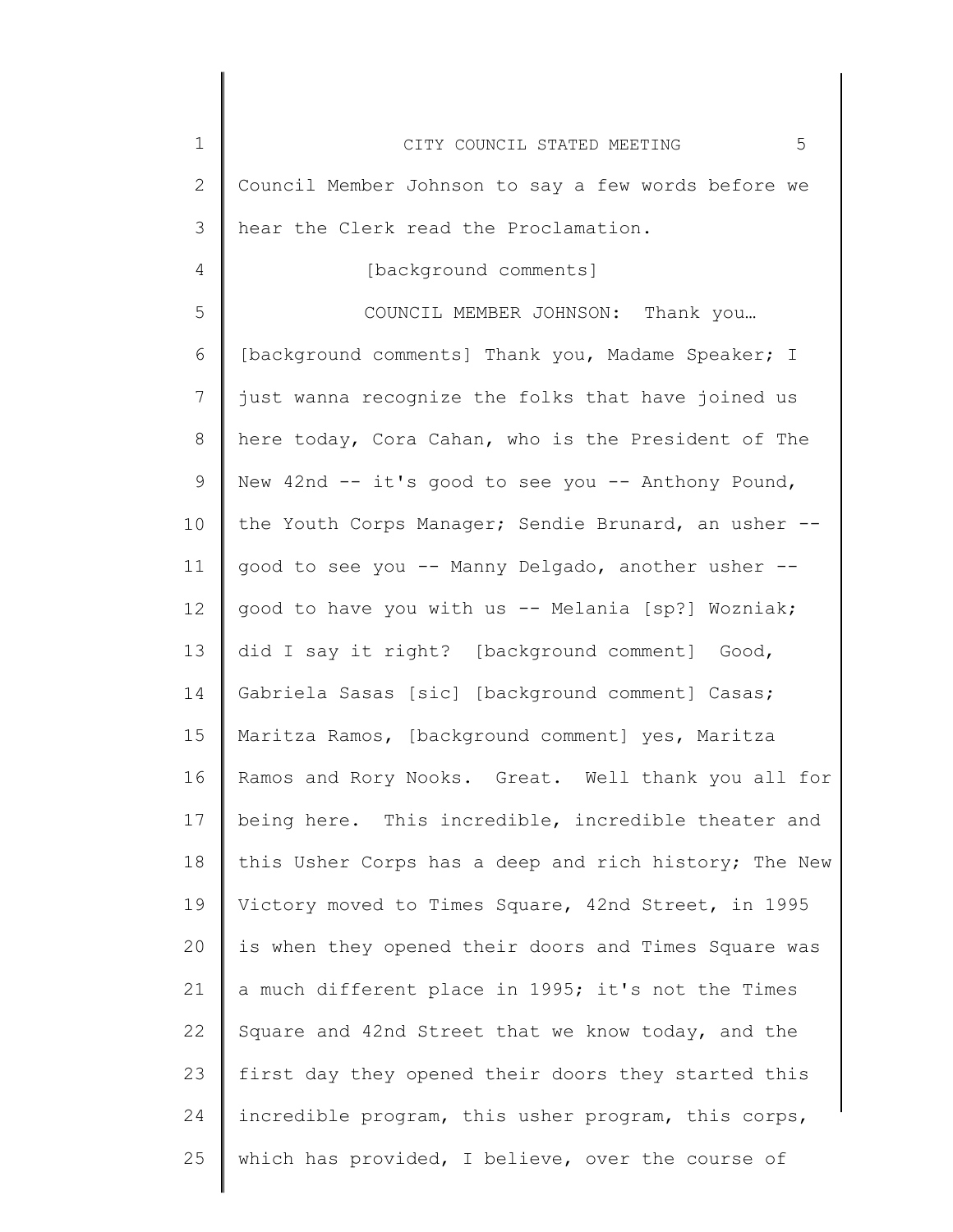Council Member Johnson to say a few words before we hear the Clerk read the Proclamation.

[background comments]

COUNCIL MEMBER JOHNSON: Thank you… [background comments] Thank you, Madame Speaker; I just wanna recognize the folks that have joined us here today, Cora Cahan, who is the President of The New 42nd -- it's good to see you -- Anthony Pound, the Youth Corps Manager; Sendie Brunard, an usher -- good to see you -- Manny Delgado, another usher -- good to have you with us -- Melania [sp?] Wozniak; did I say it right? [background comment] Good, Gabriela Sasas [sic] [background comment] Casas; Maritza Ramos, [background comment] yes, Maritza Ramos and Rory Nooks. Great. Well thank you all for being here. This incredible, incredible theater and this Usher Corps has a deep and rich history; The New Victory moved to Times Square, 42nd Street, in 1995 is when they opened their doors and Times Square was a much different place in 1995; it's not the Times Square and 42nd Street that we know today, and the first day they opened their doors they started this incredible program, this usher program, this corps, which has provided, I believe, over the course of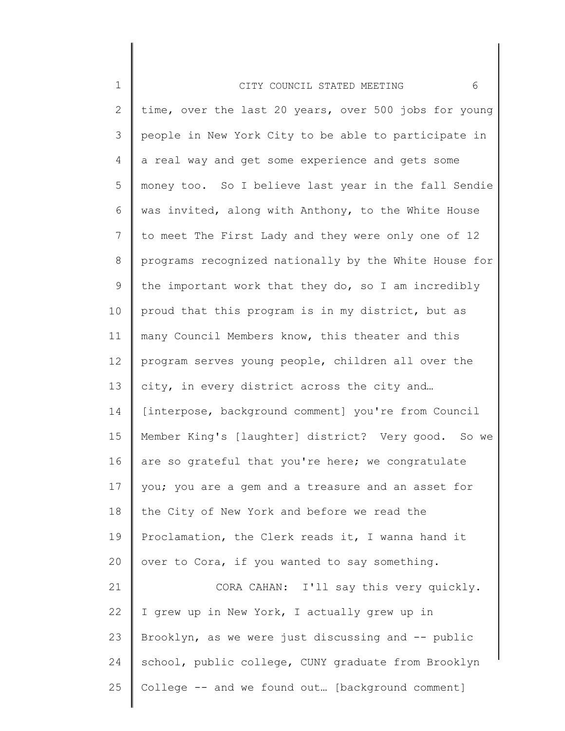time, over the last 20 years, over 500 jobs for young people in New York City to be able to participate in a real way and get some experience and gets some money too. So I believe last year in the fall Sendie was invited, along with Anthony, to the White House to meet The First Lady and they were only one of 12 programs recognized nationally by the White House for the important work that they do, so I am incredibly proud that this program is in my district, but as many Council Members know, this theater and this program serves young people, children all over the city, in every district across the city and… [interpose, background comment] you're from Council Member King's [laughter] district? Very good. So we are so grateful that you're here; we congratulate you; you are a gem and a treasure and an asset for the City of New York and before we read the Proclamation, the Clerk reads it, I wanna hand it over to Cora, if you wanted to say something.

CORA CAHAN: I'll say this very quickly. I grew up in New York, I actually grew up in Brooklyn, as we were just discussing and -- public school, public college, CUNY graduate from Brooklyn College -- and we found out… [background comment]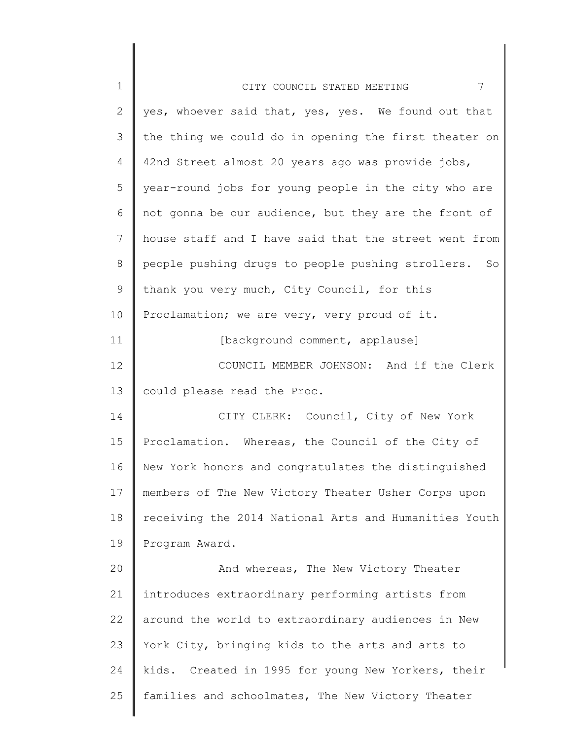yes, whoever said that, yes, yes. We found out that the thing we could do in opening the first theater on 42nd Street almost 20 years ago was provide jobs, year-round jobs for young people in the city who are not gonna be our audience, but they are the front of house staff and I have said that the street went from people pushing drugs to people pushing strollers. So thank you very much, City Council, for this Proclamation; we are very, very proud of it.

[background comment, applause]

COUNCIL MEMBER JOHNSON: And if the Clerk could please read the Proc.

CITY CLERK: Council, City of New York Proclamation. Whereas, the Council of the City of New York honors and congratulates the distinguished members of The New Victory Theater Usher Corps upon receiving the 2014 National Arts and Humanities Youth Program Award.

And whereas, The New Victory Theater introduces extraordinary performing artists from around the world to extraordinary audiences in New York City, bringing kids to the arts and arts to kids. Created in 1995 for young New Yorkers, their families and schoolmates, The New Victory Theater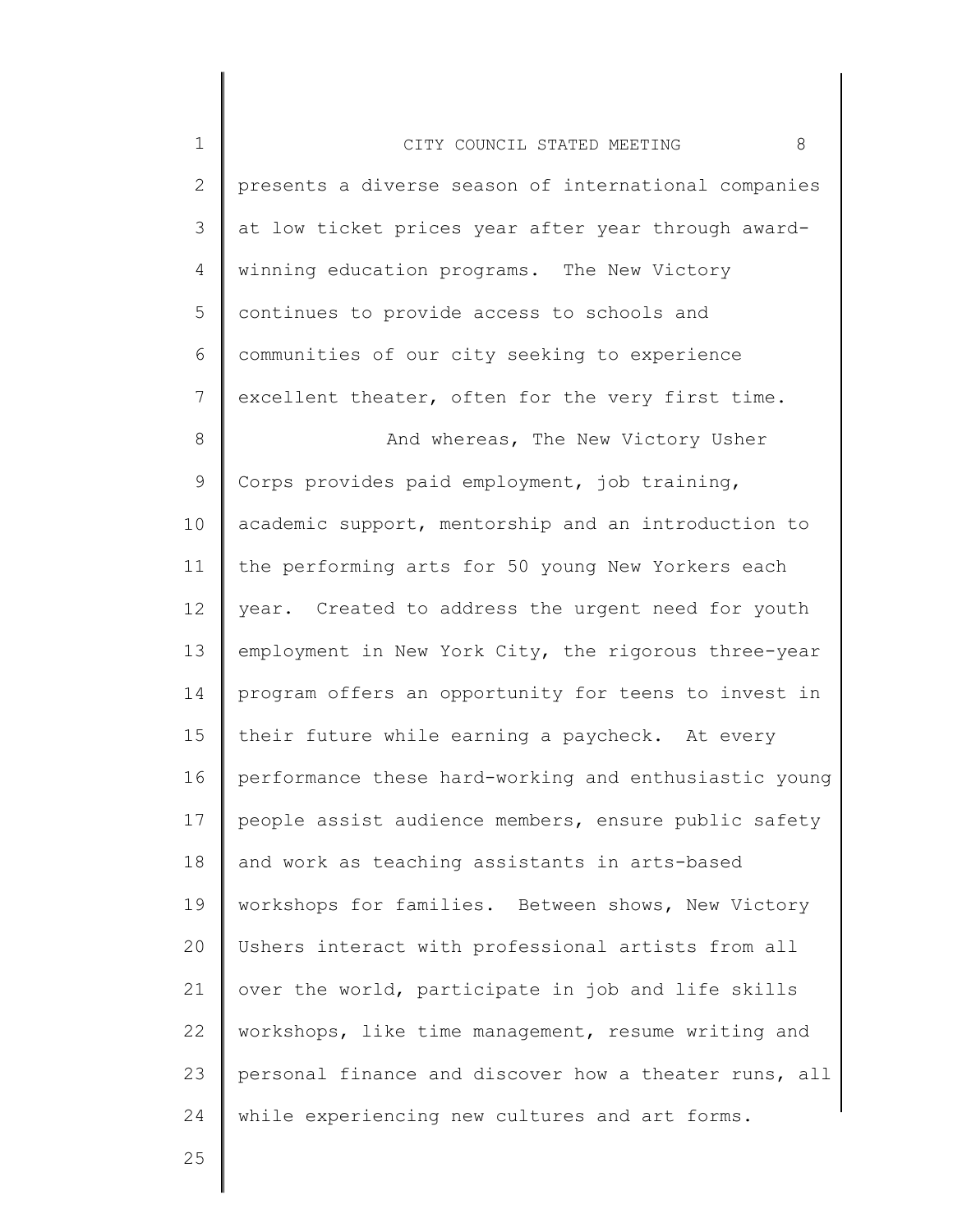presents a diverse season of international companies at low ticket prices year after year through award-winning education programs. The New Victory continues to provide access to schools and communities of our city seeking to experience excellent theater, often for the very first time.

And whereas, The New Victory Usher Corps provides paid employment, job training, academic support, mentorship and an introduction to the performing arts for 50 young New Yorkers each year. Created to address the urgent need for youth employment in New York City, the rigorous three-year program offers an opportunity for teens to invest in their future while earning a paycheck. At every performance these hard-working and enthusiastic young people assist audience members, ensure public safety and work as teaching assistants in arts-based workshops for families. Between shows, New Victory Ushers interact with professional artists from all over the world, participate in job and life skills workshops, like time management, resume writing and personal finance and discover how a theater runs, all while experiencing new cultures and art forms.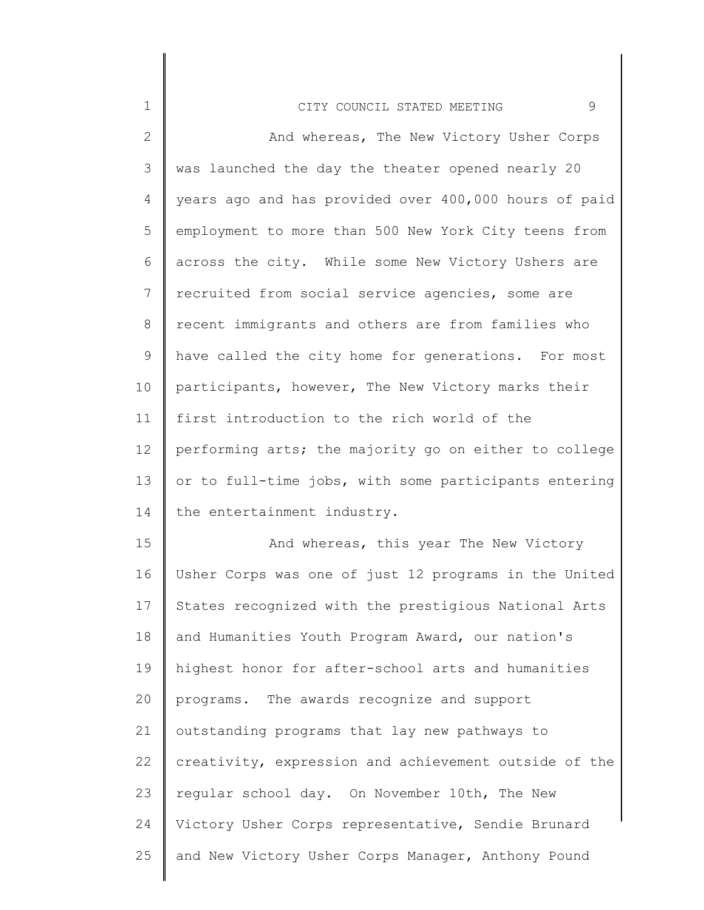And whereas, The New Victory Usher Corps was launched the day the theater opened nearly 20 years ago and has provided over 400,000 hours of paid employment to more than 500 New York City teens from across the city. While some New Victory Ushers are recruited from social service agencies, some are recent immigrants and others are from families who have called the city home for generations. For most participants, however, The New Victory marks their first introduction to the rich world of the performing arts; the majority go on either to college or to full-time jobs, with some participants entering the entertainment industry.

And whereas, this year The New Victory Usher Corps was one of just 12 programs in the United States recognized with the prestigious National Arts and Humanities Youth Program Award, our nation's highest honor for after-school arts and humanities programs. The awards recognize and support outstanding programs that lay new pathways to creativity, expression and achievement outside of the regular school day. On November 10th, The New Victory Usher Corps representative, Sendie Brunard and New Victory Usher Corps Manager, Anthony Pound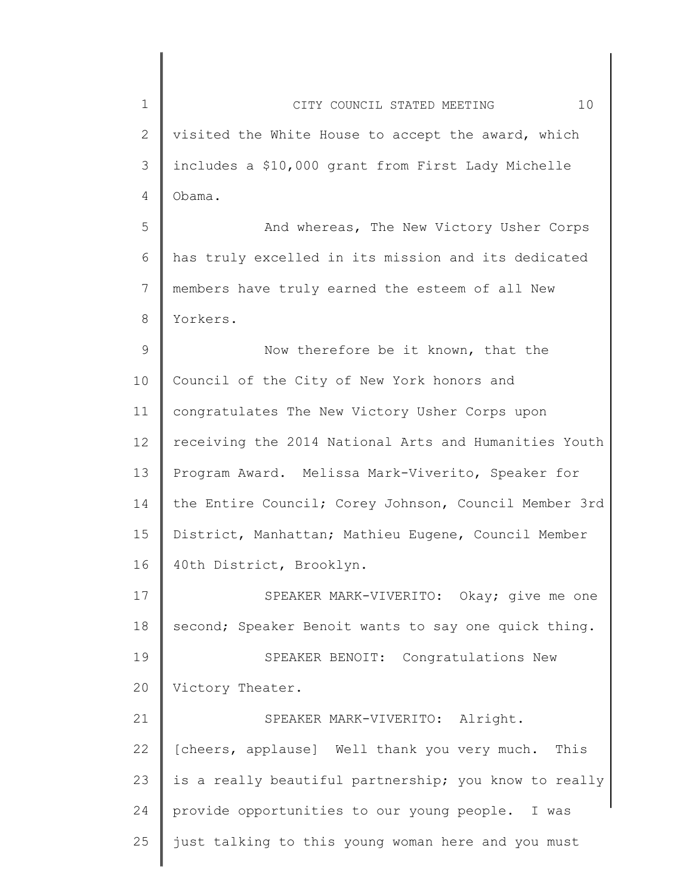visited the White House to accept the award, which includes a $10,000 grant from First Lady Michelle Obama.

And whereas, The New Victory Usher Corps has truly excelled in its mission and its dedicated members have truly earned the esteem of all New Yorkers.

Now therefore be it known, that the Council of the City of New York honors and congratulates The New Victory Usher Corps upon receiving the 2014 National Arts and Humanities Youth Program Award. Melissa Mark-Viverito, Speaker for the Entire Council; Corey Johnson, Council Member 3rd District, Manhattan; Mathieu Eugene, Council Member 40th District, Brooklyn.

SPEAKER MARK-VIVERITO: Okay; give me one second; Speaker Benoit wants to say one quick thing.

SPEAKER BENOIT: Congratulations New Victory Theater.

SPEAKER MARK-VIVERITO: Alright. [cheers, applause] Well thank you very much. This is a really beautiful partnership; you know to really provide opportunities to our young people. I was just talking to this young woman here and you must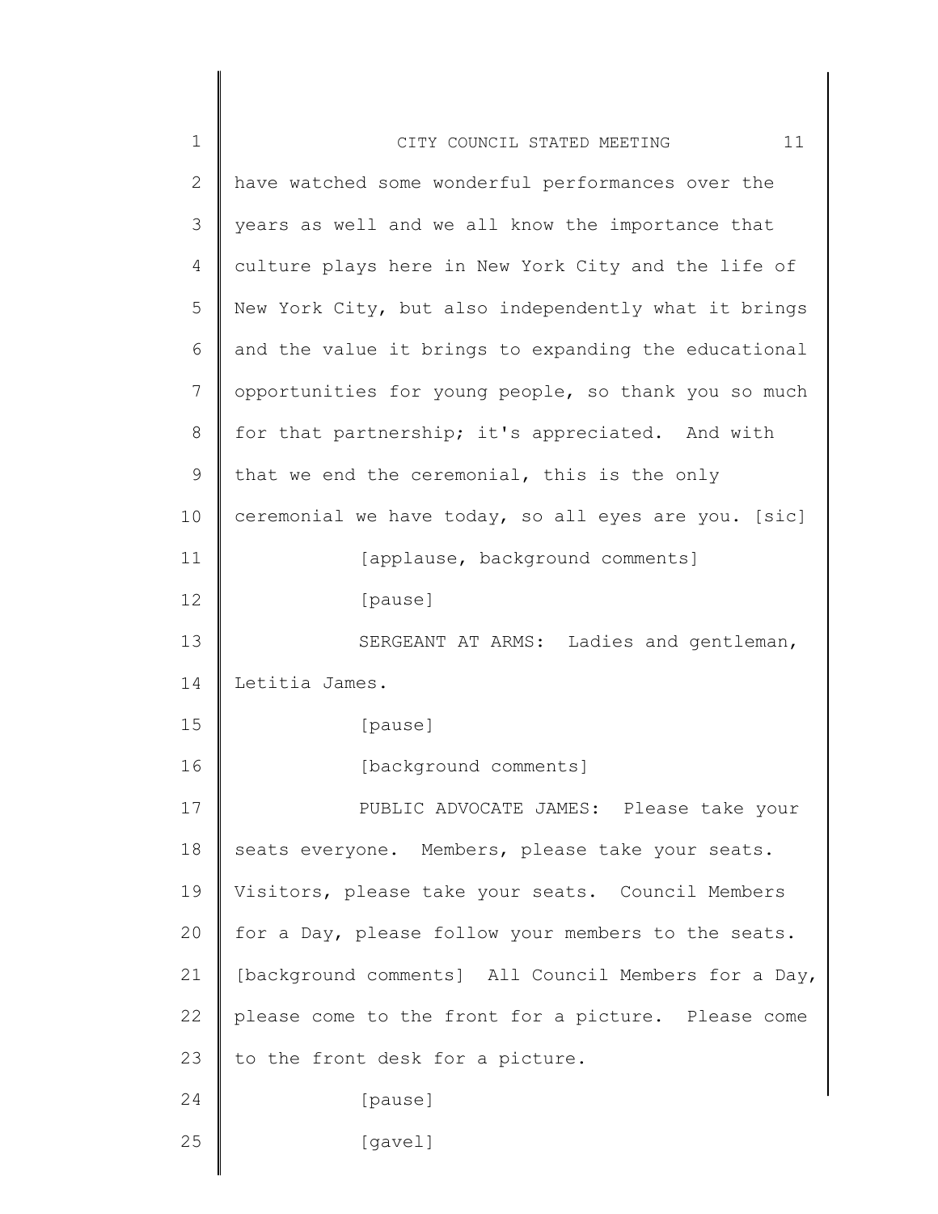have watched some wonderful performances over the years as well and we all know the importance that culture plays here in New York City and the life of New York City, but also independently what it brings and the value it brings to expanding the educational opportunities for young people, so thank you so much for that partnership; it's appreciated. And with that we end the ceremonial, this is the only ceremonial we have today, so all eyes are you. [sic]

[applause, background comments]

[pause]

SERGEANT AT ARMS: Ladies and gentleman, Letitia James.

[pause]

[background comments]

PUBLIC ADVOCATE JAMES: Please take your seats everyone. Members, please take your seats. Visitors, please take your seats. Council Members for a Day, please follow your members to the seats. [background comments] All Council Members for a Day, please come to the front for a picture. Please come to the front desk for a picture.

[pause]

[gavel]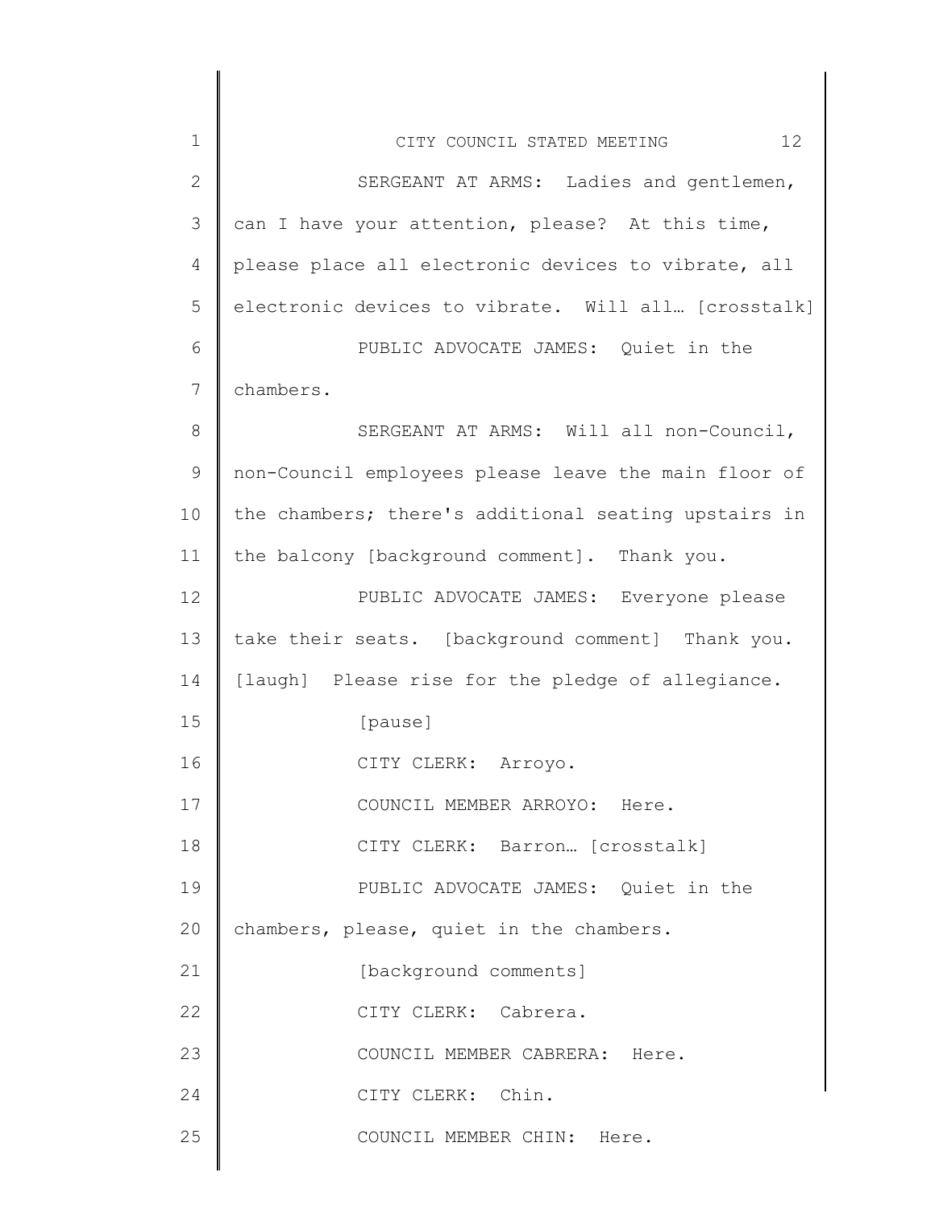SERGEANT AT ARMS: Ladies and gentlemen, can I have your attention, please? At this time, please place all electronic devices to vibrate, all electronic devices to vibrate. Will all… [crosstalk]

PUBLIC ADVOCATE JAMES: Quiet in the chambers.

SERGEANT AT ARMS: Will all non-Council, non-Council employees please leave the main floor of the chambers; there's additional seating upstairs in the balcony [background comment]. Thank you.

PUBLIC ADVOCATE JAMES: Everyone please take their seats. [background comment] Thank you. [laugh] Please rise for the pledge of allegiance.

[pause]

CITY CLERK: Arroyo.

COUNCIL MEMBER ARROYO: Here.

CITY CLERK: Barron… [crosstalk]

PUBLIC ADVOCATE JAMES: Quiet in the chambers, please, quiet in the chambers.

[background comments]

CITY CLERK: Cabrera.

COUNCIL MEMBER CABRERA: Here.

CITY CLERK: Chin.

COUNCIL MEMBER CHIN: Here.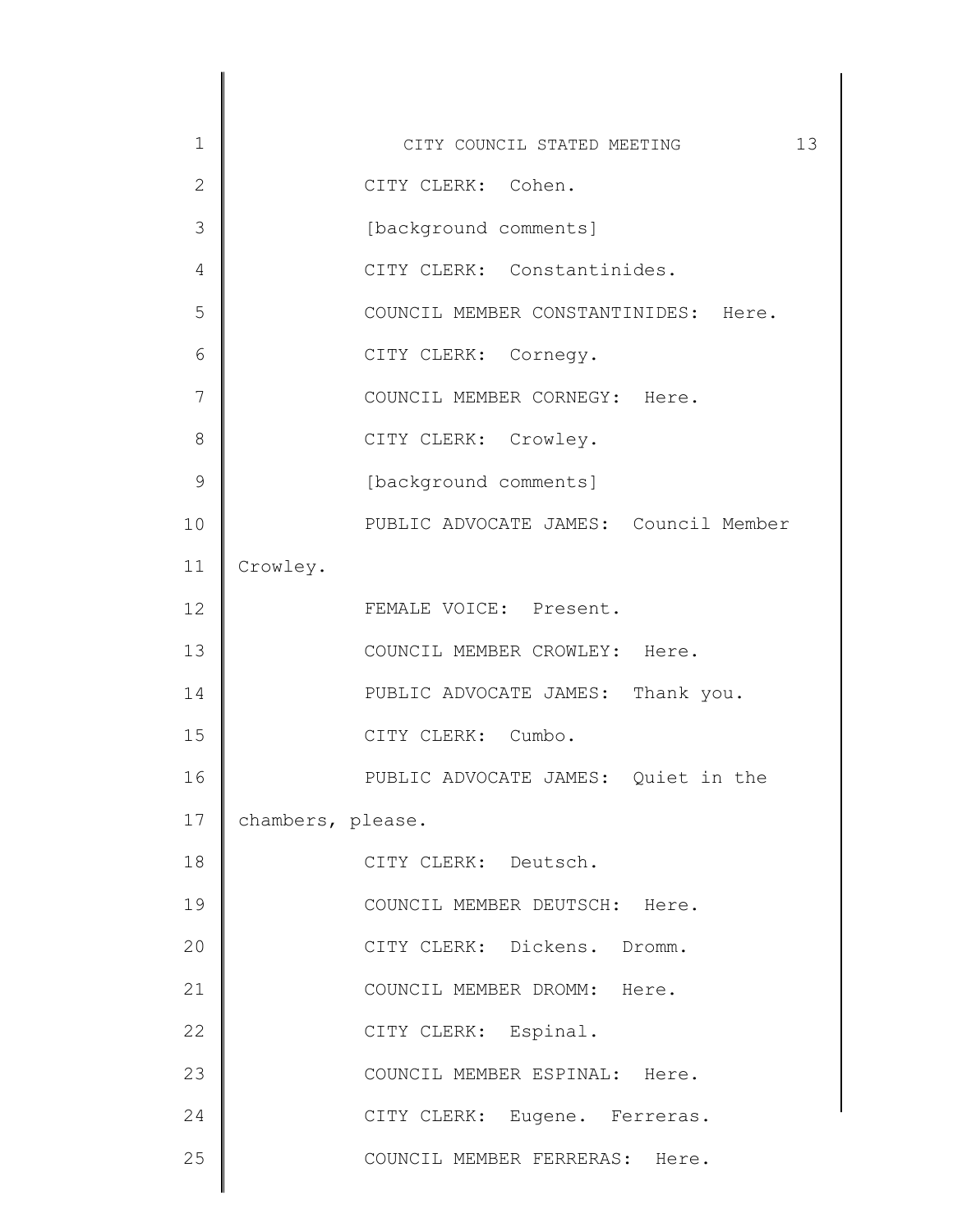CITY CLERK: Cohen.

[background comments]

CITY CLERK: Constantinides.

COUNCIL MEMBER CONSTANTINIDES: Here.

CITY CLERK: Cornegy.

COUNCIL MEMBER CORNEGY: Here.

CITY CLERK: Crowley.

[background comments]

PUBLIC ADVOCATE JAMES: Council Member Crowley.

FEMALE VOICE: Present.

COUNCIL MEMBER CROWLEY: Here.

PUBLIC ADVOCATE JAMES: Thank you.

CITY CLERK: Cumbo.

PUBLIC ADVOCATE JAMES: Quiet in the chambers, please.

CITY CLERK: Deutsch.

COUNCIL MEMBER DEUTSCH: Here.

CITY CLERK: Dickens. Dromm.

COUNCIL MEMBER DROMM: Here.

CITY CLERK: Espinal.

COUNCIL MEMBER ESPINAL: Here.

CITY CLERK: Eugene. Ferreras.

COUNCIL MEMBER FERRERAS: Here.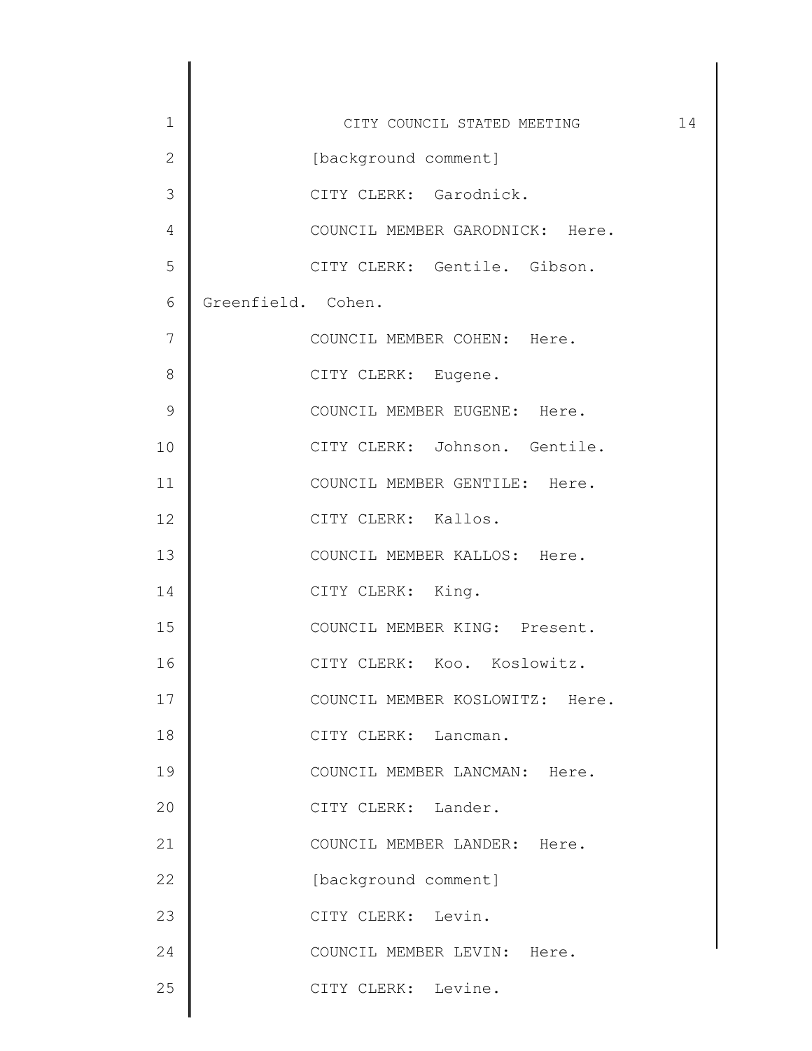[background comment]

CITY CLERK: Garodnick.

COUNCIL MEMBER GARODNICK: Here.

CITY CLERK: Gentile. Gibson. Greenfield. Cohen.

COUNCIL MEMBER COHEN: Here.

CITY CLERK: Eugene.

COUNCIL MEMBER EUGENE: Here.

CITY CLERK: Johnson. Gentile.

COUNCIL MEMBER GENTILE: Here.

CITY CLERK: Kallos.

COUNCIL MEMBER KALLOS: Here.

CITY CLERK: King.

COUNCIL MEMBER KING: Present.

CITY CLERK: Koo. Koslowitz.

COUNCIL MEMBER KOSLOWITZ: Here.

CITY CLERK: Lancman.

COUNCIL MEMBER LANCMAN: Here.

CITY CLERK: Lander.

COUNCIL MEMBER LANDER: Here.

[background comment]

CITY CLERK: Levin.

COUNCIL MEMBER LEVIN: Here.

CITY CLERK: Levine.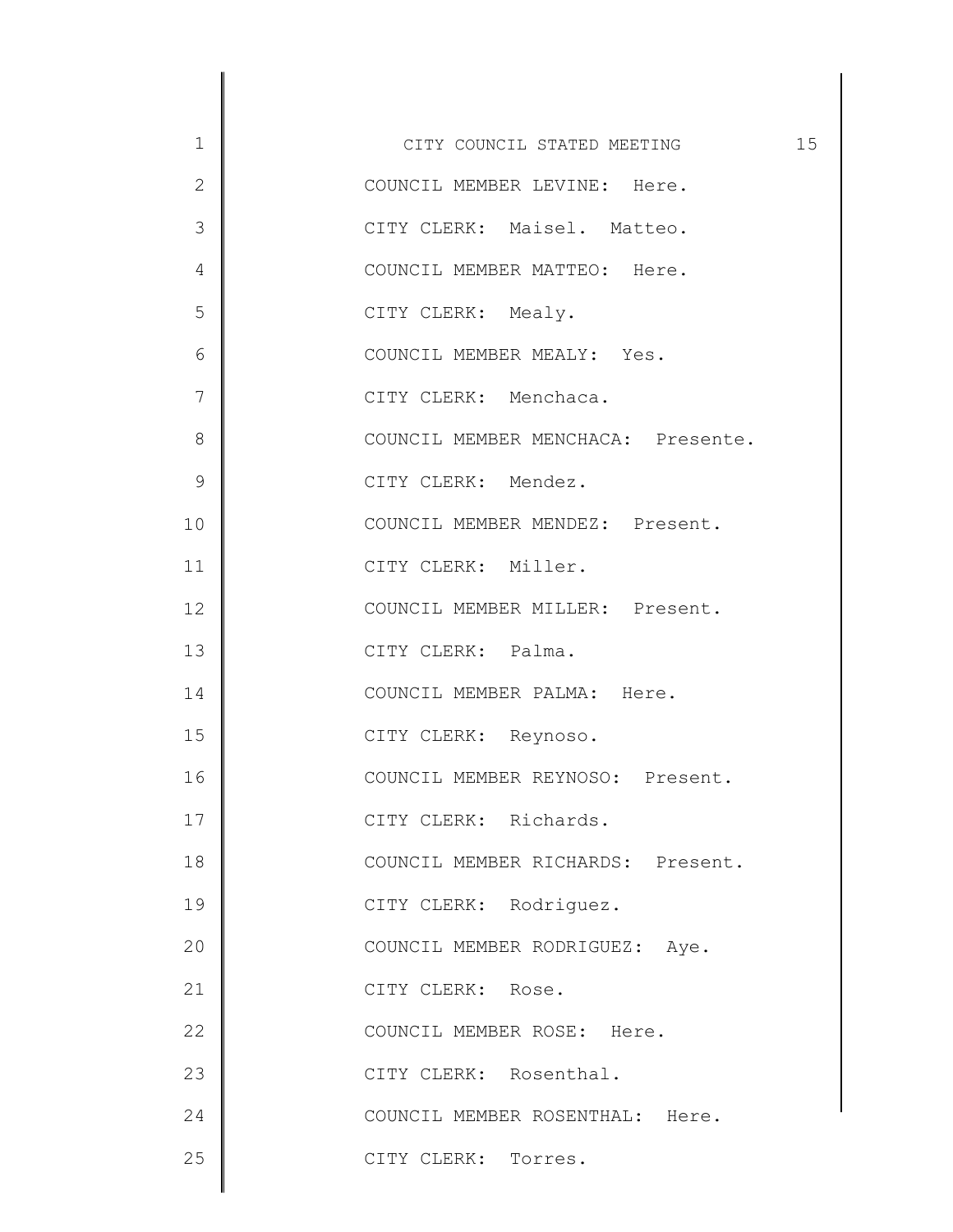COUNCIL MEMBER LEVINE: Here.

CITY CLERK: Maisel. Matteo.

COUNCIL MEMBER MATTEO: Here.

CITY CLERK: Mealy.

COUNCIL MEMBER MEALY: Yes.

CITY CLERK: Menchaca.

COUNCIL MEMBER MENCHACA: Presente.

CITY CLERK: Mendez.

COUNCIL MEMBER MENDEZ: Present.

CITY CLERK: Miller.

COUNCIL MEMBER MILLER: Present.

CITY CLERK: Palma.

COUNCIL MEMBER PALMA: Here.

CITY CLERK: Reynoso.

COUNCIL MEMBER REYNOSO: Present.

CITY CLERK: Richards.

COUNCIL MEMBER RICHARDS: Present.

CITY CLERK: Rodriguez.

COUNCIL MEMBER RODRIGUEZ: Aye.

CITY CLERK: Rose.

COUNCIL MEMBER ROSE: Here.

CITY CLERK: Rosenthal.

COUNCIL MEMBER ROSENTHAL: Here.

CITY CLERK: Torres.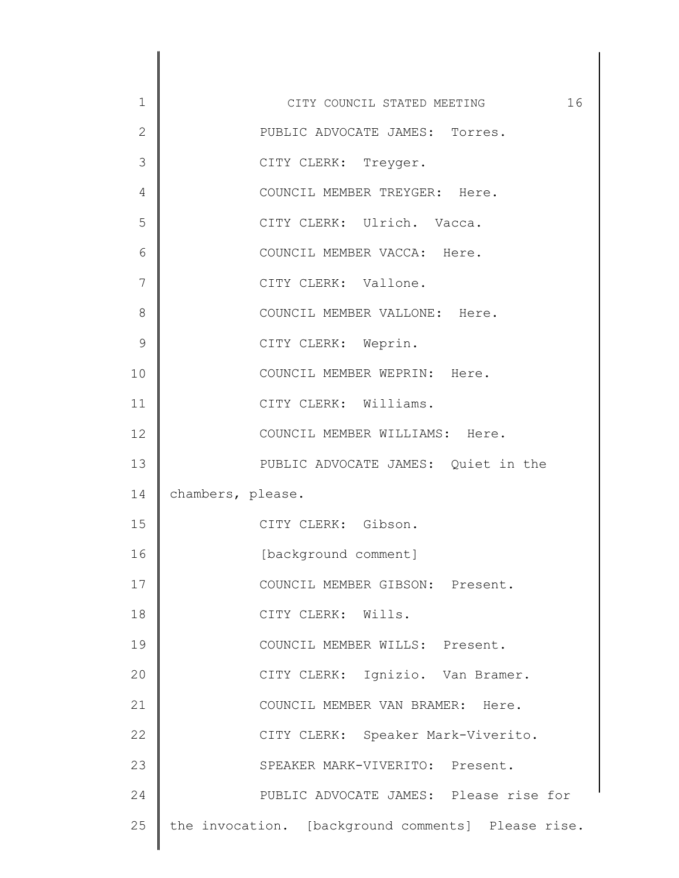PUBLIC ADVOCATE JAMES: Torres.

CITY CLERK: Treyger.

COUNCIL MEMBER TREYGER: Here.

CITY CLERK: Ulrich. Vacca.

COUNCIL MEMBER VACCA: Here.

CITY CLERK: Vallone.

COUNCIL MEMBER VALLONE: Here.

CITY CLERK: Weprin.

COUNCIL MEMBER WEPRIN: Here.

CITY CLERK: Williams.

COUNCIL MEMBER WILLIAMS: Here.

PUBLIC ADVOCATE JAMES: Quiet in the chambers, please.

CITY CLERK: Gibson.

[background comment]

COUNCIL MEMBER GIBSON: Present.

CITY CLERK: Wills.

COUNCIL MEMBER WILLS: Present.

CITY CLERK: Ignizio. Van Bramer.

COUNCIL MEMBER VAN BRAMER: Here.

CITY CLERK: Speaker Mark-Viverito.

SPEAKER MARK-VIVERITO: Present.

PUBLIC ADVOCATE JAMES: Please rise for the invocation. [background comments] Please rise.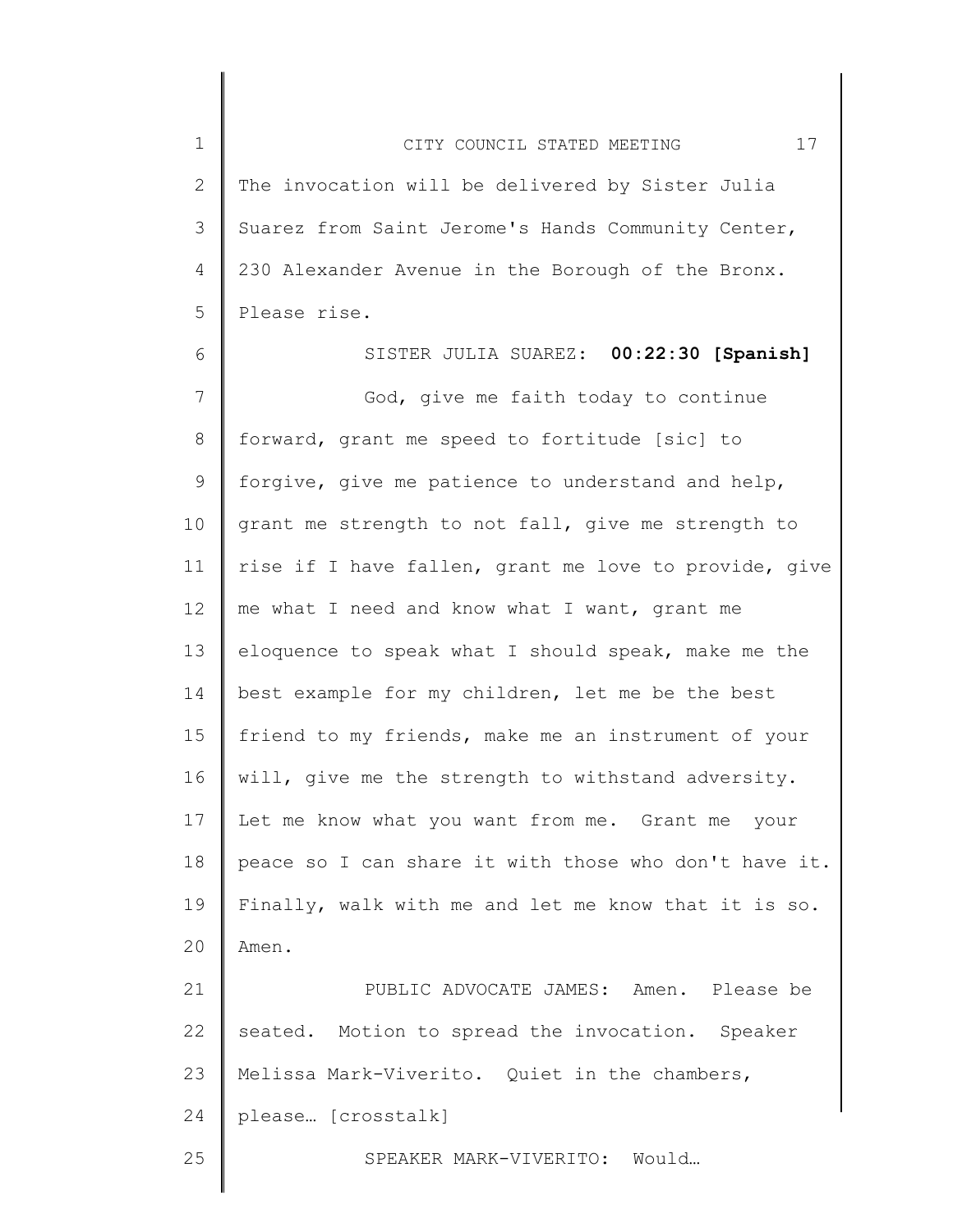The invocation will be delivered by Sister Julia Suarez from Saint Jerome's Hands Community Center, 230 Alexander Avenue in the Borough of the Bronx. Please rise.

SISTER JULIA SUAREZ: **00:22:30 [Spanish]**

God, give me faith today to continue forward, grant me speed to fortitude [sic] to forgive, give me patience to understand and help, grant me strength to not fall, give me strength to rise if I have fallen, grant me love to provide, give me what I need and know what I want, grant me eloquence to speak what I should speak, make me the best example for my children, let me be the best friend to my friends, make me an instrument of your will, give me the strength to withstand adversity. Let me know what you want from me. Grant me your peace so I can share it with those who don't have it. Finally, walk with me and let me know that it is so. Amen.

PUBLIC ADVOCATE JAMES: Amen. Please be seated. Motion to spread the invocation. Speaker Melissa Mark-Viverito. Quiet in the chambers, please… [crosstalk]

SPEAKER MARK-VIVERITO: Would…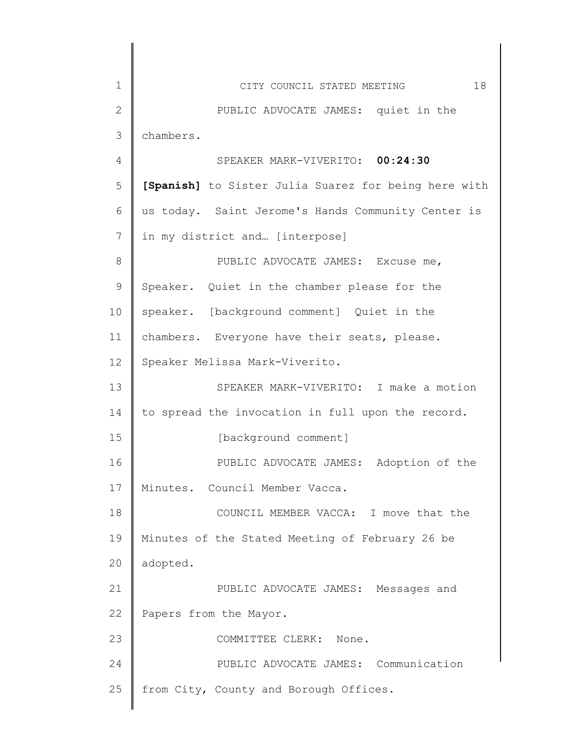PUBLIC ADVOCATE JAMES: quiet in the chambers.

SPEAKER MARK-VIVERITO: **00:24:30** **[Spanish]** to Sister Julia Suarez for being here with us today. Saint Jerome's Hands Community Center is in my district and… [interpose]

PUBLIC ADVOCATE JAMES: Excuse me, Speaker. Quiet in the chamber please for the speaker. [background comment] Quiet in the chambers. Everyone have their seats, please. Speaker Melissa Mark-Viverito.

SPEAKER MARK-VIVERITO: I make a motion to spread the invocation in full upon the record.

[background comment]

PUBLIC ADVOCATE JAMES: Adoption of the Minutes. Council Member Vacca.

COUNCIL MEMBER VACCA: I move that the Minutes of the Stated Meeting of February 26 be adopted.

PUBLIC ADVOCATE JAMES: Messages and Papers from the Mayor.

COMMITTEE CLERK: None.

PUBLIC ADVOCATE JAMES: Communication from City, County and Borough Offices.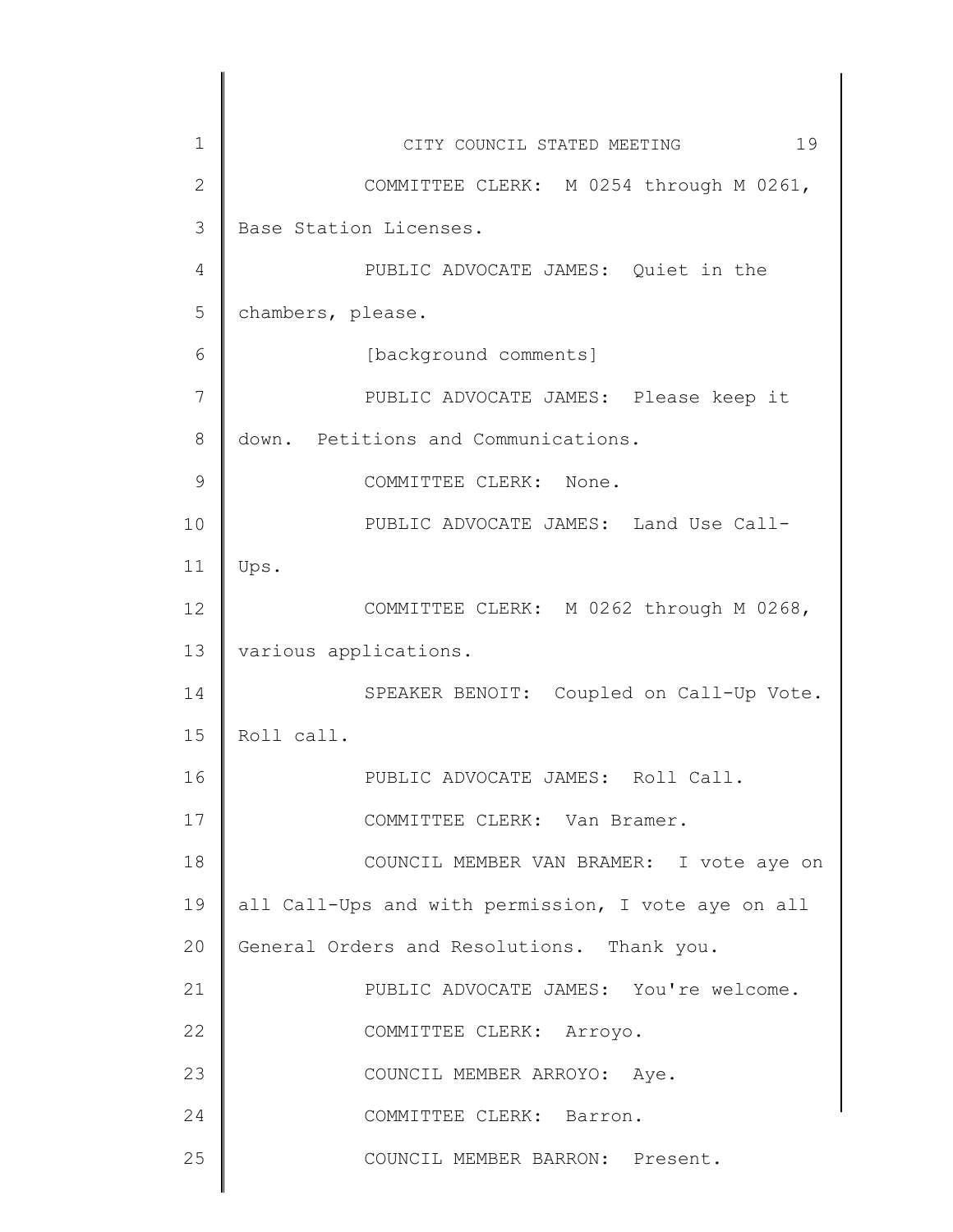COMMITTEE CLERK: M 0254 through M 0261, Base Station Licenses.

PUBLIC ADVOCATE JAMES: Quiet in the chambers, please.

[background comments]

PUBLIC ADVOCATE JAMES: Please keep it down. Petitions and Communications.

COMMITTEE CLERK: None.

PUBLIC ADVOCATE JAMES: Land Use Call-Ups.

COMMITTEE CLERK: M 0262 through M 0268, various applications.

SPEAKER BENOIT: Coupled on Call-Up Vote. Roll call.

PUBLIC ADVOCATE JAMES: Roll Call.

COMMITTEE CLERK: Van Bramer.

COUNCIL MEMBER VAN BRAMER: I vote aye on all Call-Ups and with permission, I vote aye on all General Orders and Resolutions. Thank you.

PUBLIC ADVOCATE JAMES: You're welcome.

COMMITTEE CLERK: Arroyo.

COUNCIL MEMBER ARROYO: Aye.

COMMITTEE CLERK: Barron.

COUNCIL MEMBER BARRON: Present.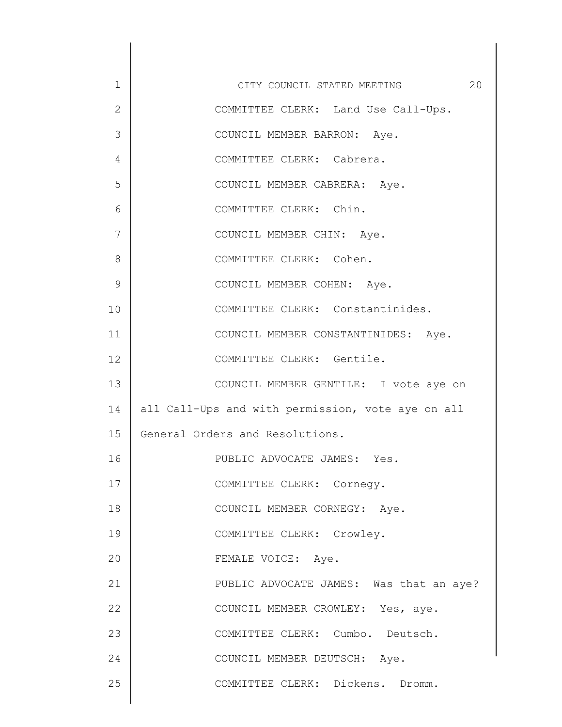COMMITTEE CLERK: Land Use Call-Ups.

COUNCIL MEMBER BARRON: Aye.

COMMITTEE CLERK: Cabrera.

COUNCIL MEMBER CABRERA: Aye.

COMMITTEE CLERK: Chin.

COUNCIL MEMBER CHIN: Aye.

COMMITTEE CLERK: Cohen.

COUNCIL MEMBER COHEN: Aye.

COMMITTEE CLERK: Constantinides.

COUNCIL MEMBER CONSTANTINIDES: Aye.

COMMITTEE CLERK: Gentile.

COUNCIL MEMBER GENTILE: I vote aye on all Call-Ups and with permission, vote aye on all General Orders and Resolutions.

PUBLIC ADVOCATE JAMES: Yes.

COMMITTEE CLERK: Cornegy.

COUNCIL MEMBER CORNEGY: Aye.

COMMITTEE CLERK: Crowley.

FEMALE VOICE: Aye.

PUBLIC ADVOCATE JAMES: Was that an aye?

COUNCIL MEMBER CROWLEY: Yes, aye.

COMMITTEE CLERK: Cumbo. Deutsch.

COUNCIL MEMBER DEUTSCH: Aye.

COMMITTEE CLERK: Dickens. Dromm.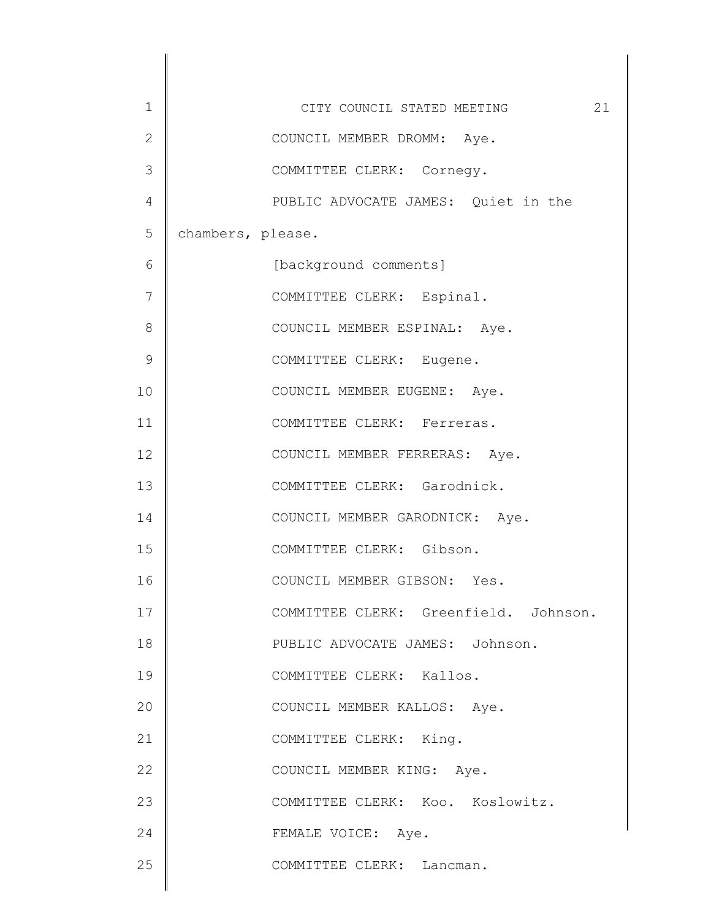COUNCIL MEMBER DROMM: Aye.

COMMITTEE CLERK: Cornegy.

PUBLIC ADVOCATE JAMES: Quiet in the chambers, please.

[background comments]

COMMITTEE CLERK: Espinal.

COUNCIL MEMBER ESPINAL: Aye.

COMMITTEE CLERK: Eugene.

COUNCIL MEMBER EUGENE: Aye.

COMMITTEE CLERK: Ferreras.

COUNCIL MEMBER FERRERAS: Aye.

COMMITTEE CLERK: Garodnick.

COUNCIL MEMBER GARODNICK: Aye.

COMMITTEE CLERK: Gibson.

COUNCIL MEMBER GIBSON: Yes.

COMMITTEE CLERK: Greenfield. Johnson.

PUBLIC ADVOCATE JAMES: Johnson.

COMMITTEE CLERK: Kallos.

COUNCIL MEMBER KALLOS: Aye.

COMMITTEE CLERK: King.

COUNCIL MEMBER KING: Aye.

COMMITTEE CLERK: Koo. Koslowitz.

FEMALE VOICE: Aye.

COMMITTEE CLERK: Lancman.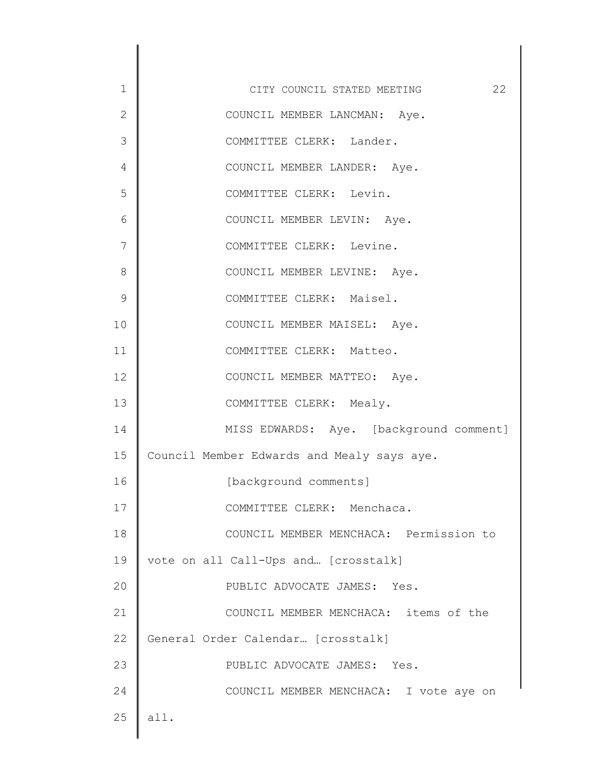COUNCIL MEMBER LANCMAN: Aye.

COMMITTEE CLERK: Lander.

COUNCIL MEMBER LANDER: Aye.

COMMITTEE CLERK: Levin.

COUNCIL MEMBER LEVIN: Aye.

COMMITTEE CLERK: Levine.

COUNCIL MEMBER LEVINE: Aye.

COMMITTEE CLERK: Maisel.

COUNCIL MEMBER MAISEL: Aye.

COMMITTEE CLERK: Matteo.

COUNCIL MEMBER MATTEO: Aye.

COMMITTEE CLERK: Mealy.

MISS EDWARDS: Aye. [background comment] Council Member Edwards and Mealy says aye.

[background comments]

COMMITTEE CLERK: Menchaca.

COUNCIL MEMBER MENCHACA: Permission to vote on all Call-Ups and… [crosstalk]

PUBLIC ADVOCATE JAMES: Yes.

COUNCIL MEMBER MENCHACA: items of the General Order Calendar… [crosstalk]

PUBLIC ADVOCATE JAMES: Yes.

COUNCIL MEMBER MENCHACA: I vote aye on all.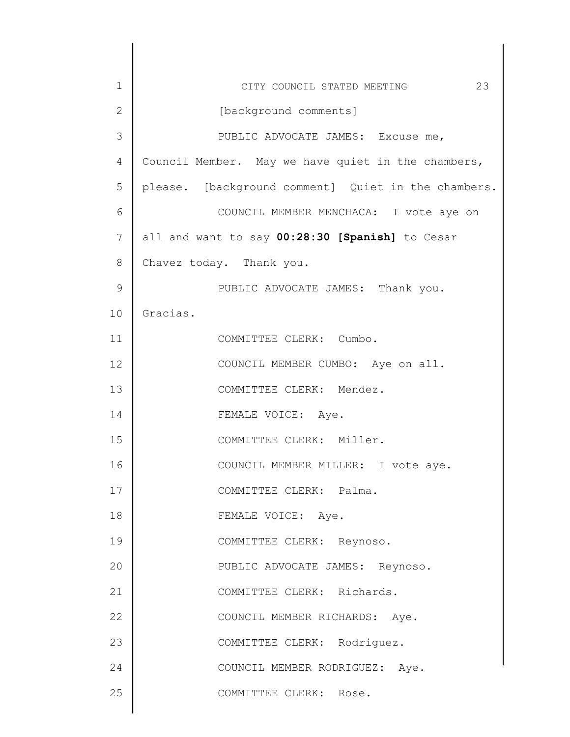[background comments]

PUBLIC ADVOCATE JAMES: Excuse me, Council Member. May we have quiet in the chambers, please. [background comment] Quiet in the chambers.

COUNCIL MEMBER MENCHACA: I vote aye on all and want to say **00:28:30 [Spanish]** to Cesar Chavez today. Thank you.

PUBLIC ADVOCATE JAMES: Thank you. Gracias.

COMMITTEE CLERK: Cumbo.

COUNCIL MEMBER CUMBO: Aye on all.

COMMITTEE CLERK: Mendez.

FEMALE VOICE: Aye.

COMMITTEE CLERK: Miller.

COUNCIL MEMBER MILLER: I vote aye.

COMMITTEE CLERK: Palma.

FEMALE VOICE: Aye.

COMMITTEE CLERK: Reynoso.

PUBLIC ADVOCATE JAMES: Reynoso.

COMMITTEE CLERK: Richards.

COUNCIL MEMBER RICHARDS: Aye.

COMMITTEE CLERK: Rodriguez.

COUNCIL MEMBER RODRIGUEZ: Aye.

COMMITTEE CLERK: Rose.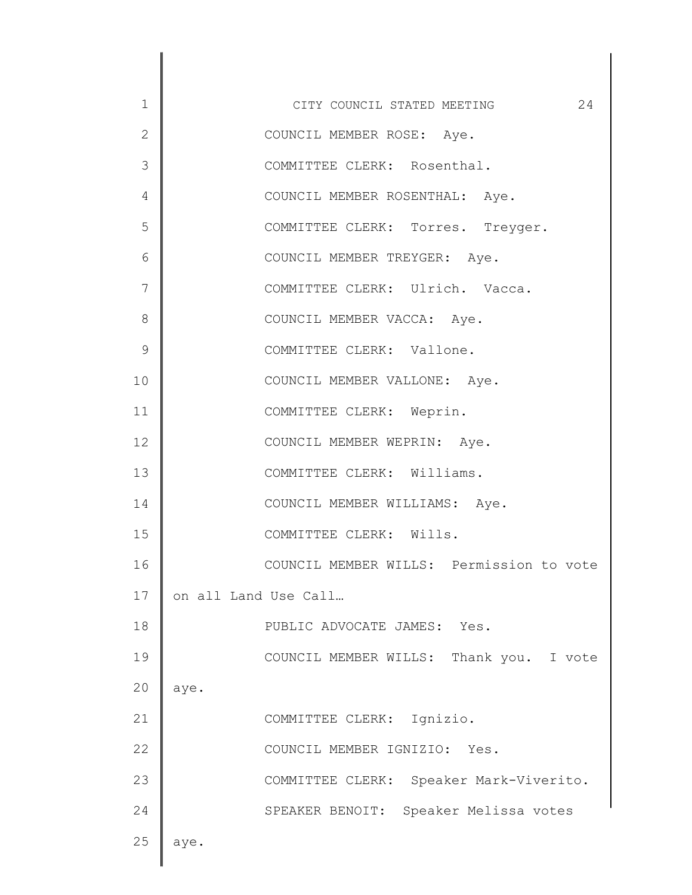COUNCIL MEMBER ROSE: Aye.

COMMITTEE CLERK: Rosenthal.

COUNCIL MEMBER ROSENTHAL: Aye.

COMMITTEE CLERK: Torres. Treyger.

COUNCIL MEMBER TREYGER: Aye.

COMMITTEE CLERK: Ulrich. Vacca.

COUNCIL MEMBER VACCA: Aye.

COMMITTEE CLERK: Vallone.

COUNCIL MEMBER VALLONE: Aye.

COMMITTEE CLERK: Weprin.

COUNCIL MEMBER WEPRIN: Aye.

COMMITTEE CLERK: Williams.

COUNCIL MEMBER WILLIAMS: Aye.

COMMITTEE CLERK: Wills.

COUNCIL MEMBER WILLS: Permission to vote on all Land Use Call…

PUBLIC ADVOCATE JAMES: Yes.

COUNCIL MEMBER WILLS: Thank you. I vote aye.

COMMITTEE CLERK: Ignizio.

COUNCIL MEMBER IGNIZIO: Yes.

COMMITTEE CLERK: Speaker Mark-Viverito.

SPEAKER BENOIT: Speaker Melissa votes aye.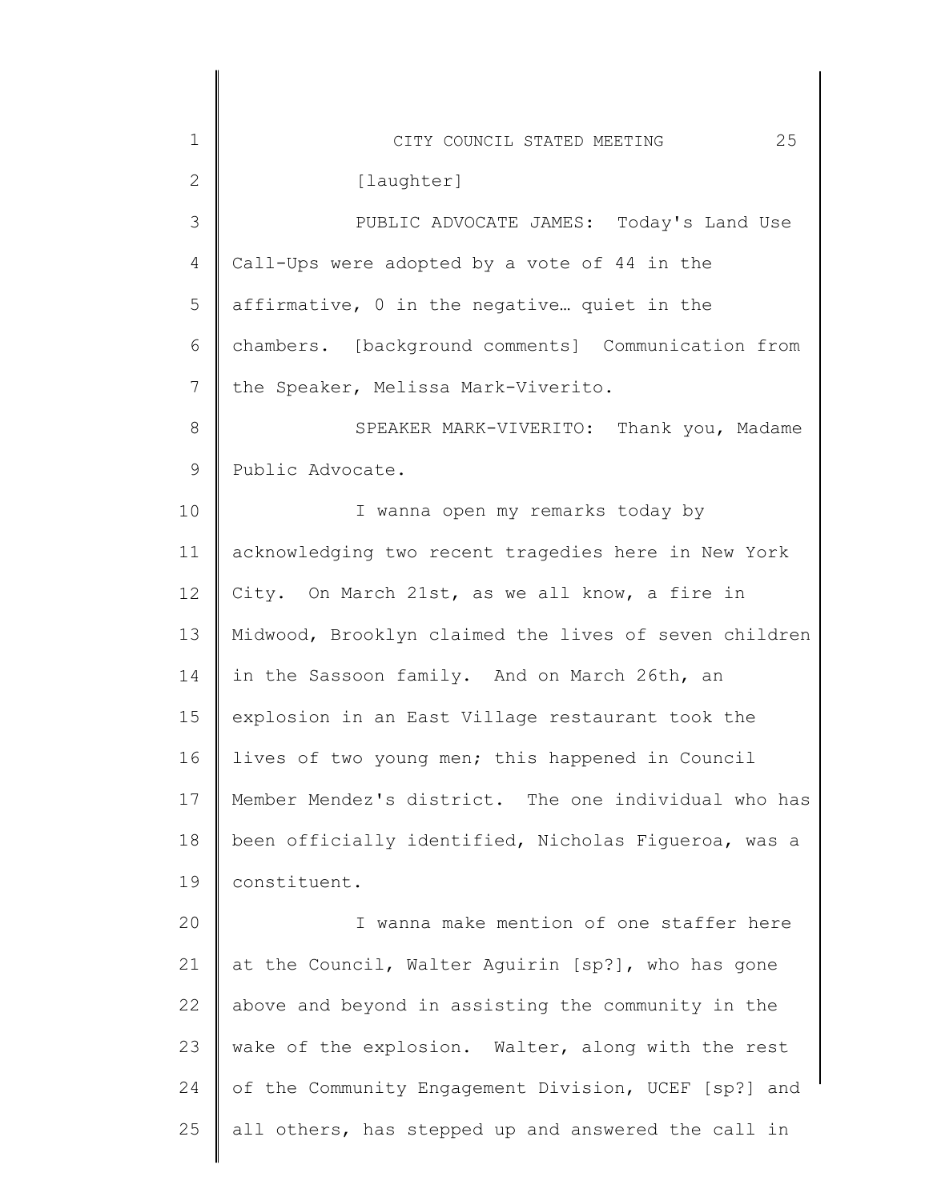[laughter]

PUBLIC ADVOCATE JAMES: Today's Land Use Call-Ups were adopted by a vote of 44 in the affirmative, 0 in the negative… quiet in the chambers. [background comments] Communication from the Speaker, Melissa Mark-Viverito.

SPEAKER MARK-VIVERITO: Thank you, Madame Public Advocate.

I wanna open my remarks today by acknowledging two recent tragedies here in New York City. On March 21st, as we all know, a fire in Midwood, Brooklyn claimed the lives of seven children in the Sassoon family. And on March 26th, an explosion in an East Village restaurant took the lives of two young men; this happened in Council Member Mendez's district. The one individual who has been officially identified, Nicholas Figueroa, was a constituent.

I wanna make mention of one staffer here at the Council, Walter Aguirin [sp?], who has gone above and beyond in assisting the community in the wake of the explosion. Walter, along with the rest of the Community Engagement Division, UCEF [sp?] and all others, has stepped up and answered the call in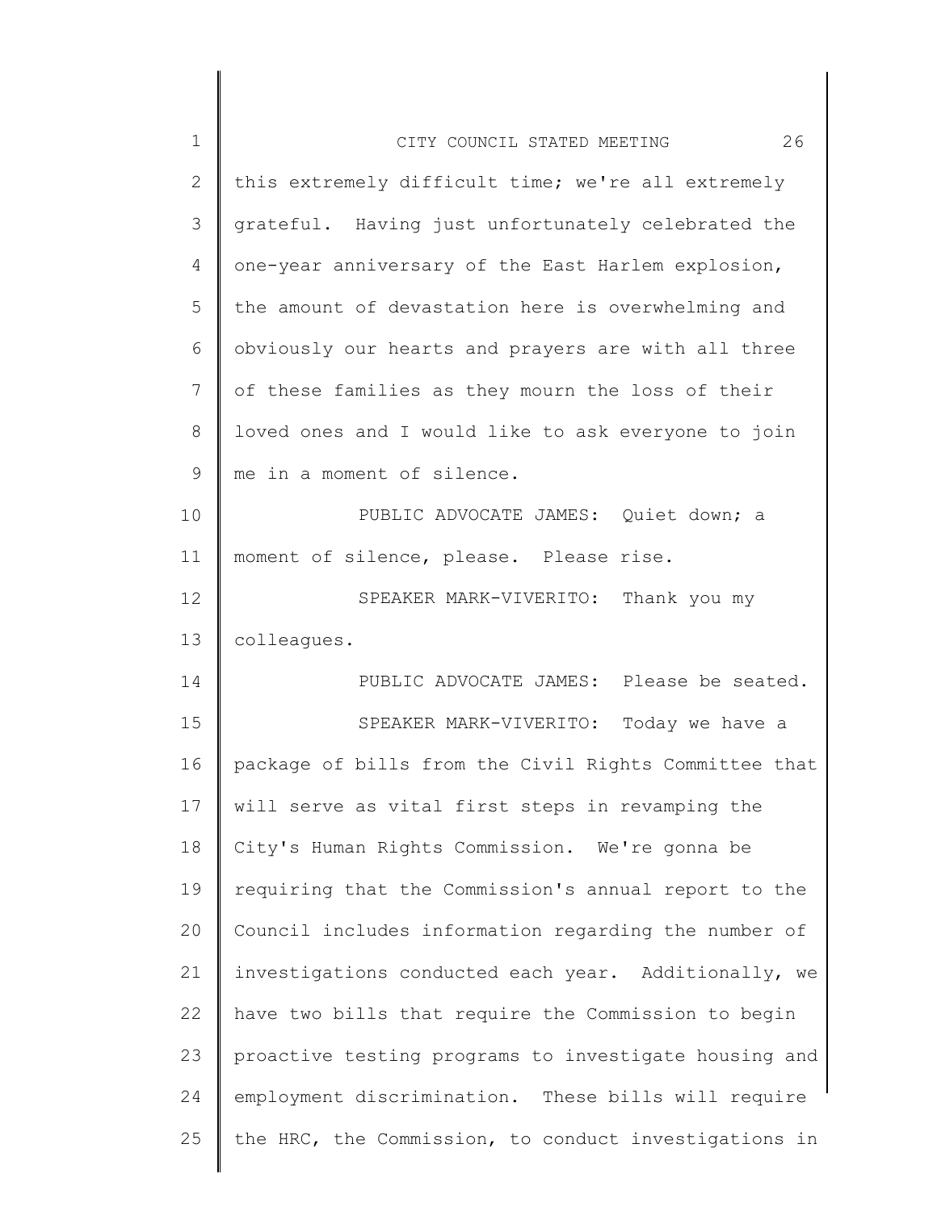this extremely difficult time; we're all extremely grateful. Having just unfortunately celebrated the one-year anniversary of the East Harlem explosion, the amount of devastation here is overwhelming and obviously our hearts and prayers are with all three of these families as they mourn the loss of their loved ones and I would like to ask everyone to join me in a moment of silence.

PUBLIC ADVOCATE JAMES: Quiet down; a moment of silence, please. Please rise.

SPEAKER MARK-VIVERITO: Thank you my colleagues.

PUBLIC ADVOCATE JAMES: Please be seated.

SPEAKER MARK-VIVERITO: Today we have a package of bills from the Civil Rights Committee that will serve as vital first steps in revamping the City's Human Rights Commission. We're gonna be requiring that the Commission's annual report to the Council includes information regarding the number of investigations conducted each year. Additionally, we have two bills that require the Commission to begin proactive testing programs to investigate housing and employment discrimination. These bills will require the HRC, the Commission, to conduct investigations in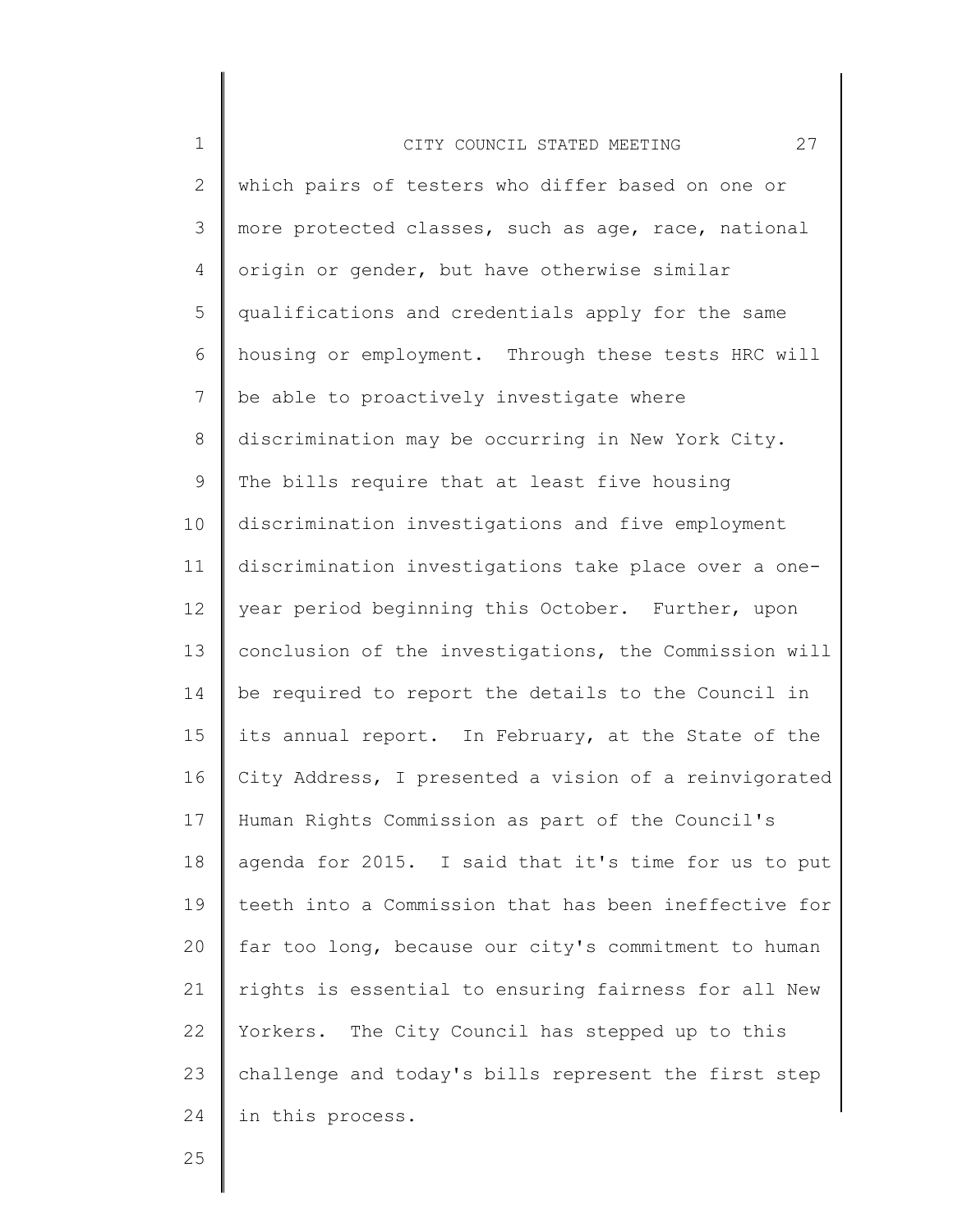which pairs of testers who differ based on one or more protected classes, such as age, race, national origin or gender, but have otherwise similar qualifications and credentials apply for the same housing or employment. Through these tests HRC will be able to proactively investigate where discrimination may be occurring in New York City. The bills require that at least five housing discrimination investigations and five employment discrimination investigations take place over a one-year period beginning this October. Further, upon conclusion of the investigations, the Commission will be required to report the details to the Council in its annual report. In February, at the State of the City Address, I presented a vision of a reinvigorated Human Rights Commission as part of the Council's agenda for 2015. I said that it's time for us to put teeth into a Commission that has been ineffective for far too long, because our city's commitment to human rights is essential to ensuring fairness for all New Yorkers. The City Council has stepped up to this challenge and today's bills represent the first step in this process.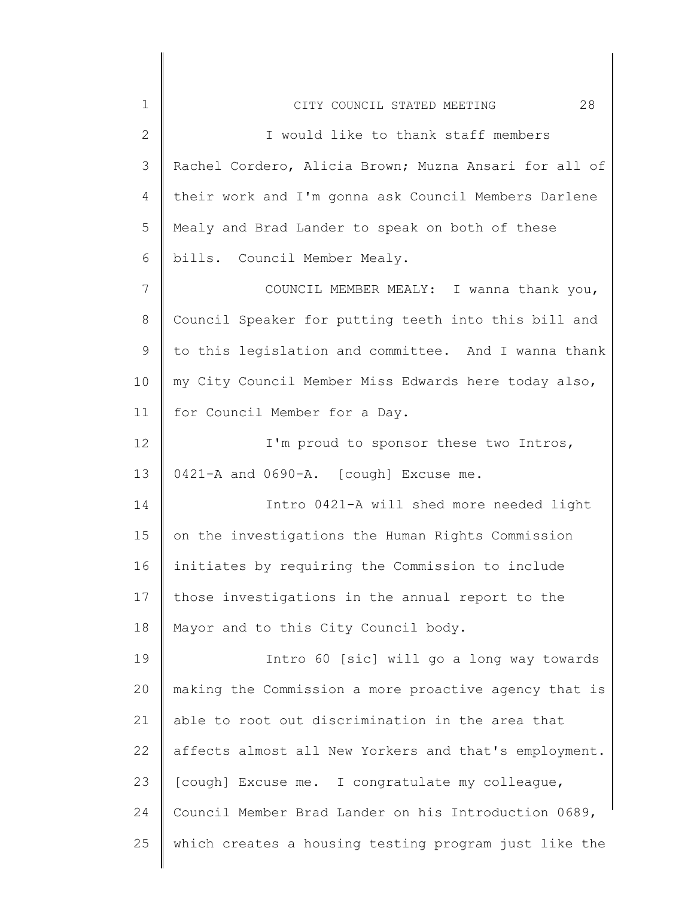I would like to thank staff members Rachel Cordero, Alicia Brown; Muzna Ansari for all of their work and I'm gonna ask Council Members Darlene Mealy and Brad Lander to speak on both of these bills. Council Member Mealy.

COUNCIL MEMBER MEALY: I wanna thank you, Council Speaker for putting teeth into this bill and to this legislation and committee. And I wanna thank my City Council Member Miss Edwards here today also, for Council Member for a Day.

I'm proud to sponsor these two Intros, 0421-A and 0690-A. [cough] Excuse me.

Intro 0421-A will shed more needed light on the investigations the Human Rights Commission initiates by requiring the Commission to include those investigations in the annual report to the Mayor and to this City Council body.

Intro 60 [sic] will go a long way towards making the Commission a more proactive agency that is able to root out discrimination in the area that affects almost all New Yorkers and that's employment. [cough] Excuse me. I congratulate my colleague, Council Member Brad Lander on his Introduction 0689, which creates a housing testing program just like the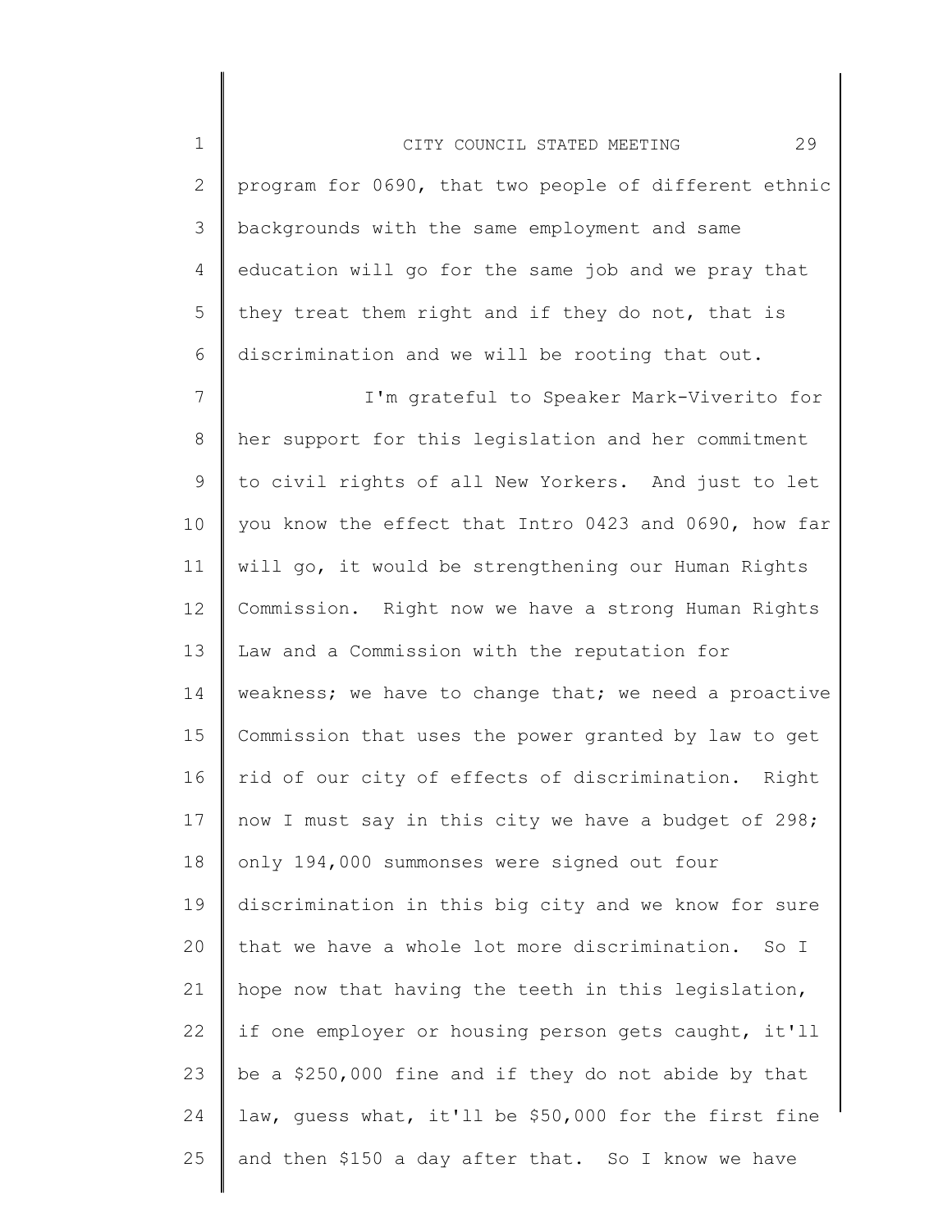program for 0690, that two people of different ethnic backgrounds with the same employment and same education will go for the same job and we pray that they treat them right and if they do not, that is discrimination and we will be rooting that out.

I'm grateful to Speaker Mark-Viverito for her support for this legislation and her commitment to civil rights of all New Yorkers. And just to let you know the effect that Intro 0423 and 0690, how far will go, it would be strengthening our Human Rights Commission. Right now we have a strong Human Rights Law and a Commission with the reputation for weakness; we have to change that; we need a proactive Commission that uses the power granted by law to get rid of our city of effects of discrimination. Right now I must say in this city we have a budget of 298; only 194,000 summonses were signed out four discrimination in this big city and we know for sure that we have a whole lot more discrimination. So I hope now that having the teeth in this legislation, if one employer or housing person gets caught, it'll be a $250,000 fine and if they do not abide by that law, guess what, it'll be $50,000 for the first fine and then $150 a day after that. So I know we have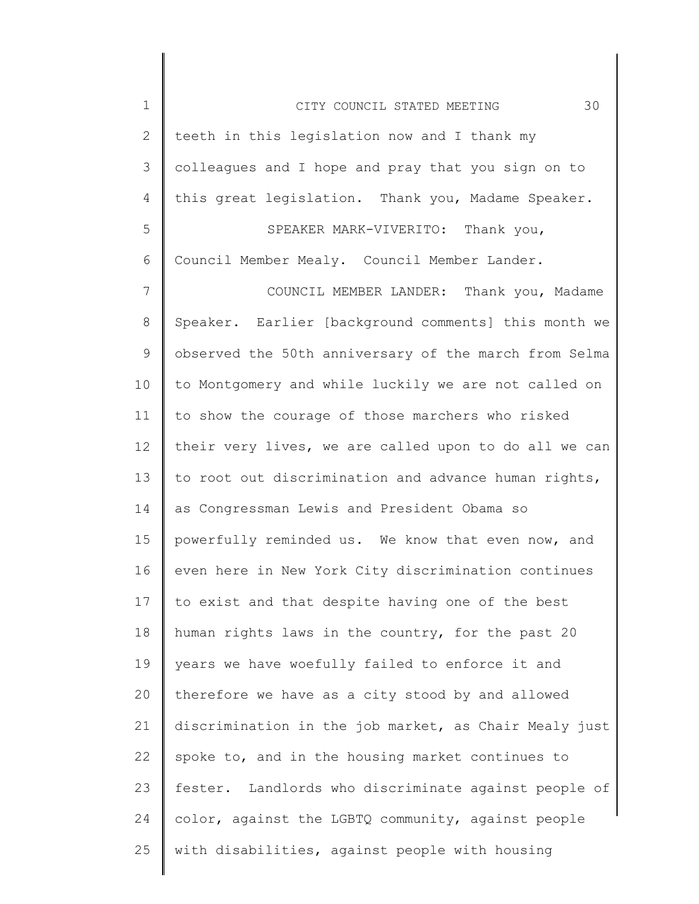teeth in this legislation now and I thank my colleagues and I hope and pray that you sign on to this great legislation. Thank you, Madame Speaker.

SPEAKER MARK-VIVERITO: Thank you, Council Member Mealy. Council Member Lander.

COUNCIL MEMBER LANDER: Thank you, Madame Speaker. Earlier [background comments] this month we observed the 50th anniversary of the march from Selma to Montgomery and while luckily we are not called on to show the courage of those marchers who risked their very lives, we are called upon to do all we can to root out discrimination and advance human rights, as Congressman Lewis and President Obama so powerfully reminded us. We know that even now, and even here in New York City discrimination continues to exist and that despite having one of the best human rights laws in the country, for the past 20 years we have woefully failed to enforce it and therefore we have as a city stood by and allowed discrimination in the job market, as Chair Mealy just spoke to, and in the housing market continues to fester. Landlords who discriminate against people of color, against the LGBTQ community, against people with disabilities, against people with housing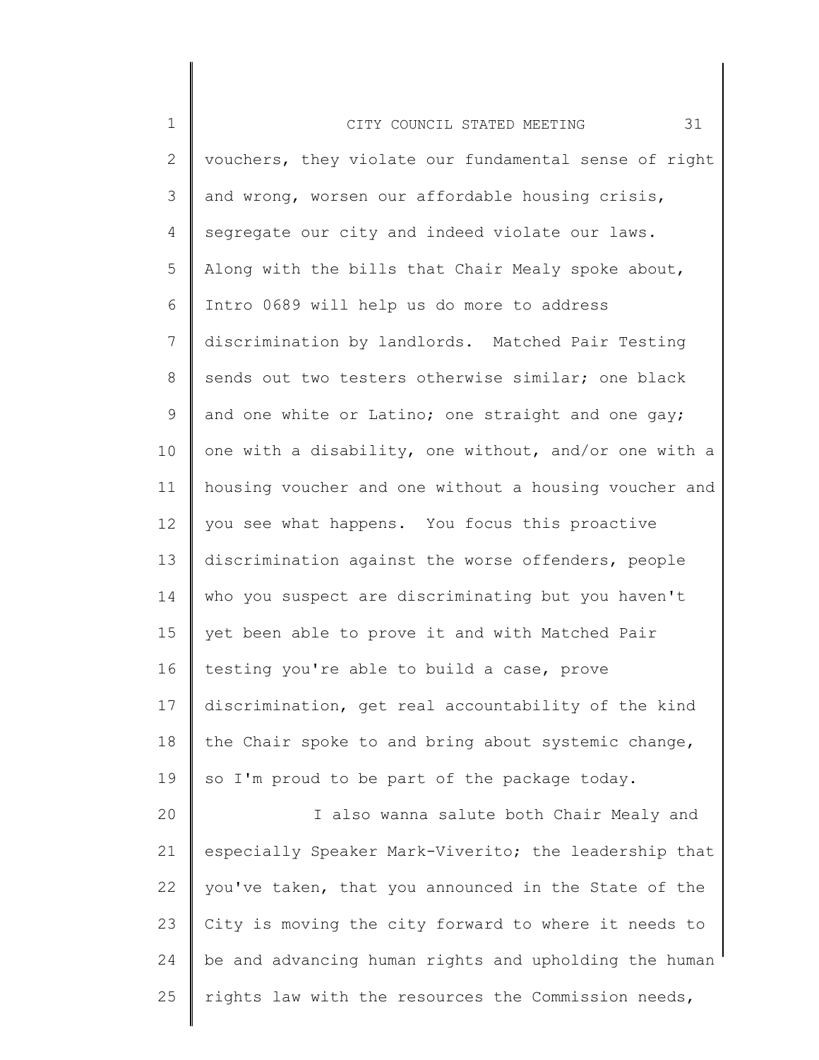vouchers, they violate our fundamental sense of right and wrong, worsen our affordable housing crisis, segregate our city and indeed violate our laws. Along with the bills that Chair Mealy spoke about, Intro 0689 will help us do more to address discrimination by landlords. Matched Pair Testing sends out two testers otherwise similar; one black and one white or Latino; one straight and one gay; one with a disability, one without, and/or one with a housing voucher and one without a housing voucher and you see what happens. You focus this proactive discrimination against the worse offenders, people who you suspect are discriminating but you haven't yet been able to prove it and with Matched Pair testing you're able to build a case, prove discrimination, get real accountability of the kind the Chair spoke to and bring about systemic change, so I'm proud to be part of the package today.

I also wanna salute both Chair Mealy and especially Speaker Mark-Viverito; the leadership that you've taken, that you announced in the State of the City is moving the city forward to where it needs to be and advancing human rights and upholding the human rights law with the resources the Commission needs,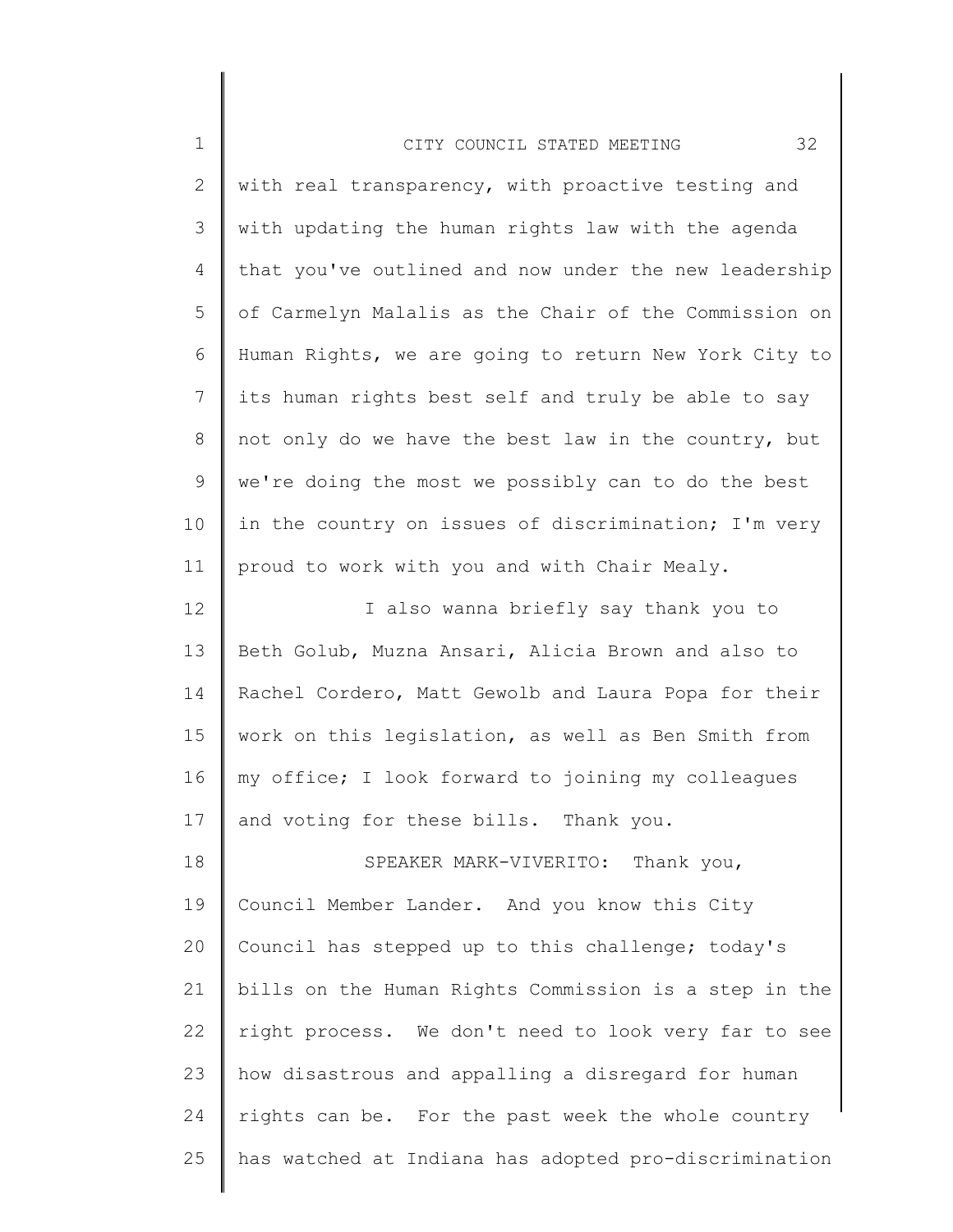with real transparency, with proactive testing and with updating the human rights law with the agenda that you've outlined and now under the new leadership of Carmelyn Malalis as the Chair of the Commission on Human Rights, we are going to return New York City to its human rights best self and truly be able to say not only do we have the best law in the country, but we're doing the most we possibly can to do the best in the country on issues of discrimination; I'm very proud to work with you and with Chair Mealy.

I also wanna briefly say thank you to Beth Golub, Muzna Ansari, Alicia Brown and also to Rachel Cordero, Matt Gewolb and Laura Popa for their work on this legislation, as well as Ben Smith from my office; I look forward to joining my colleagues and voting for these bills. Thank you.

SPEAKER MARK-VIVERITO: Thank you, Council Member Lander. And you know this City Council has stepped up to this challenge; today's bills on the Human Rights Commission is a step in the right process. We don't need to look very far to see how disastrous and appalling a disregard for human rights can be. For the past week the whole country has watched at Indiana has adopted pro-discrimination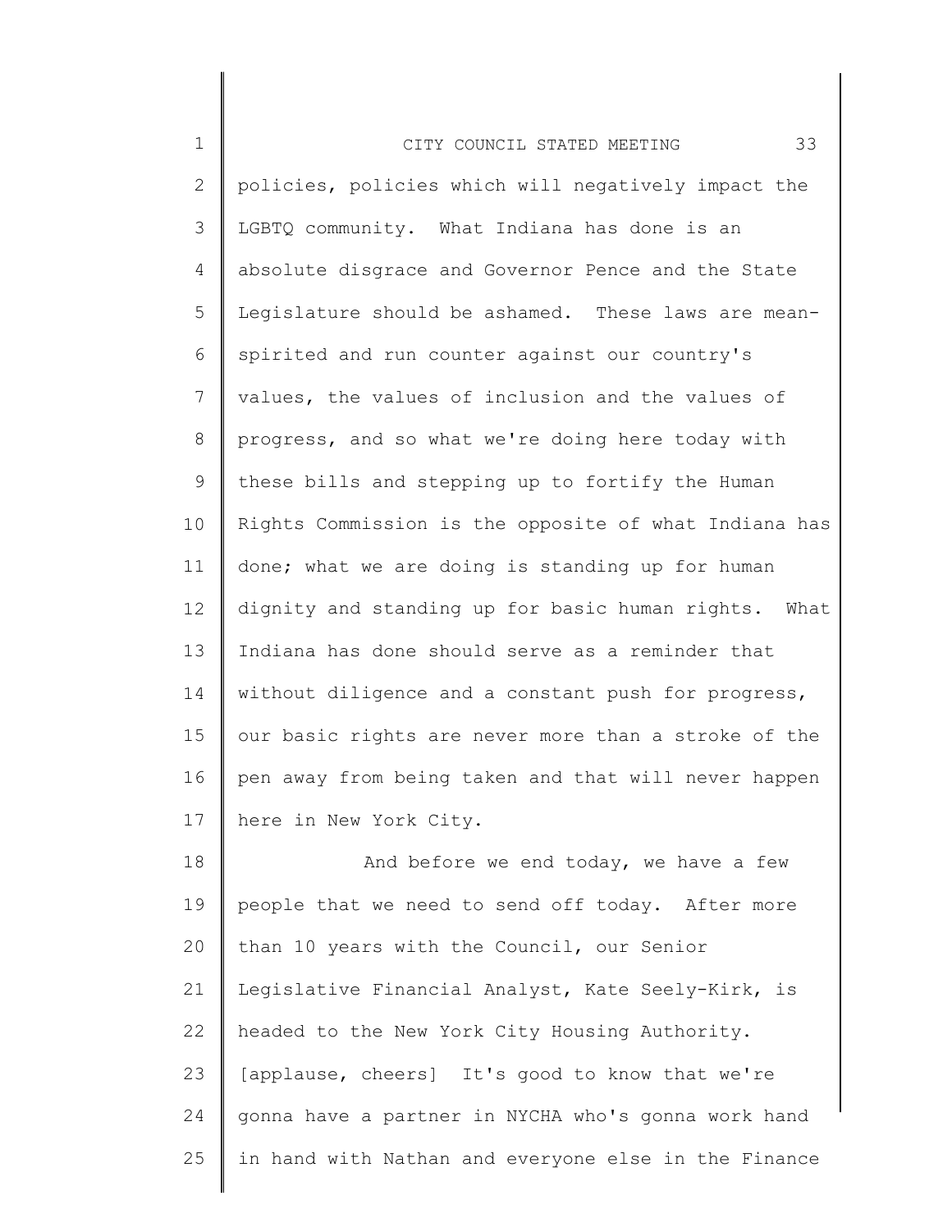policies, policies which will negatively impact the LGBTQ community. What Indiana has done is an absolute disgrace and Governor Pence and the State Legislature should be ashamed. These laws are mean-spirited and run counter against our country's values, the values of inclusion and the values of progress, and so what we're doing here today with these bills and stepping up to fortify the Human Rights Commission is the opposite of what Indiana has done; what we are doing is standing up for human dignity and standing up for basic human rights. What Indiana has done should serve as a reminder that without diligence and a constant push for progress, our basic rights are never more than a stroke of the pen away from being taken and that will never happen here in New York City.

And before we end today, we have a few people that we need to send off today. After more than 10 years with the Council, our Senior Legislative Financial Analyst, Kate Seely-Kirk, is headed to the New York City Housing Authority. [applause, cheers] It's good to know that we're gonna have a partner in NYCHA who's gonna work hand in hand with Nathan and everyone else in the Finance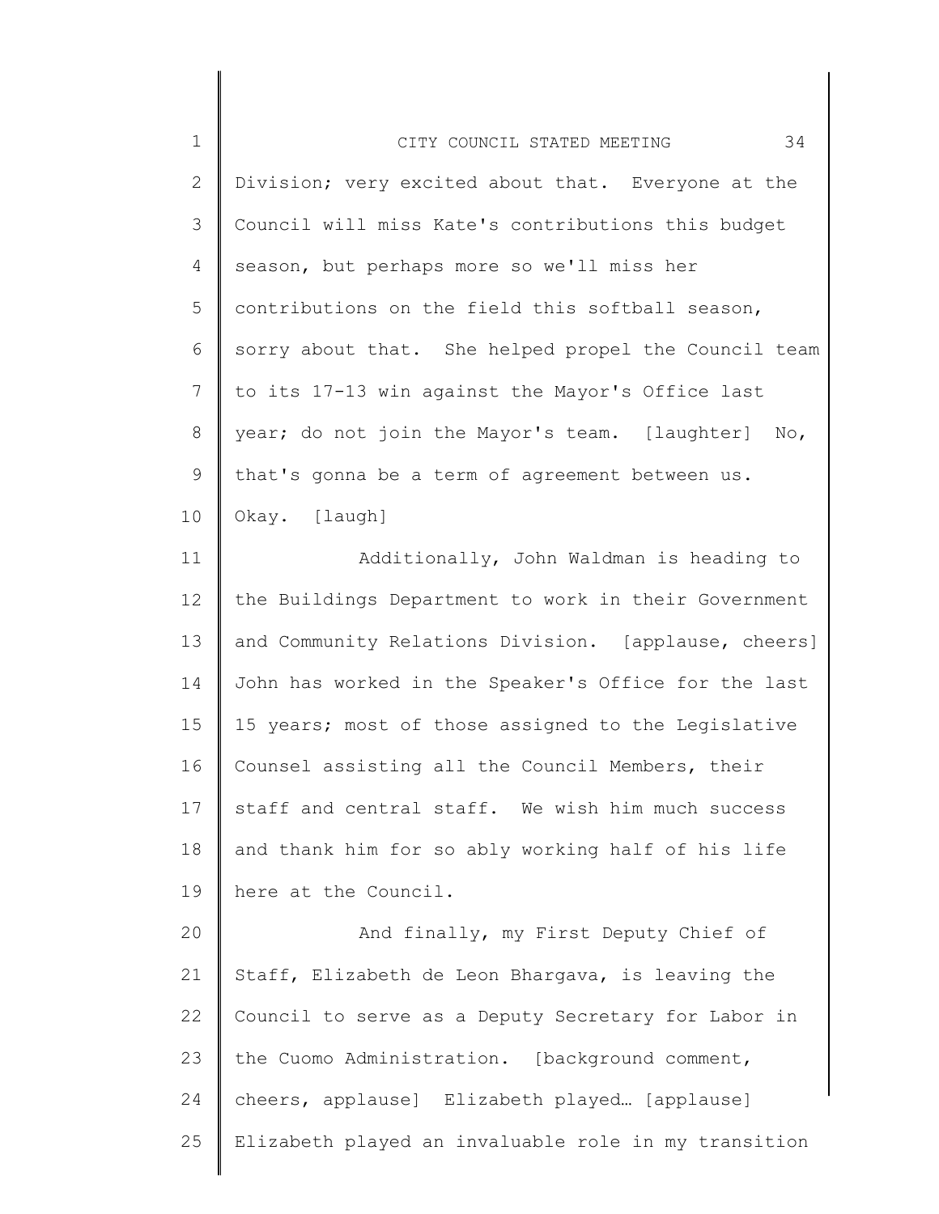Division; very excited about that. Everyone at the Council will miss Kate's contributions this budget season, but perhaps more so we'll miss her contributions on the field this softball season, sorry about that. She helped propel the Council team to its 17-13 win against the Mayor's Office last year; do not join the Mayor's team. [laughter] No, that's gonna be a term of agreement between us. Okay. [laugh]

Additionally, John Waldman is heading to the Buildings Department to work in their Government and Community Relations Division. [applause, cheers] John has worked in the Speaker's Office for the last 15 years; most of those assigned to the Legislative Counsel assisting all the Council Members, their staff and central staff. We wish him much success and thank him for so ably working half of his life here at the Council.

And finally, my First Deputy Chief of Staff, Elizabeth de Leon Bhargava, is leaving the Council to serve as a Deputy Secretary for Labor in the Cuomo Administration. [background comment, cheers, applause] Elizabeth played… [applause] Elizabeth played an invaluable role in my transition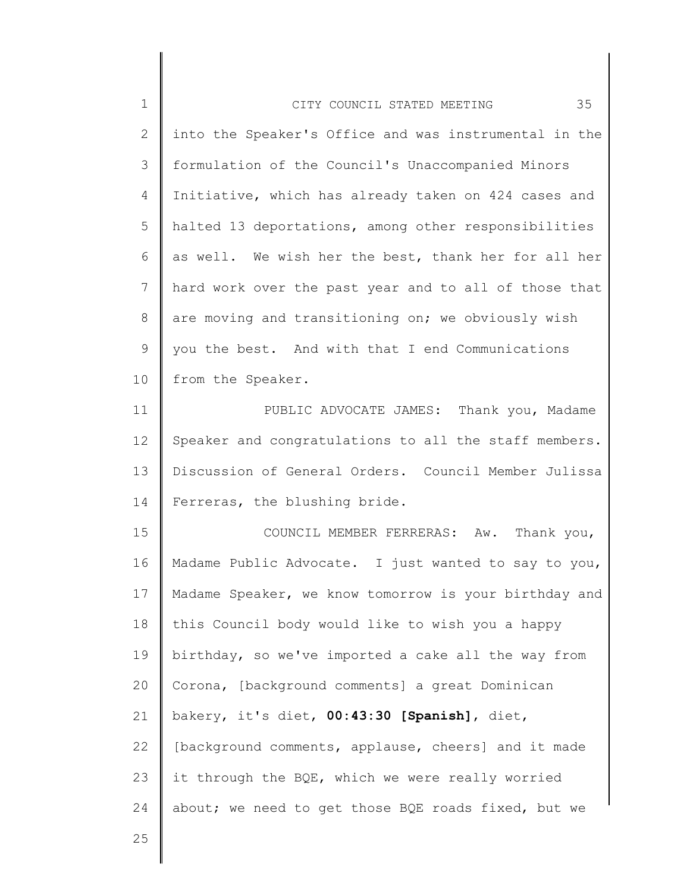into the Speaker's Office and was instrumental in the formulation of the Council's Unaccompanied Minors Initiative, which has already taken on 424 cases and halted 13 deportations, among other responsibilities as well. We wish her the best, thank her for all her hard work over the past year and to all of those that are moving and transitioning on; we obviously wish you the best. And with that I end Communications from the Speaker.

PUBLIC ADVOCATE JAMES: Thank you, Madame Speaker and congratulations to all the staff members. Discussion of General Orders. Council Member Julissa Ferreras, the blushing bride.

COUNCIL MEMBER FERRERAS: Aw. Thank you, Madame Public Advocate. I just wanted to say to you, Madame Speaker, we know tomorrow is your birthday and this Council body would like to wish you a happy birthday, so we've imported a cake all the way from Corona, [background comments] a great Dominican bakery, it's diet, **00:43:30 [Spanish]**, diet, [background comments, applause, cheers] and it made it through the BQE, which we were really worried about; we need to get those BQE roads fixed, but we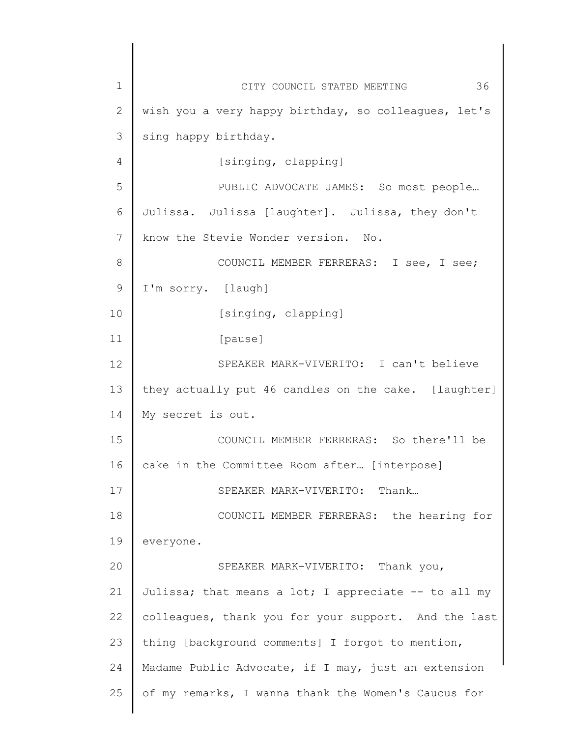wish you a very happy birthday, so colleagues, let's sing happy birthday.

[singing, clapping]

PUBLIC ADVOCATE JAMES: So most people… Julissa. Julissa [laughter]. Julissa, they don't know the Stevie Wonder version. No.

COUNCIL MEMBER FERRERAS: I see, I see; I'm sorry. [laugh]

[singing, clapping]

[pause]

SPEAKER MARK-VIVERITO: I can't believe they actually put 46 candles on the cake. [laughter] My secret is out.

COUNCIL MEMBER FERRERAS: So there'll be cake in the Committee Room after… [interpose]

SPEAKER MARK-VIVERITO: Thank…

COUNCIL MEMBER FERRERAS: the hearing for everyone.

SPEAKER MARK-VIVERITO: Thank you, Julissa; that means a lot; I appreciate -- to all my colleagues, thank you for your support. And the last thing [background comments] I forgot to mention, Madame Public Advocate, if I may, just an extension of my remarks, I wanna thank the Women's Caucus for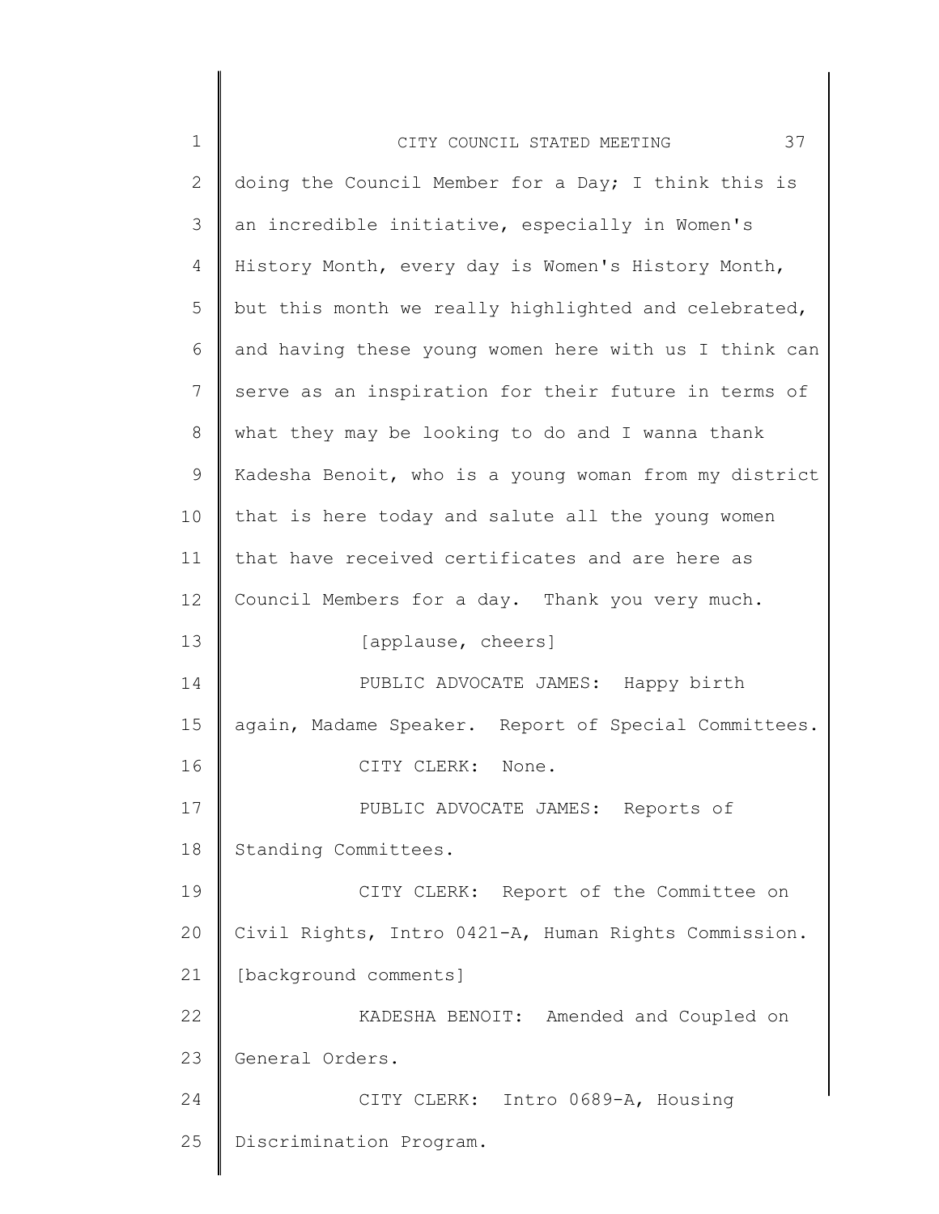doing the Council Member for a Day; I think this is an incredible initiative, especially in Women's History Month, every day is Women's History Month, but this month we really highlighted and celebrated, and having these young women here with us I think can serve as an inspiration for their future in terms of what they may be looking to do and I wanna thank Kadesha Benoit, who is a young woman from my district that is here today and salute all the young women that have received certificates and are here as Council Members for a day. Thank you very much.

[applause, cheers]

PUBLIC ADVOCATE JAMES: Happy birth again, Madame Speaker. Report of Special Committees.

CITY CLERK: None.

PUBLIC ADVOCATE JAMES: Reports of Standing Committees.

CITY CLERK: Report of the Committee on Civil Rights, Intro 0421-A, Human Rights Commission. [background comments]

KADESHA BENOIT: Amended and Coupled on General Orders.

CITY CLERK: Intro 0689-A, Housing Discrimination Program.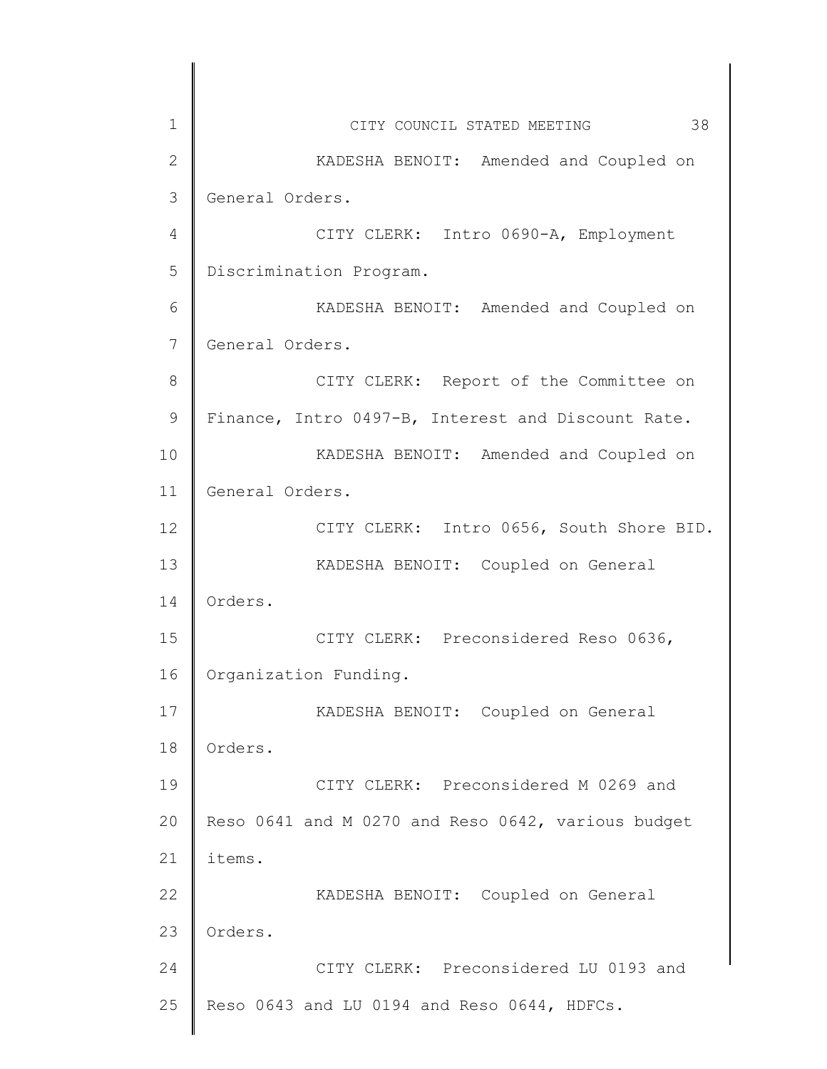KADESHA BENOIT: Amended and Coupled on General Orders.

CITY CLERK: Intro 0690-A, Employment Discrimination Program.

KADESHA BENOIT: Amended and Coupled on General Orders.

CITY CLERK: Report of the Committee on Finance, Intro 0497-B, Interest and Discount Rate.

KADESHA BENOIT: Amended and Coupled on General Orders.

CITY CLERK: Intro 0656, South Shore BID.

KADESHA BENOIT: Coupled on General Orders.

CITY CLERK: Preconsidered Reso 0636, Organization Funding.

KADESHA BENOIT: Coupled on General Orders.

CITY CLERK: Preconsidered M 0269 and Reso 0641 and M 0270 and Reso 0642, various budget items.

KADESHA BENOIT: Coupled on General Orders.

CITY CLERK: Preconsidered LU 0193 and Reso 0643 and LU 0194 and Reso 0644, HDFCs.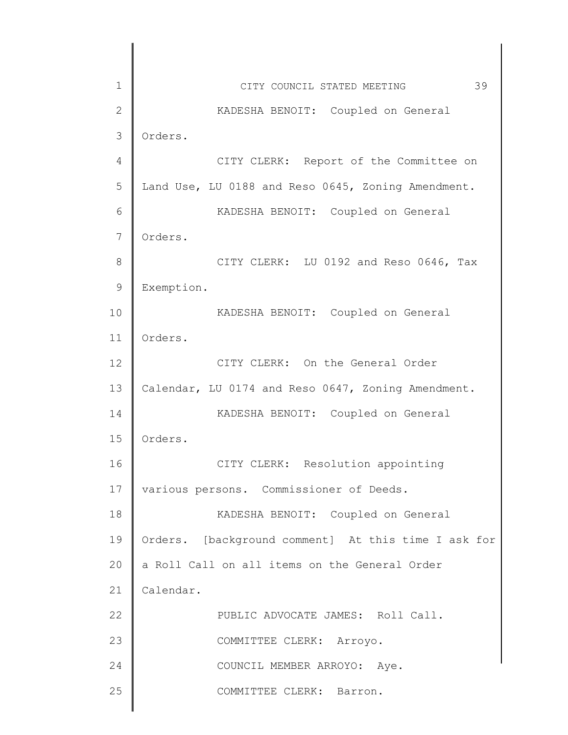KADESHA BENOIT: Coupled on General Orders.

CITY CLERK: Report of the Committee on Land Use, LU 0188 and Reso 0645, Zoning Amendment.

KADESHA BENOIT: Coupled on General Orders.

CITY CLERK: LU 0192 and Reso 0646, Tax Exemption.

KADESHA BENOIT: Coupled on General Orders.

CITY CLERK: On the General Order Calendar, LU 0174 and Reso 0647, Zoning Amendment.

KADESHA BENOIT: Coupled on General Orders.

CITY CLERK: Resolution appointing various persons. Commissioner of Deeds.

KADESHA BENOIT: Coupled on General Orders. [background comment] At this time I ask for a Roll Call on all items on the General Order Calendar.

PUBLIC ADVOCATE JAMES: Roll Call.

COMMITTEE CLERK: Arroyo.

COUNCIL MEMBER ARROYO: Aye.

COMMITTEE CLERK: Barron.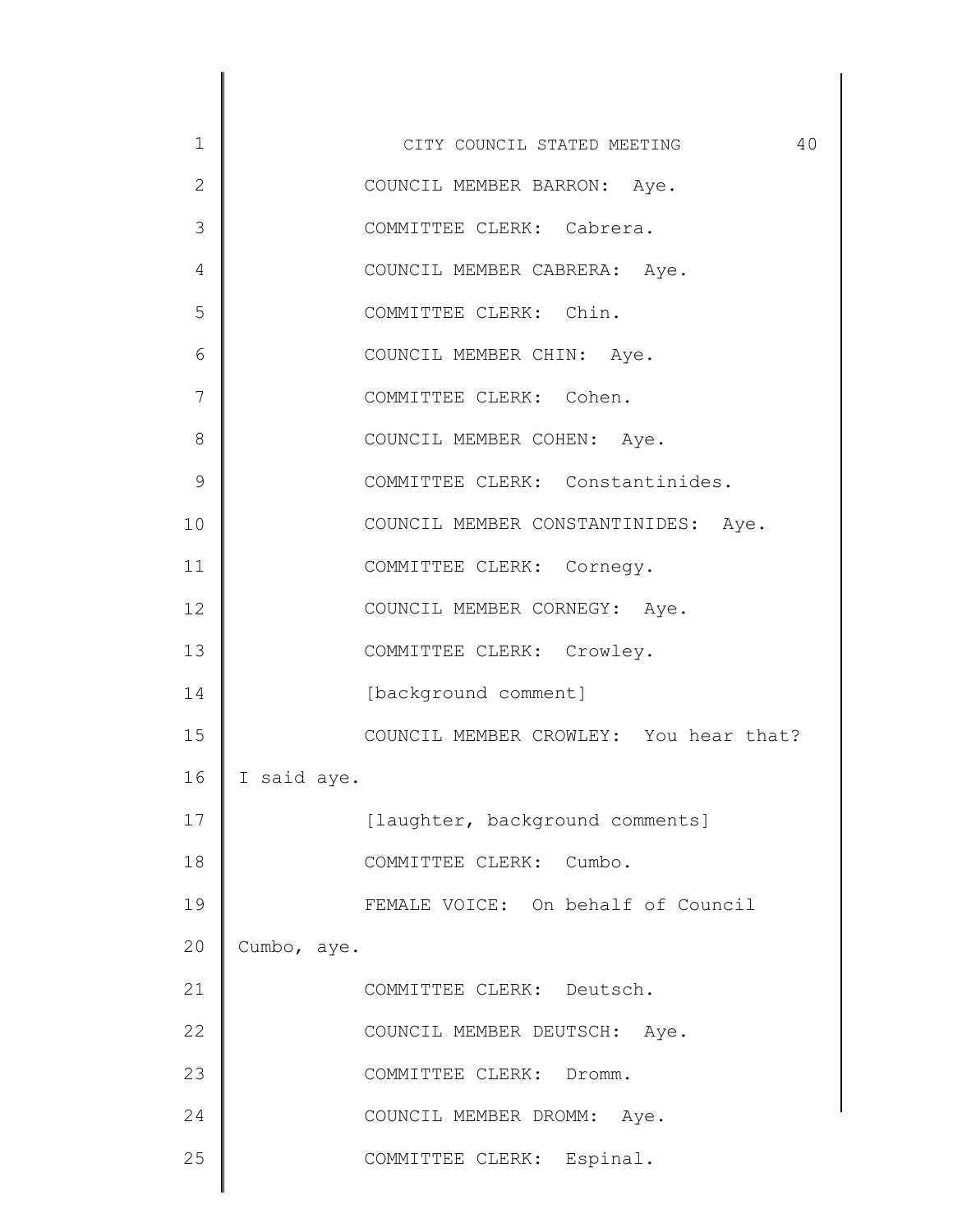COUNCIL MEMBER BARRON: Aye.

COMMITTEE CLERK: Cabrera.

COUNCIL MEMBER CABRERA: Aye.

COMMITTEE CLERK: Chin.

COUNCIL MEMBER CHIN: Aye.

COMMITTEE CLERK: Cohen.

COUNCIL MEMBER COHEN: Aye.

COMMITTEE CLERK: Constantinides.

COUNCIL MEMBER CONSTANTINIDES: Aye.

COMMITTEE CLERK: Cornegy.

COUNCIL MEMBER CORNEGY: Aye.

COMMITTEE CLERK: Crowley.

[background comment]

COUNCIL MEMBER CROWLEY: You hear that? I said aye.

[laughter, background comments]

COMMITTEE CLERK: Cumbo.

FEMALE VOICE: On behalf of Council Cumbo, aye.

COMMITTEE CLERK: Deutsch.

COUNCIL MEMBER DEUTSCH: Aye.

COMMITTEE CLERK: Dromm.

COUNCIL MEMBER DROMM: Aye.

COMMITTEE CLERK: Espinal.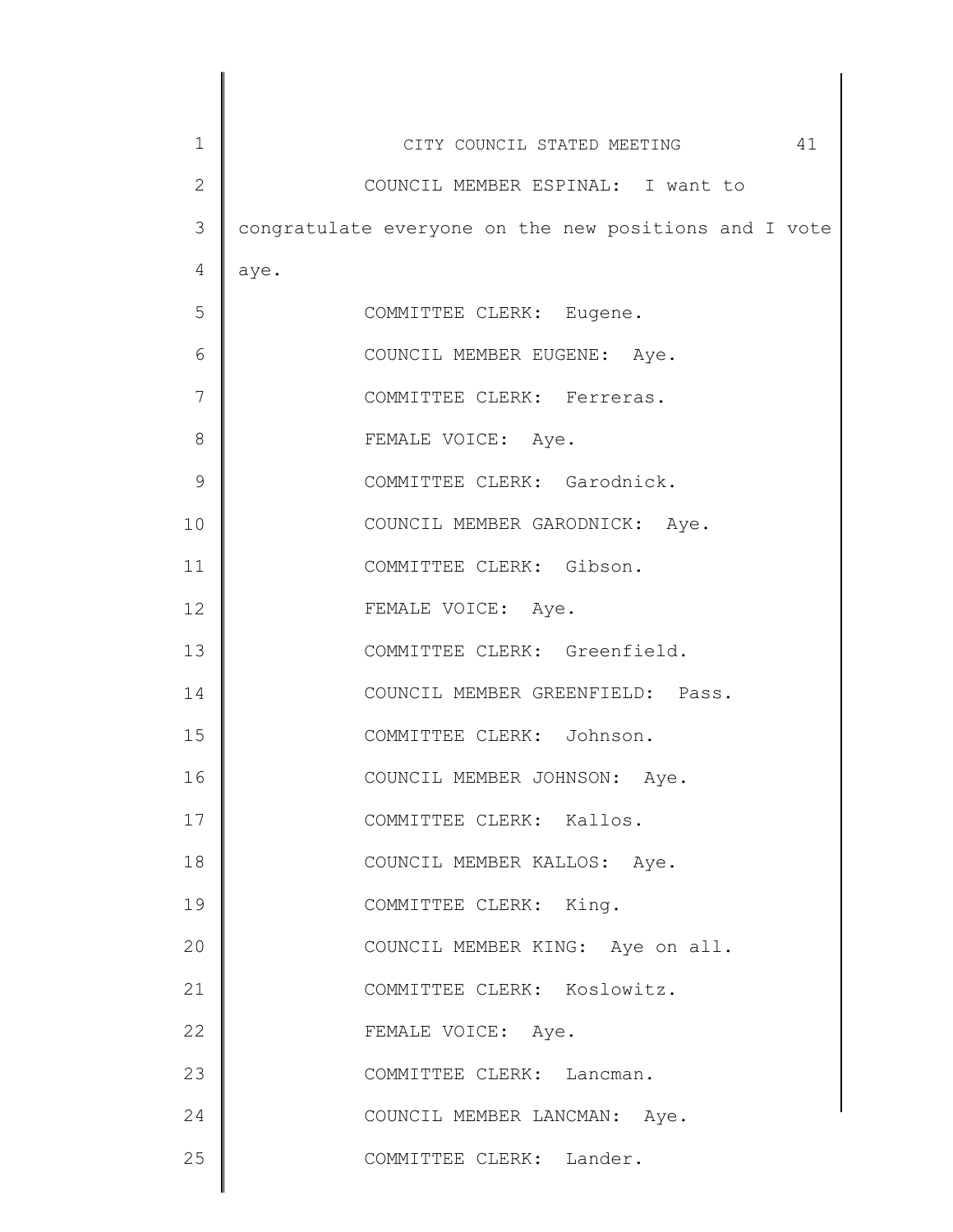COUNCIL MEMBER ESPINAL: I want to congratulate everyone on the new positions and I vote aye.

COMMITTEE CLERK: Eugene.

COUNCIL MEMBER EUGENE: Aye.

COMMITTEE CLERK: Ferreras.

FEMALE VOICE: Aye.

COMMITTEE CLERK: Garodnick.

COUNCIL MEMBER GARODNICK: Aye.

COMMITTEE CLERK: Gibson.

FEMALE VOICE: Aye.

COMMITTEE CLERK: Greenfield.

COUNCIL MEMBER GREENFIELD: Pass.

COMMITTEE CLERK: Johnson.

COUNCIL MEMBER JOHNSON: Aye.

COMMITTEE CLERK: Kallos.

COUNCIL MEMBER KALLOS: Aye.

COMMITTEE CLERK: King.

COUNCIL MEMBER KING: Aye on all.

COMMITTEE CLERK: Koslowitz.

FEMALE VOICE: Aye.

COMMITTEE CLERK: Lancman.

COUNCIL MEMBER LANCMAN: Aye.

COMMITTEE CLERK: Lander.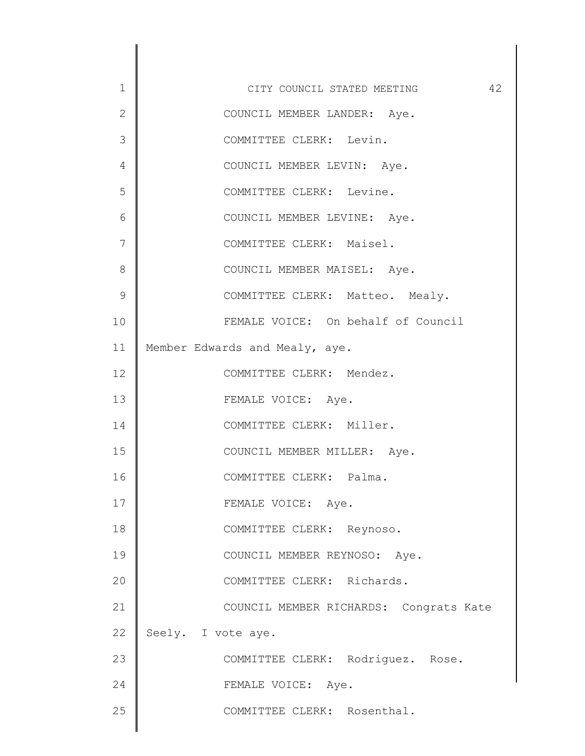COUNCIL MEMBER LANDER: Aye.

COMMITTEE CLERK: Levin.

COUNCIL MEMBER LEVIN: Aye.

COMMITTEE CLERK: Levine.

COUNCIL MEMBER LEVINE: Aye.

COMMITTEE CLERK: Maisel.

COUNCIL MEMBER MAISEL: Aye.

COMMITTEE CLERK: Matteo. Mealy.

FEMALE VOICE: On behalf of Council Member Edwards and Mealy, aye.

COMMITTEE CLERK: Mendez.

FEMALE VOICE: Aye.

COMMITTEE CLERK: Miller.

COUNCIL MEMBER MILLER: Aye.

COMMITTEE CLERK: Palma.

FEMALE VOICE: Aye.

COMMITTEE CLERK: Reynoso.

COUNCIL MEMBER REYNOSO: Aye.

COMMITTEE CLERK: Richards.

COUNCIL MEMBER RICHARDS: Congrats Kate Seely. I vote aye.

COMMITTEE CLERK: Rodriguez. Rose.

FEMALE VOICE: Aye.

COMMITTEE CLERK: Rosenthal.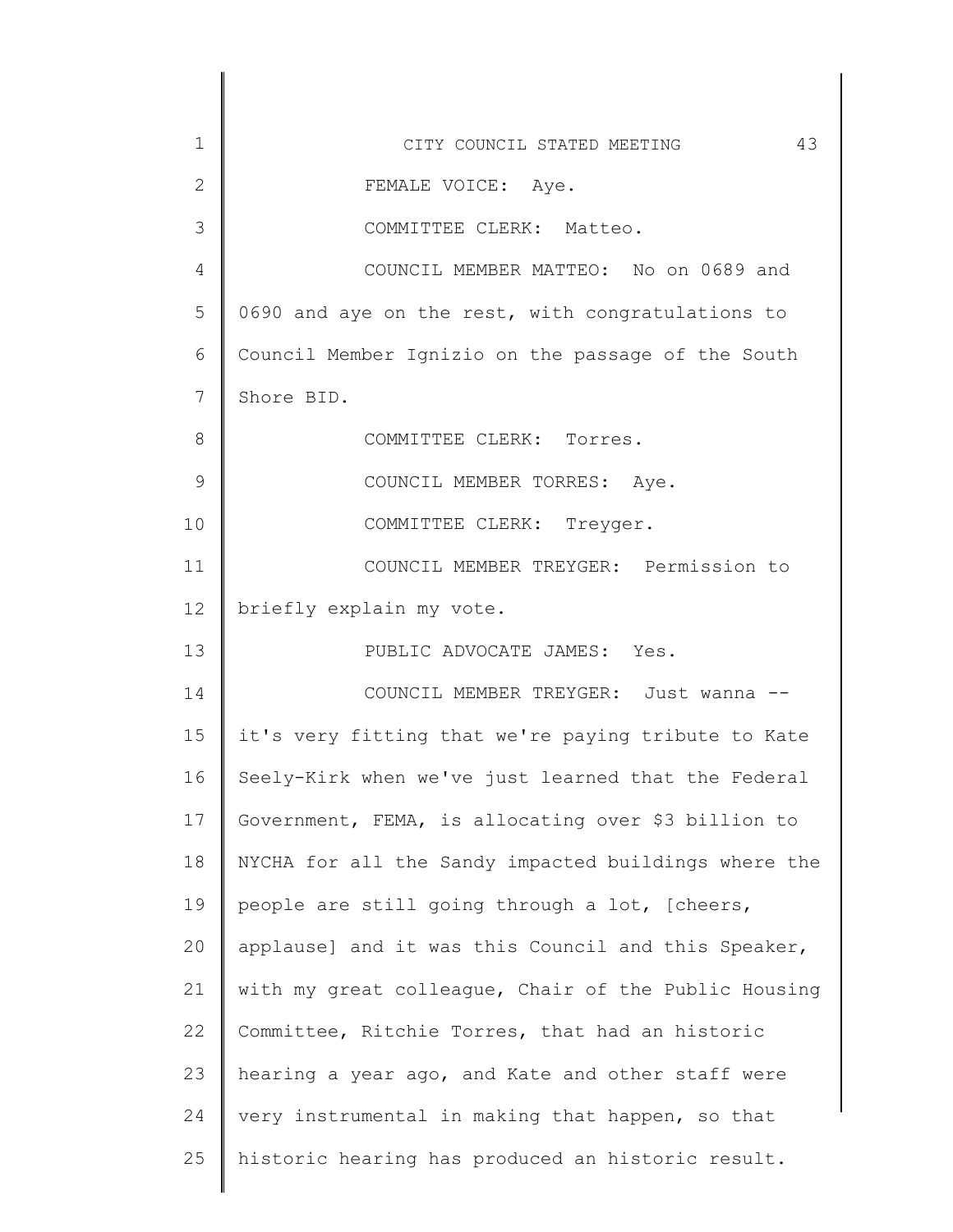FEMALE VOICE: Aye.

COMMITTEE CLERK: Matteo.

COUNCIL MEMBER MATTEO: No on 0689 and 0690 and aye on the rest, with congratulations to Council Member Ignizio on the passage of the South Shore BID.

COMMITTEE CLERK: Torres.

COUNCIL MEMBER TORRES: Aye.

COMMITTEE CLERK: Treyger.

COUNCIL MEMBER TREYGER: Permission to briefly explain my vote.

PUBLIC ADVOCATE JAMES: Yes.

COUNCIL MEMBER TREYGER: Just wanna -- it's very fitting that we're paying tribute to Kate Seely-Kirk when we've just learned that the Federal Government, FEMA, is allocating over $3 billion to NYCHA for all the Sandy impacted buildings where the people are still going through a lot, [cheers, applause] and it was this Council and this Speaker, with my great colleague, Chair of the Public Housing Committee, Ritchie Torres, that had an historic hearing a year ago, and Kate and other staff were very instrumental in making that happen, so that historic hearing has produced an historic result.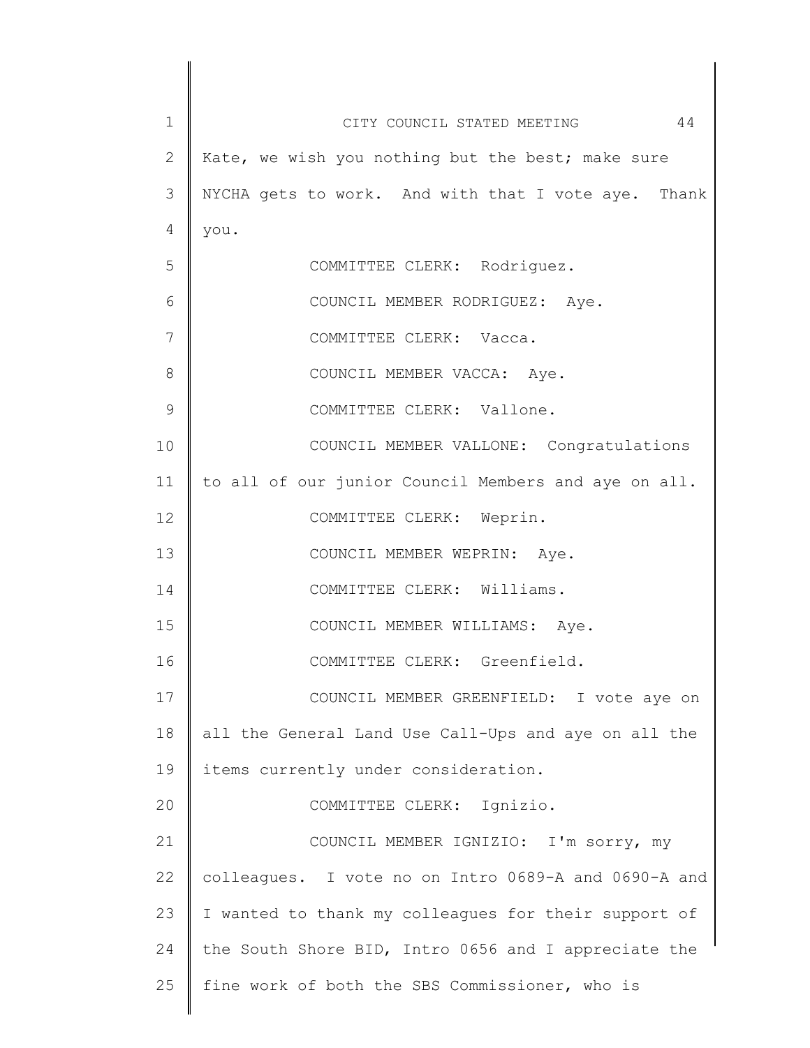Kate, we wish you nothing but the best; make sure NYCHA gets to work. And with that I vote aye. Thank you.

COMMITTEE CLERK: Rodriguez.

COUNCIL MEMBER RODRIGUEZ: Aye.

COMMITTEE CLERK: Vacca.

COUNCIL MEMBER VACCA: Aye.

COMMITTEE CLERK: Vallone.

COUNCIL MEMBER VALLONE: Congratulations to all of our junior Council Members and aye on all.

COMMITTEE CLERK: Weprin.

COUNCIL MEMBER WEPRIN: Aye.

COMMITTEE CLERK: Williams.

COUNCIL MEMBER WILLIAMS: Aye.

COMMITTEE CLERK: Greenfield.

COUNCIL MEMBER GREENFIELD: I vote aye on all the General Land Use Call-Ups and aye on all the items currently under consideration.

COMMITTEE CLERK: Ignizio.

COUNCIL MEMBER IGNIZIO: I'm sorry, my colleagues. I vote no on Intro 0689-A and 0690-A and I wanted to thank my colleagues for their support of the South Shore BID, Intro 0656 and I appreciate the fine work of both the SBS Commissioner, who is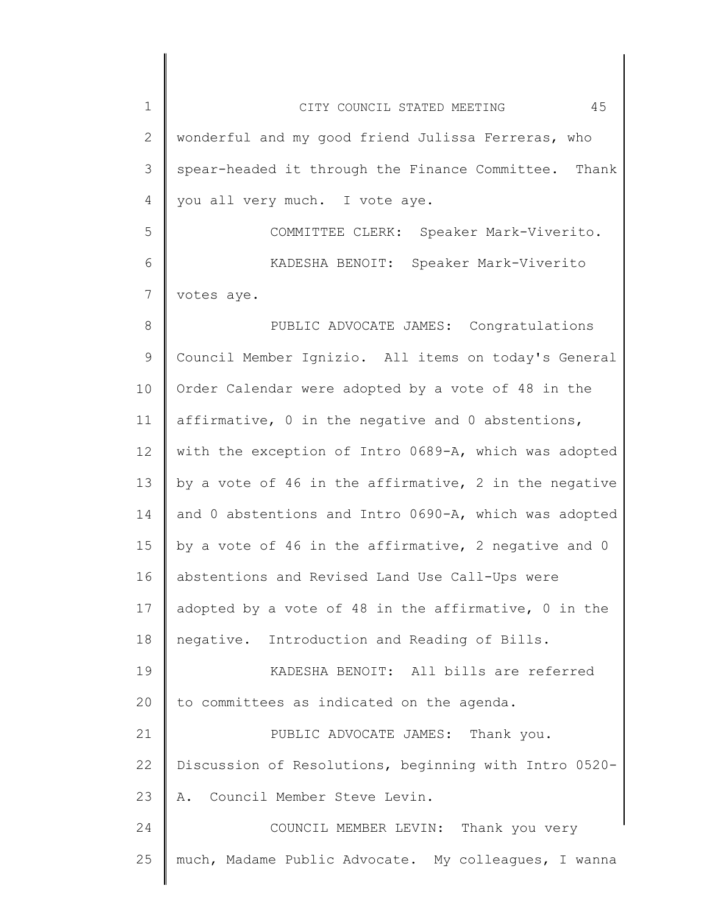wonderful and my good friend Julissa Ferreras, who spear-headed it through the Finance Committee. Thank you all very much. I vote aye.

COMMITTEE CLERK: Speaker Mark-Viverito.

KADESHA BENOIT: Speaker Mark-Viverito votes aye.

PUBLIC ADVOCATE JAMES: Congratulations Council Member Ignizio. All items on today's General Order Calendar were adopted by a vote of 48 in the affirmative, 0 in the negative and 0 abstentions, with the exception of Intro 0689-A, which was adopted by a vote of 46 in the affirmative, 2 in the negative and 0 abstentions and Intro 0690-A, which was adopted by a vote of 46 in the affirmative, 2 negative and 0 abstentions and Revised Land Use Call-Ups were adopted by a vote of 48 in the affirmative, 0 in the negative. Introduction and Reading of Bills.

KADESHA BENOIT: All bills are referred to committees as indicated on the agenda.

PUBLIC ADVOCATE JAMES: Thank you. Discussion of Resolutions, beginning with Intro 0520-A. Council Member Steve Levin.

COUNCIL MEMBER LEVIN: Thank you very much, Madame Public Advocate. My colleagues, I wanna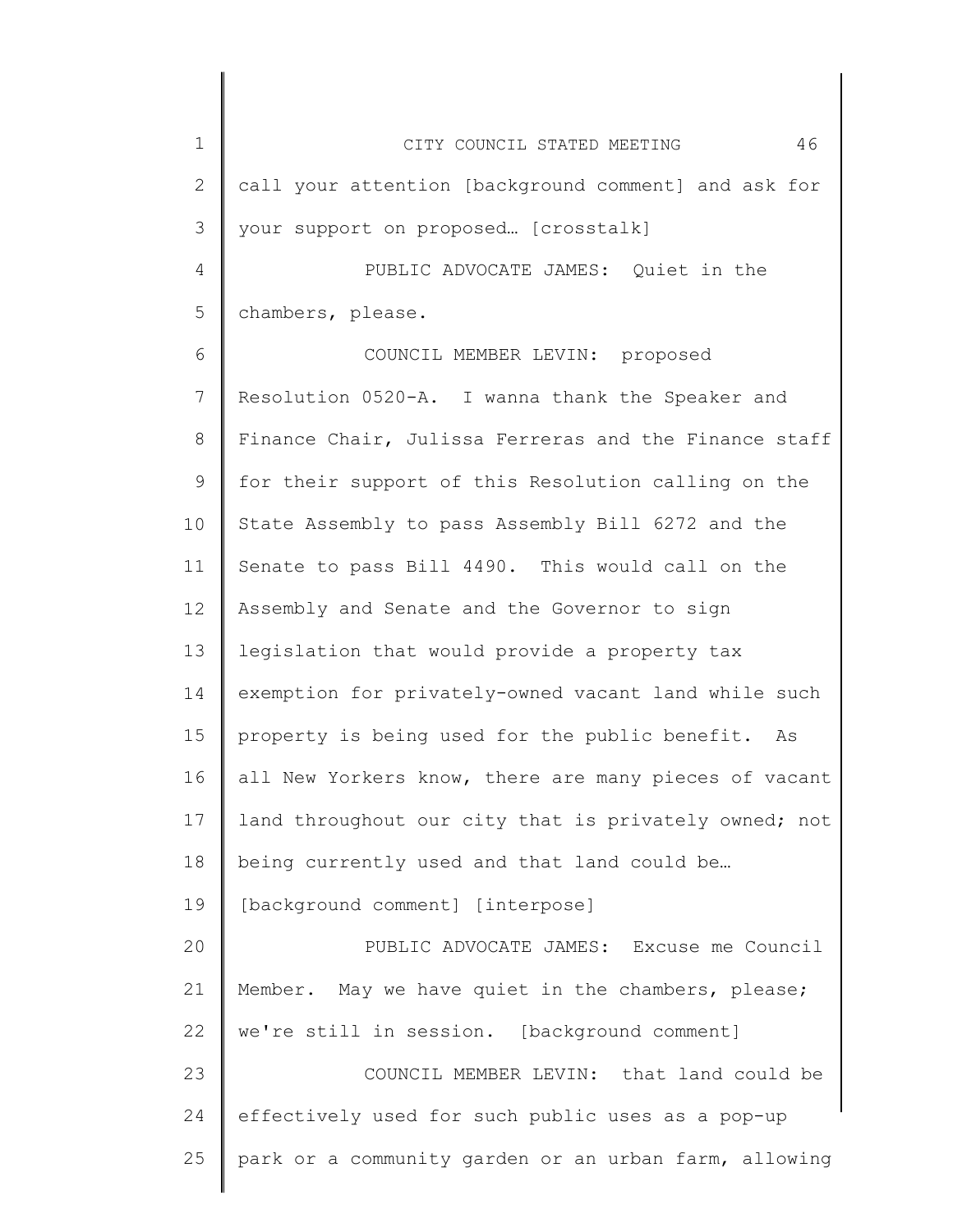call your attention [background comment] and ask for your support on proposed… [crosstalk]

PUBLIC ADVOCATE JAMES: Quiet in the chambers, please.

COUNCIL MEMBER LEVIN: proposed Resolution 0520-A. I wanna thank the Speaker and Finance Chair, Julissa Ferreras and the Finance staff for their support of this Resolution calling on the State Assembly to pass Assembly Bill 6272 and the Senate to pass Bill 4490. This would call on the Assembly and Senate and the Governor to sign legislation that would provide a property tax exemption for privately-owned vacant land while such property is being used for the public benefit. As all New Yorkers know, there are many pieces of vacant land throughout our city that is privately owned; not being currently used and that land could be… [background comment] [interpose]

PUBLIC ADVOCATE JAMES: Excuse me Council Member. May we have quiet in the chambers, please; we're still in session. [background comment]

COUNCIL MEMBER LEVIN: that land could be effectively used for such public uses as a pop-up park or a community garden or an urban farm, allowing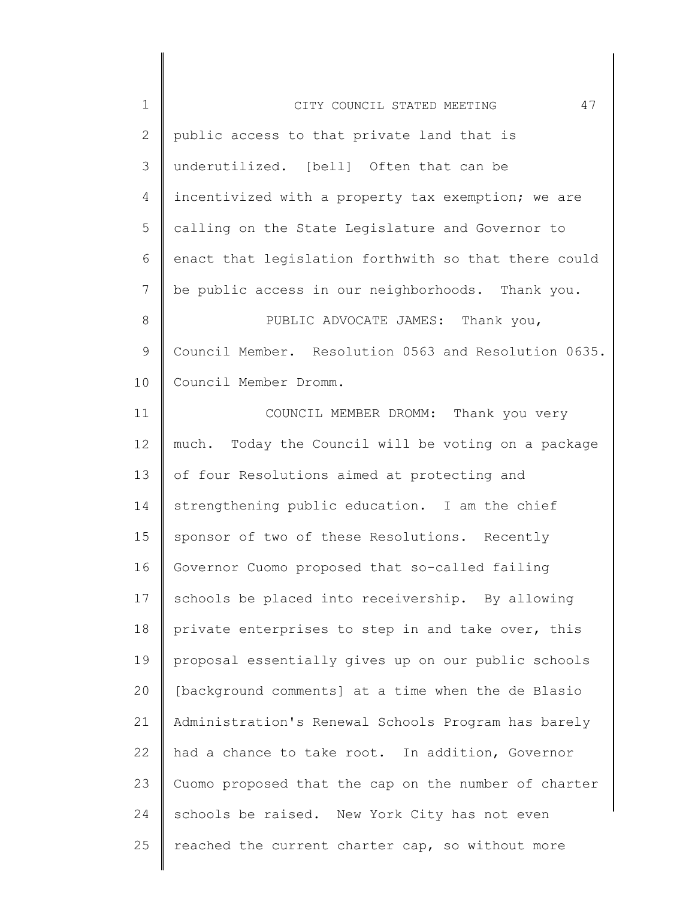public access to that private land that is underutilized. [bell] Often that can be incentivized with a property tax exemption; we are calling on the State Legislature and Governor to enact that legislation forthwith so that there could be public access in our neighborhoods. Thank you.

PUBLIC ADVOCATE JAMES: Thank you, Council Member. Resolution 0563 and Resolution 0635. Council Member Dromm.

COUNCIL MEMBER DROMM: Thank you very much. Today the Council will be voting on a package of four Resolutions aimed at protecting and strengthening public education. I am the chief sponsor of two of these Resolutions. Recently Governor Cuomo proposed that so-called failing schools be placed into receivership. By allowing private enterprises to step in and take over, this proposal essentially gives up on our public schools [background comments] at a time when the de Blasio Administration's Renewal Schools Program has barely had a chance to take root. In addition, Governor Cuomo proposed that the cap on the number of charter schools be raised. New York City has not even reached the current charter cap, so without more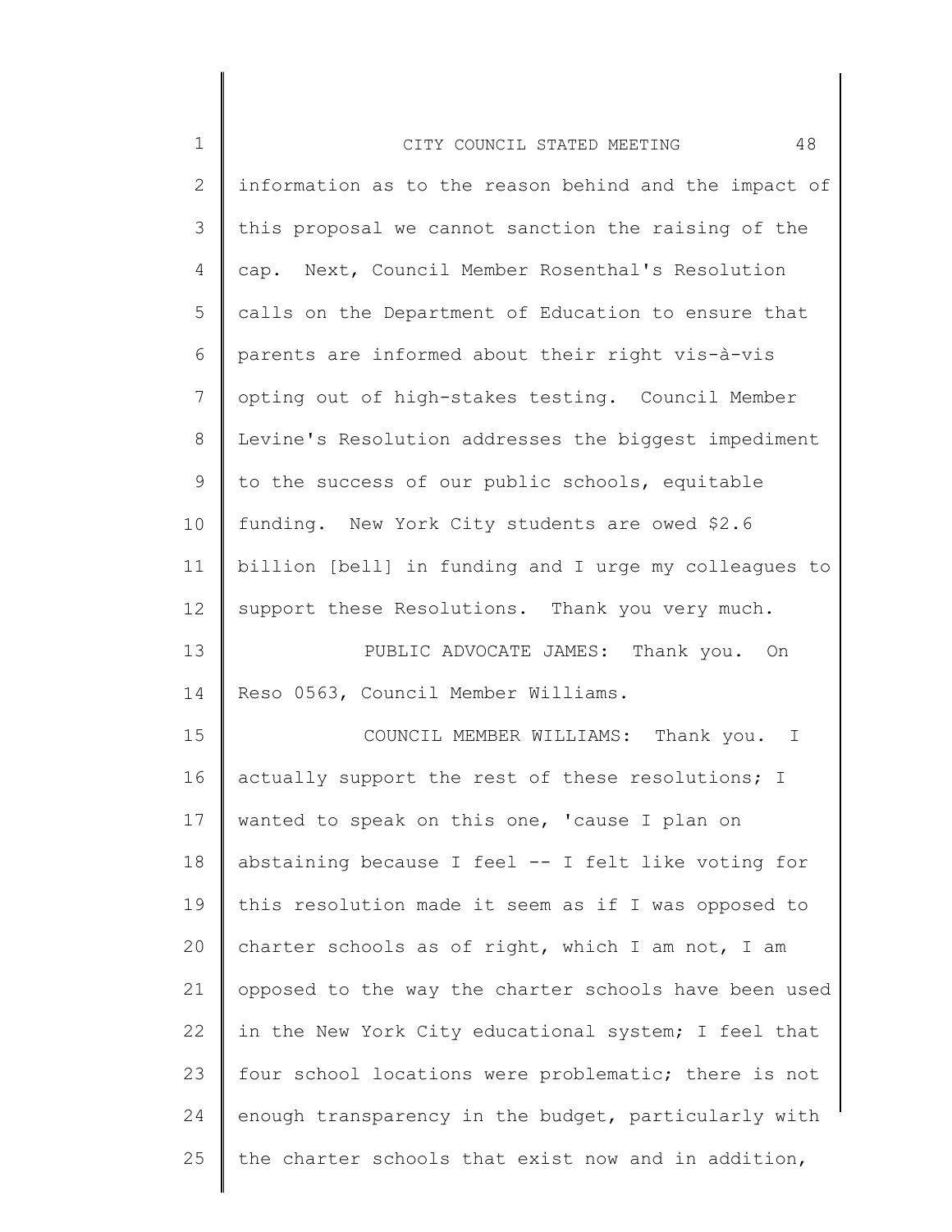information as to the reason behind and the impact of this proposal we cannot sanction the raising of the cap. Next, Council Member Rosenthal's Resolution calls on the Department of Education to ensure that parents are informed about their right vis-à-vis opting out of high-stakes testing. Council Member Levine's Resolution addresses the biggest impediment to the success of our public schools, equitable funding. New York City students are owed $2.6 billion [bell] in funding and I urge my colleagues to support these Resolutions. Thank you very much.

PUBLIC ADVOCATE JAMES: Thank you. On Reso 0563, Council Member Williams.

COUNCIL MEMBER WILLIAMS: Thank you. I actually support the rest of these resolutions; I wanted to speak on this one, 'cause I plan on abstaining because I feel -- I felt like voting for this resolution made it seem as if I was opposed to charter schools as of right, which I am not, I am opposed to the way the charter schools have been used in the New York City educational system; I feel that four school locations were problematic; there is not enough transparency in the budget, particularly with the charter schools that exist now and in addition,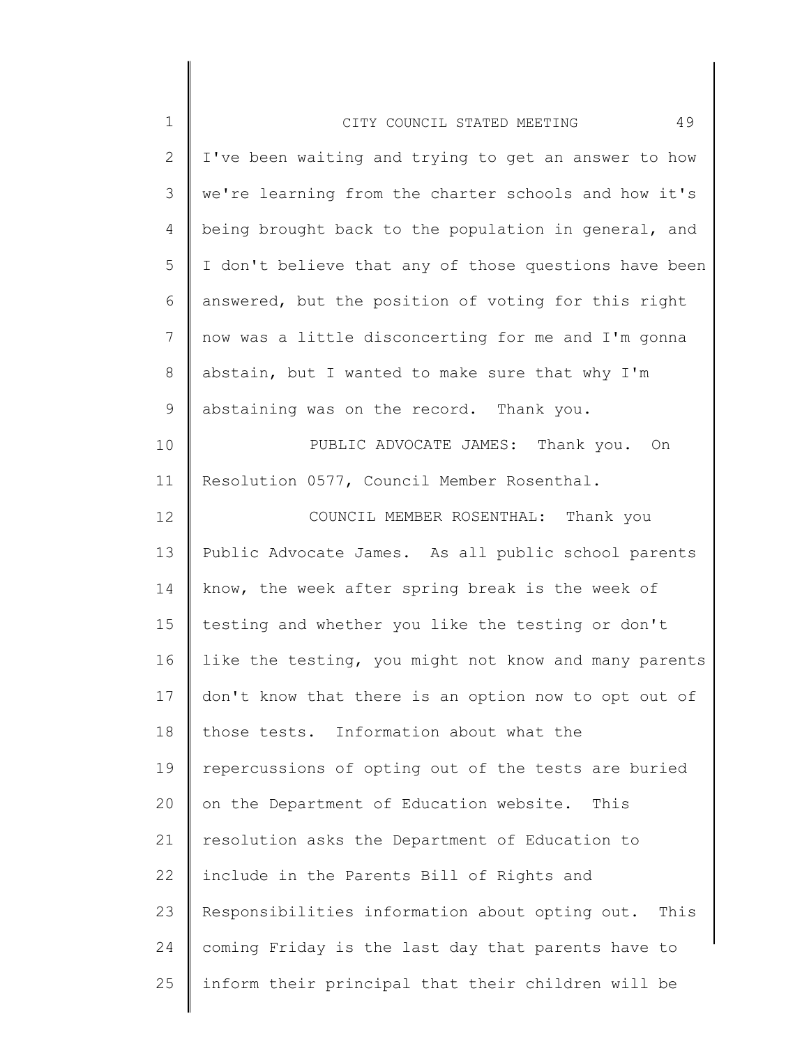I've been waiting and trying to get an answer to how we're learning from the charter schools and how it's being brought back to the population in general, and I don't believe that any of those questions have been answered, but the position of voting for this right now was a little disconcerting for me and I'm gonna abstain, but I wanted to make sure that why I'm abstaining was on the record. Thank you.

PUBLIC ADVOCATE JAMES: Thank you. On Resolution 0577, Council Member Rosenthal.

COUNCIL MEMBER ROSENTHAL: Thank you Public Advocate James. As all public school parents know, the week after spring break is the week of testing and whether you like the testing or don't like the testing, you might not know and many parents don't know that there is an option now to opt out of those tests. Information about what the repercussions of opting out of the tests are buried on the Department of Education website. This resolution asks the Department of Education to include in the Parents Bill of Rights and Responsibilities information about opting out. This coming Friday is the last day that parents have to inform their principal that their children will be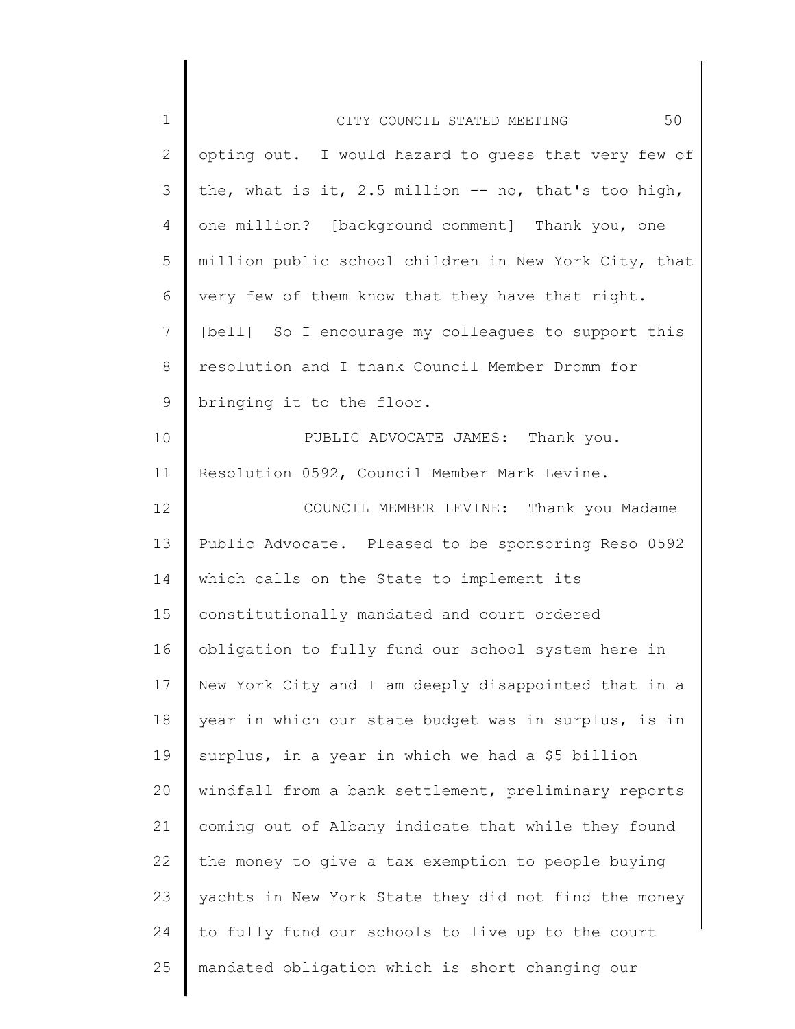opting out. I would hazard to guess that very few of the, what is it, 2.5 million -- no, that's too high, one million? [background comment] Thank you, one million public school children in New York City, that very few of them know that they have that right. [bell] So I encourage my colleagues to support this resolution and I thank Council Member Dromm for bringing it to the floor.

PUBLIC ADVOCATE JAMES: Thank you. Resolution 0592, Council Member Mark Levine.

COUNCIL MEMBER LEVINE: Thank you Madame Public Advocate. Pleased to be sponsoring Reso 0592 which calls on the State to implement its constitutionally mandated and court ordered obligation to fully fund our school system here in New York City and I am deeply disappointed that in a year in which our state budget was in surplus, is in surplus, in a year in which we had a $5 billion windfall from a bank settlement, preliminary reports coming out of Albany indicate that while they found the money to give a tax exemption to people buying yachts in New York State they did not find the money to fully fund our schools to live up to the court mandated obligation which is short changing our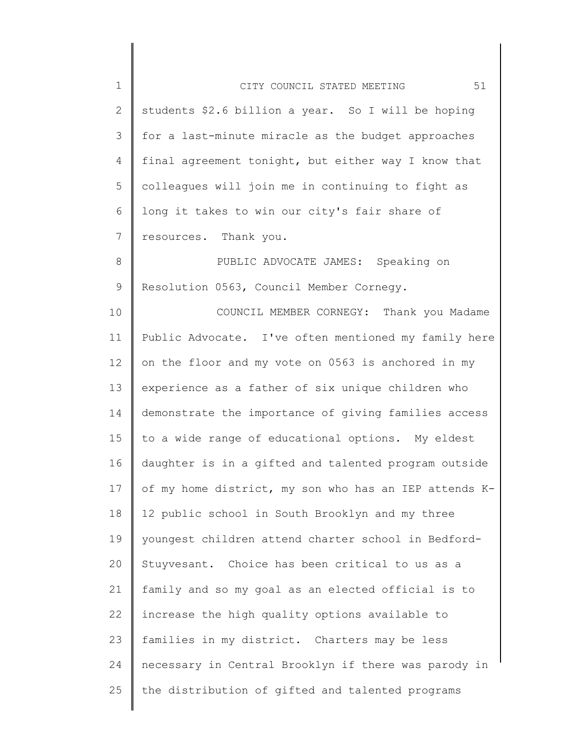students $2.6 billion a year. So I will be hoping for a last-minute miracle as the budget approaches final agreement tonight, but either way I know that colleagues will join me in continuing to fight as long it takes to win our city's fair share of resources. Thank you.

PUBLIC ADVOCATE JAMES: Speaking on Resolution 0563, Council Member Cornegy.

COUNCIL MEMBER CORNEGY: Thank you Madame Public Advocate. I've often mentioned my family here on the floor and my vote on 0563 is anchored in my experience as a father of six unique children who demonstrate the importance of giving families access to a wide range of educational options. My eldest daughter is in a gifted and talented program outside of my home district, my son who has an IEP attends K-12 public school in South Brooklyn and my three youngest children attend charter school in Bedford-Stuyvesant. Choice has been critical to us as a family and so my goal as an elected official is to increase the high quality options available to families in my district. Charters may be less necessary in Central Brooklyn if there was parody in the distribution of gifted and talented programs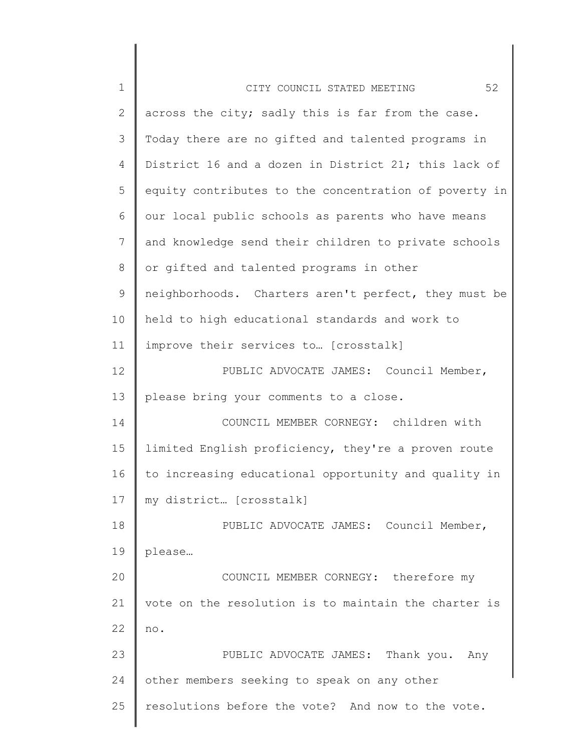across the city; sadly this is far from the case. Today there are no gifted and talented programs in District 16 and a dozen in District 21; this lack of equity contributes to the concentration of poverty in our local public schools as parents who have means and knowledge send their children to private schools or gifted and talented programs in other neighborhoods. Charters aren't perfect, they must be held to high educational standards and work to improve their services to… [crosstalk]

PUBLIC ADVOCATE JAMES: Council Member, please bring your comments to a close.

COUNCIL MEMBER CORNEGY: children with limited English proficiency, they're a proven route to increasing educational opportunity and quality in my district… [crosstalk]

PUBLIC ADVOCATE JAMES: Council Member, please…

COUNCIL MEMBER CORNEGY: therefore my vote on the resolution is to maintain the charter is no.

PUBLIC ADVOCATE JAMES: Thank you. Any other members seeking to speak on any other resolutions before the vote? And now to the vote.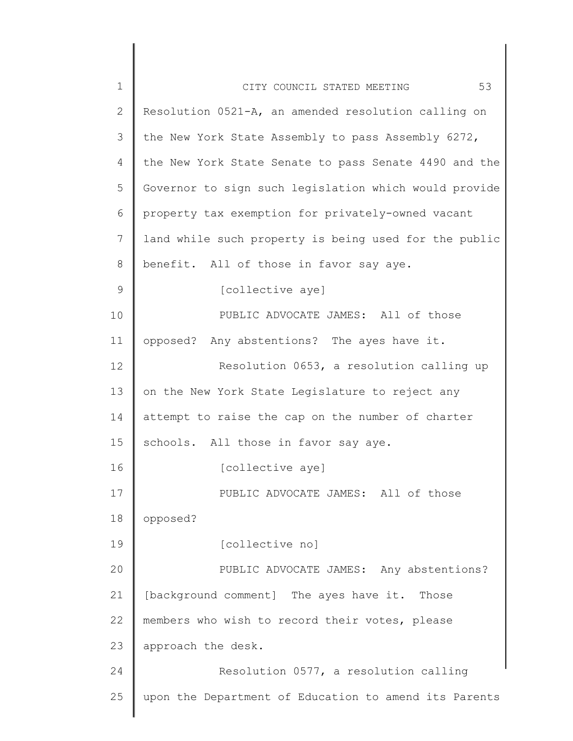Resolution 0521-A, an amended resolution calling on the New York State Assembly to pass Assembly 6272, the New York State Senate to pass Senate 4490 and the Governor to sign such legislation which would provide property tax exemption for privately-owned vacant land while such property is being used for the public benefit. All of those in favor say aye.

[collective aye]

PUBLIC ADVOCATE JAMES: All of those opposed? Any abstentions? The ayes have it.

Resolution 0653, a resolution calling up on the New York State Legislature to reject any attempt to raise the cap on the number of charter schools. All those in favor say aye.

[collective aye]

PUBLIC ADVOCATE JAMES: All of those opposed?

[collective no]

PUBLIC ADVOCATE JAMES: Any abstentions? [background comment] The ayes have it. Those members who wish to record their votes, please approach the desk.

Resolution 0577, a resolution calling upon the Department of Education to amend its Parents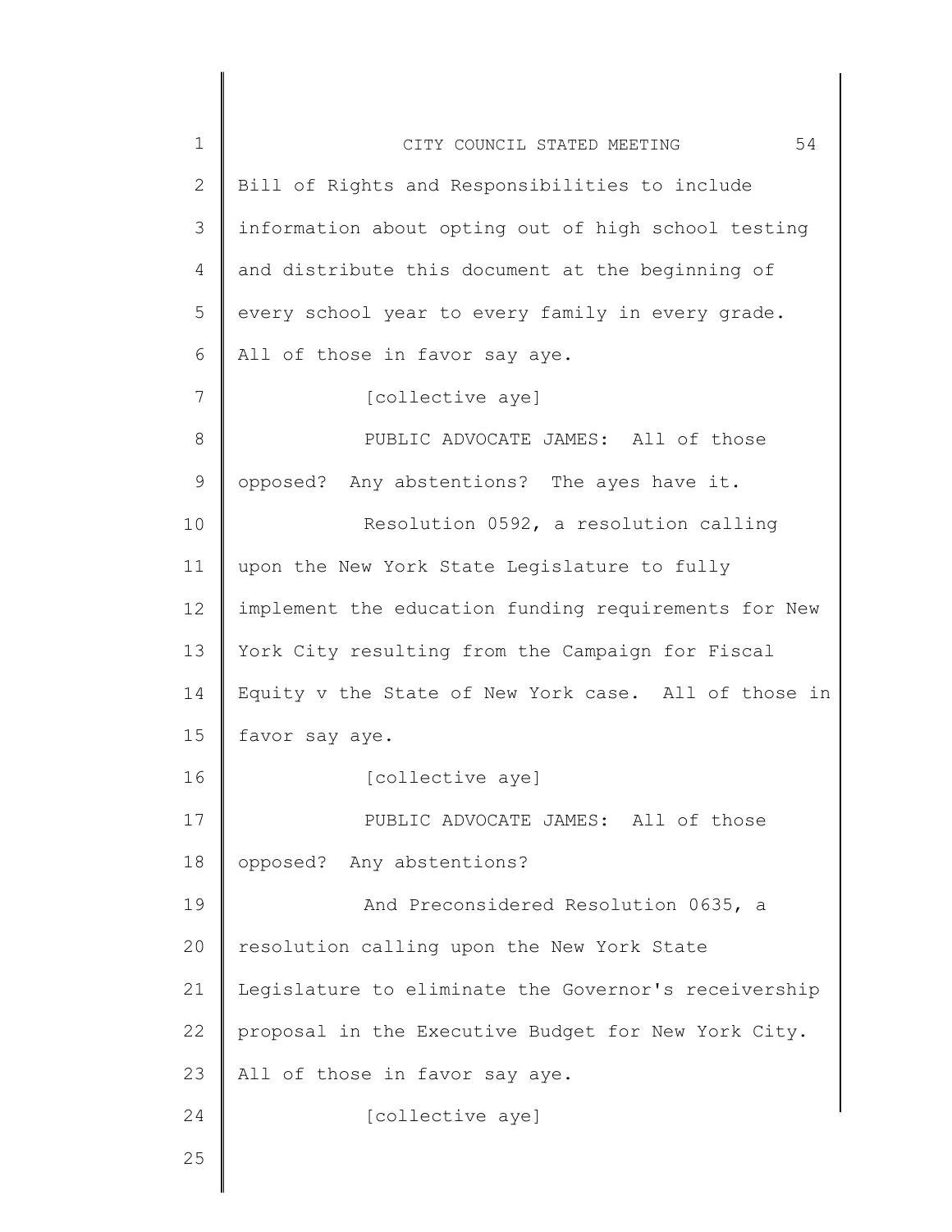Bill of Rights and Responsibilities to include information about opting out of high school testing and distribute this document at the beginning of every school year to every family in every grade. All of those in favor say aye.

[collective aye]

PUBLIC ADVOCATE JAMES: All of those opposed? Any abstentions? The ayes have it.

Resolution 0592, a resolution calling upon the New York State Legislature to fully implement the education funding requirements for New York City resulting from the Campaign for Fiscal Equity v the State of New York case. All of those in favor say aye.

[collective aye]

PUBLIC ADVOCATE JAMES: All of those opposed? Any abstentions?

And Preconsidered Resolution 0635, a resolution calling upon the New York State Legislature to eliminate the Governor's receivership proposal in the Executive Budget for New York City. All of those in favor say aye.

[collective aye]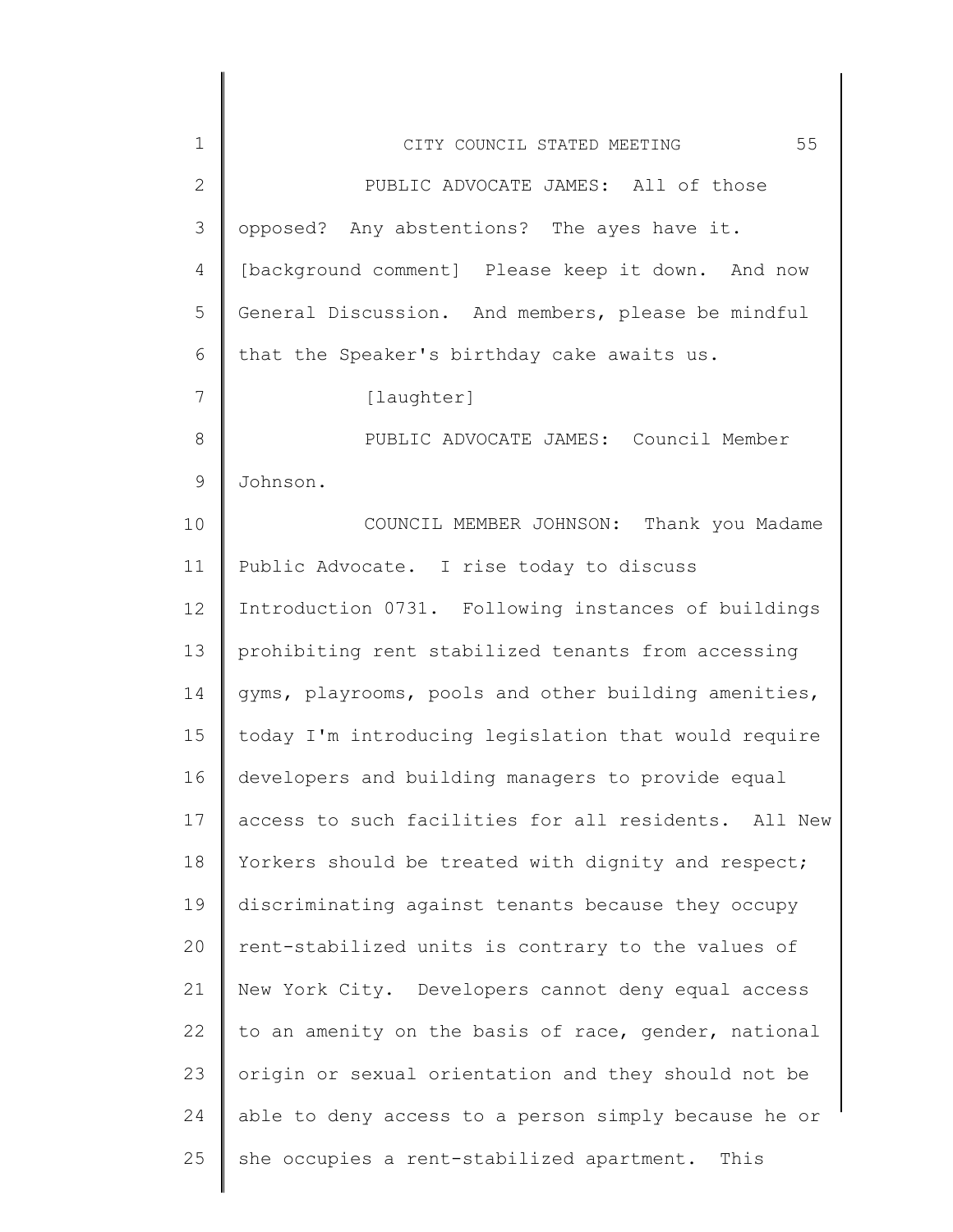PUBLIC ADVOCATE JAMES: All of those opposed? Any abstentions? The ayes have it. [background comment] Please keep it down. And now General Discussion. And members, please be mindful that the Speaker's birthday cake awaits us.

[laughter]

PUBLIC ADVOCATE JAMES: Council Member Johnson.

COUNCIL MEMBER JOHNSON: Thank you Madame Public Advocate. I rise today to discuss Introduction 0731. Following instances of buildings prohibiting rent stabilized tenants from accessing gyms, playrooms, pools and other building amenities, today I'm introducing legislation that would require developers and building managers to provide equal access to such facilities for all residents. All New Yorkers should be treated with dignity and respect; discriminating against tenants because they occupy rent-stabilized units is contrary to the values of New York City. Developers cannot deny equal access to an amenity on the basis of race, gender, national origin or sexual orientation and they should not be able to deny access to a person simply because he or she occupies a rent-stabilized apartment. This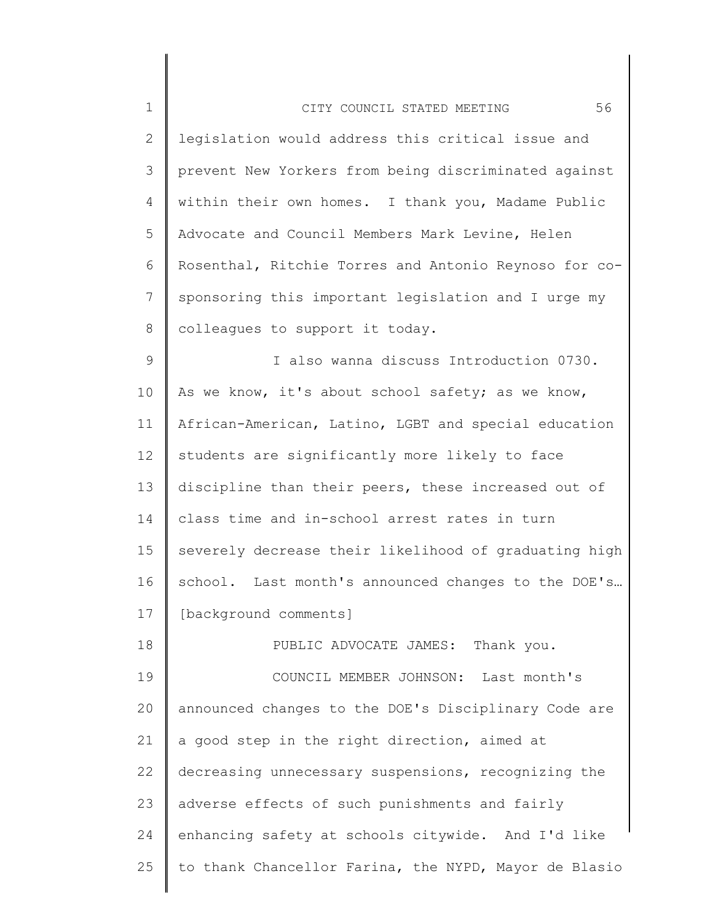legislation would address this critical issue and prevent New Yorkers from being discriminated against within their own homes. I thank you, Madame Public Advocate and Council Members Mark Levine, Helen Rosenthal, Ritchie Torres and Antonio Reynoso for co-sponsoring this important legislation and I urge my colleagues to support it today.

I also wanna discuss Introduction 0730. As we know, it's about school safety; as we know, African-American, Latino, LGBT and special education students are significantly more likely to face discipline than their peers, these increased out of class time and in-school arrest rates in turn severely decrease their likelihood of graduating high school. Last month's announced changes to the DOE's… [background comments]

PUBLIC ADVOCATE JAMES: Thank you.

COUNCIL MEMBER JOHNSON: Last month's announced changes to the DOE's Disciplinary Code are a good step in the right direction, aimed at decreasing unnecessary suspensions, recognizing the adverse effects of such punishments and fairly enhancing safety at schools citywide. And I'd like to thank Chancellor Farina, the NYPD, Mayor de Blasio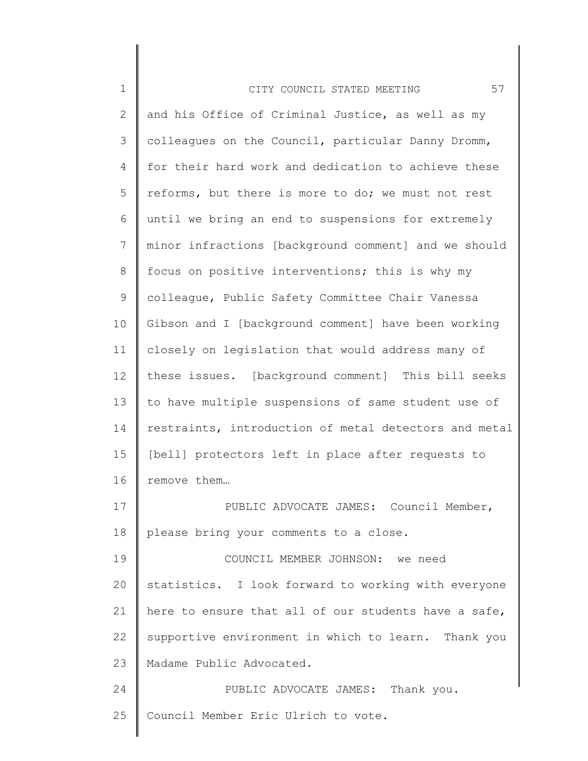and his Office of Criminal Justice, as well as my colleagues on the Council, particular Danny Dromm, for their hard work and dedication to achieve these reforms, but there is more to do; we must not rest until we bring an end to suspensions for extremely minor infractions [background comment] and we should focus on positive interventions; this is why my colleague, Public Safety Committee Chair Vanessa Gibson and I [background comment] have been working closely on legislation that would address many of these issues. [background comment] This bill seeks to have multiple suspensions of same student use of restraints, introduction of metal detectors and metal [bell] protectors left in place after requests to remove them…

PUBLIC ADVOCATE JAMES: Council Member, please bring your comments to a close.

COUNCIL MEMBER JOHNSON: we need statistics. I look forward to working with everyone here to ensure that all of our students have a safe, supportive environment in which to learn. Thank you Madame Public Advocated.

PUBLIC ADVOCATE JAMES: Thank you. Council Member Eric Ulrich to vote.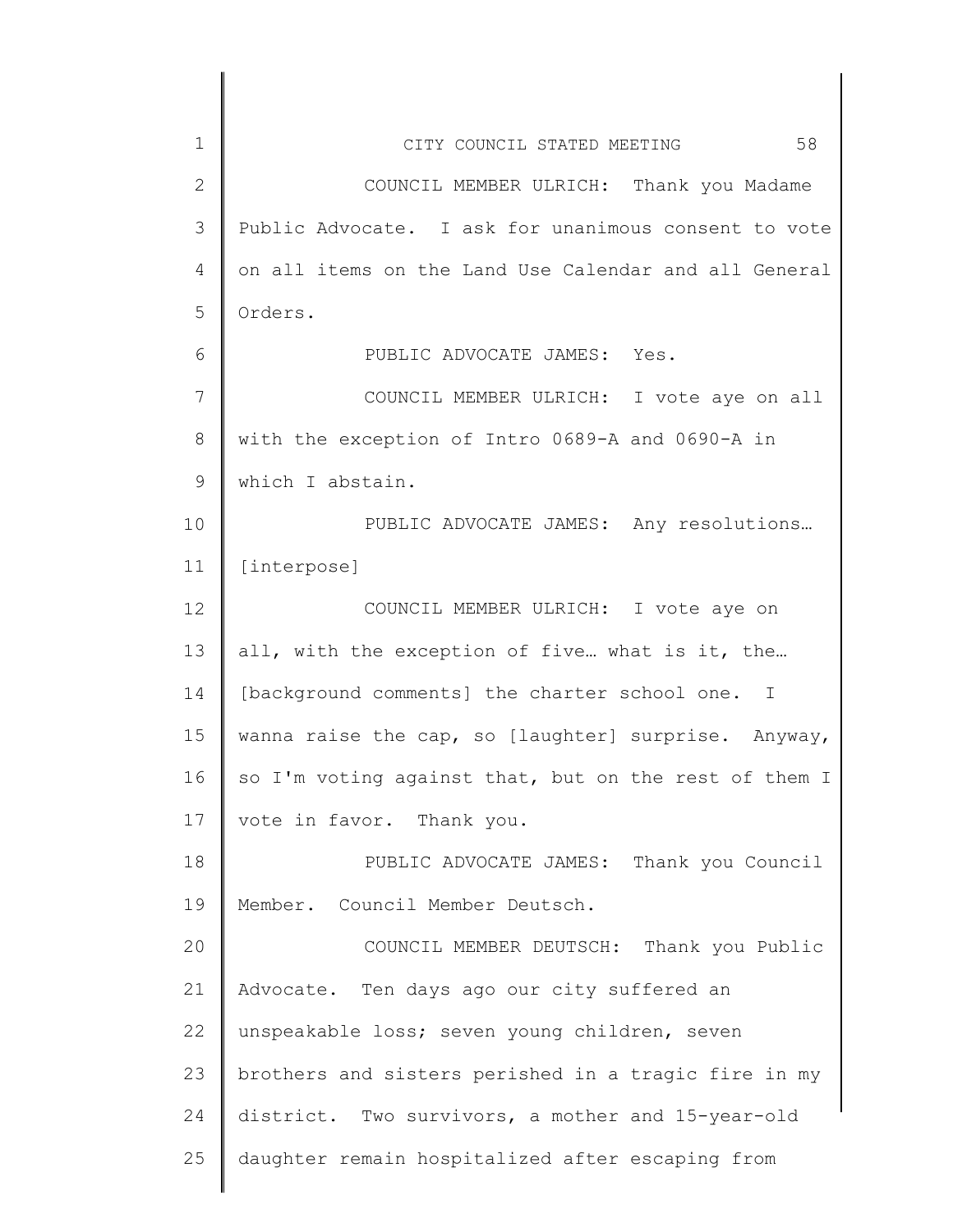COUNCIL MEMBER ULRICH: Thank you Madame Public Advocate. I ask for unanimous consent to vote on all items on the Land Use Calendar and all General Orders.

PUBLIC ADVOCATE JAMES: Yes.

COUNCIL MEMBER ULRICH: I vote aye on all with the exception of Intro 0689-A and 0690-A in which I abstain.

PUBLIC ADVOCATE JAMES: Any resolutions… [interpose]

COUNCIL MEMBER ULRICH: I vote aye on all, with the exception of five… what is it, the… [background comments] the charter school one. I wanna raise the cap, so [laughter] surprise. Anyway, so I'm voting against that, but on the rest of them I vote in favor. Thank you.

PUBLIC ADVOCATE JAMES: Thank you Council Member. Council Member Deutsch.

COUNCIL MEMBER DEUTSCH: Thank you Public Advocate. Ten days ago our city suffered an unspeakable loss; seven young children, seven brothers and sisters perished in a tragic fire in my district. Two survivors, a mother and 15-year-old daughter remain hospitalized after escaping from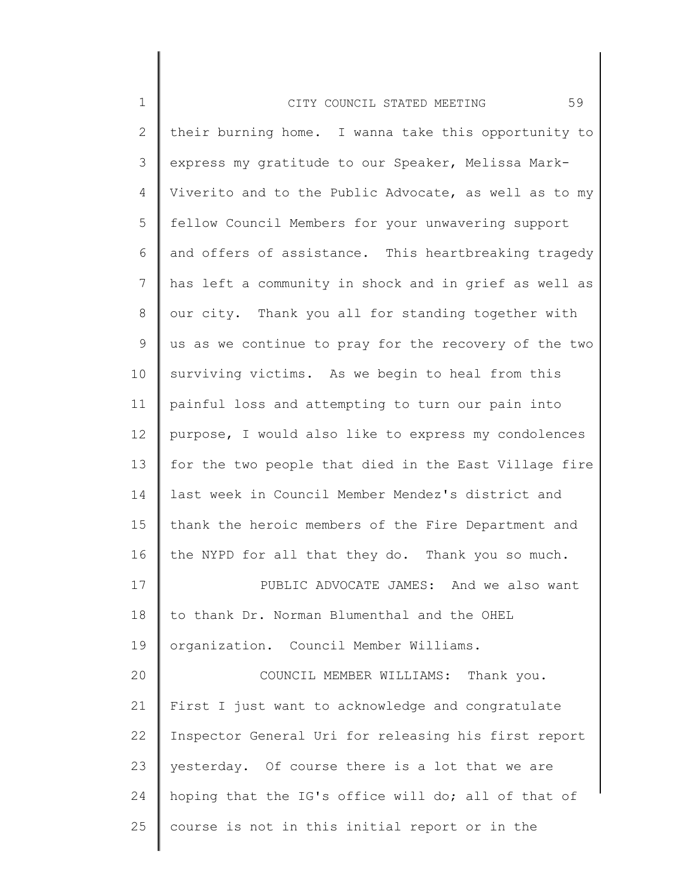their burning home. I wanna take this opportunity to express my gratitude to our Speaker, Melissa Mark-Viverito and to the Public Advocate, as well as to my fellow Council Members for your unwavering support and offers of assistance. This heartbreaking tragedy has left a community in shock and in grief as well as our city. Thank you all for standing together with us as we continue to pray for the recovery of the two surviving victims. As we begin to heal from this painful loss and attempting to turn our pain into purpose, I would also like to express my condolences for the two people that died in the East Village fire last week in Council Member Mendez's district and thank the heroic members of the Fire Department and the NYPD for all that they do. Thank you so much.

PUBLIC ADVOCATE JAMES: And we also want to thank Dr. Norman Blumenthal and the OHEL organization. Council Member Williams.

COUNCIL MEMBER WILLIAMS: Thank you. First I just want to acknowledge and congratulate Inspector General Uri for releasing his first report yesterday. Of course there is a lot that we are hoping that the IG's office will do; all of that of course is not in this initial report or in the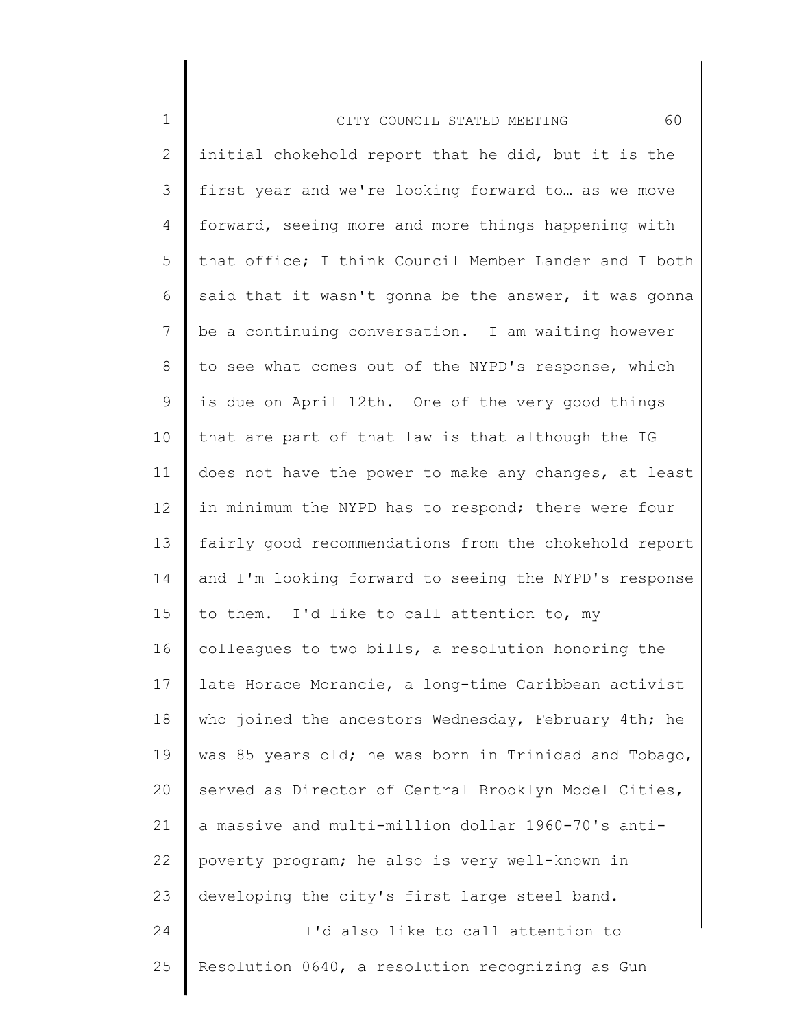initial chokehold report that he did, but it is the first year and we're looking forward to… as we move forward, seeing more and more things happening with that office; I think Council Member Lander and I both said that it wasn't gonna be the answer, it was gonna be a continuing conversation. I am waiting however to see what comes out of the NYPD's response, which is due on April 12th. One of the very good things that are part of that law is that although the IG does not have the power to make any changes, at least in minimum the NYPD has to respond; there were four fairly good recommendations from the chokehold report and I'm looking forward to seeing the NYPD's response to them. I'd like to call attention to, my colleagues to two bills, a resolution honoring the late Horace Morancie, a long-time Caribbean activist who joined the ancestors Wednesday, February 4th; he was 85 years old; he was born in Trinidad and Tobago, served as Director of Central Brooklyn Model Cities, a massive and multi-million dollar 1960-70's anti-poverty program; he also is very well-known in developing the city's first large steel band.

I'd also like to call attention to Resolution 0640, a resolution recognizing as Gun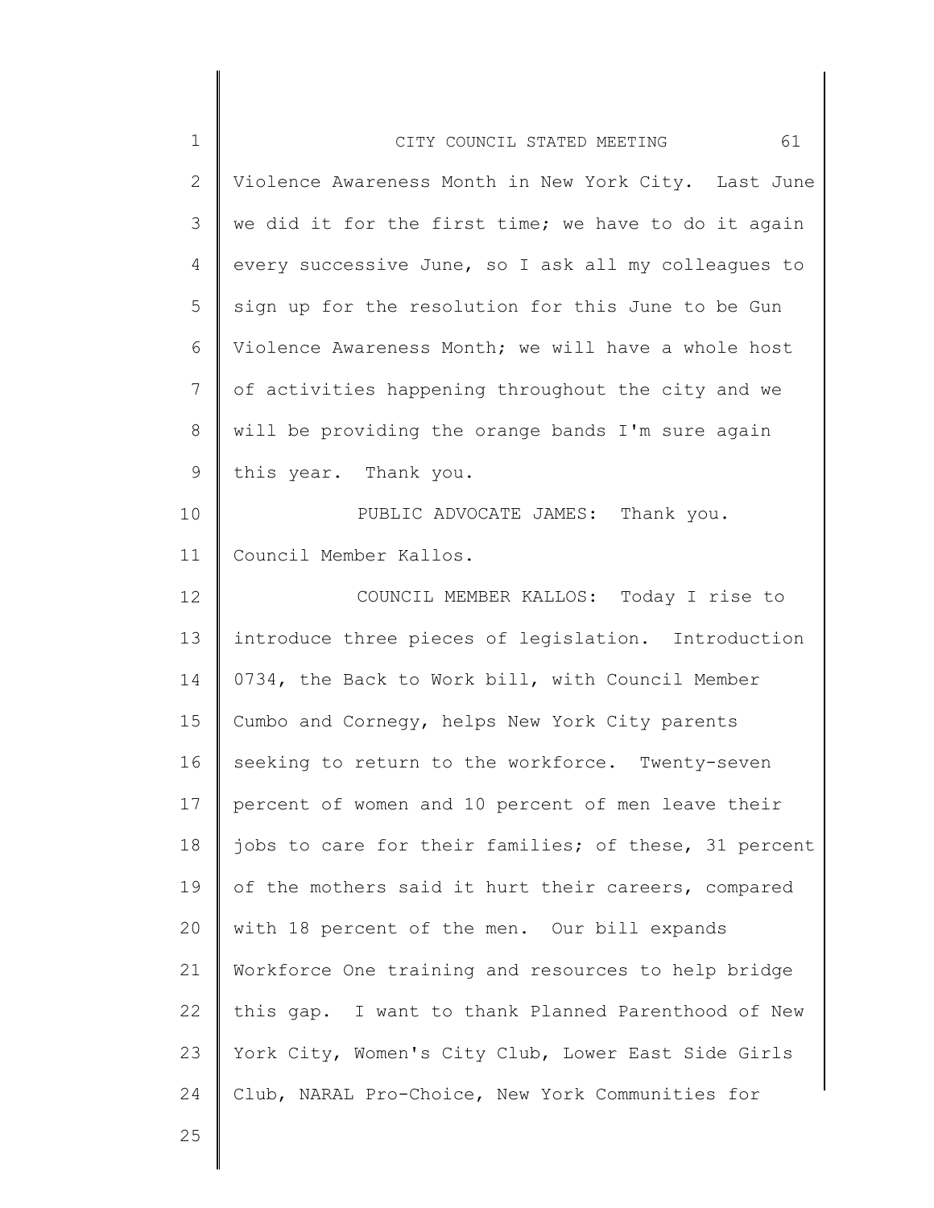Violence Awareness Month in New York City. Last June we did it for the first time; we have to do it again every successive June, so I ask all my colleagues to sign up for the resolution for this June to be Gun Violence Awareness Month; we will have a whole host of activities happening throughout the city and we will be providing the orange bands I'm sure again this year. Thank you.

PUBLIC ADVOCATE JAMES: Thank you. Council Member Kallos.

COUNCIL MEMBER KALLOS: Today I rise to introduce three pieces of legislation. Introduction 0734, the Back to Work bill, with Council Member Cumbo and Cornegy, helps New York City parents seeking to return to the workforce. Twenty-seven percent of women and 10 percent of men leave their jobs to care for their families; of these, 31 percent of the mothers said it hurt their careers, compared with 18 percent of the men. Our bill expands Workforce One training and resources to help bridge this gap. I want to thank Planned Parenthood of New York City, Women's City Club, Lower East Side Girls Club, NARAL Pro-Choice, New York Communities for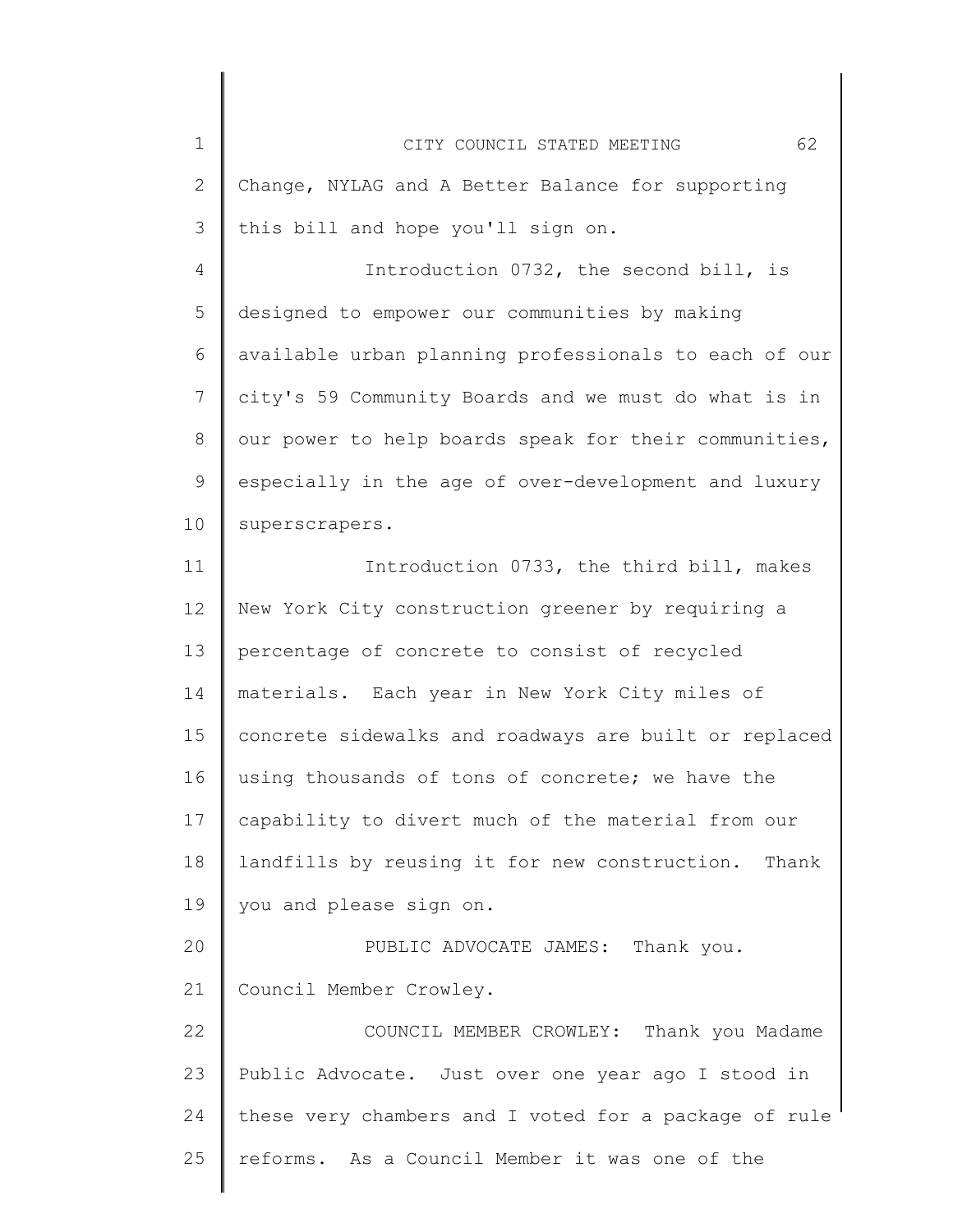Change, NYLAG and A Better Balance for supporting this bill and hope you'll sign on.

Introduction 0732, the second bill, is designed to empower our communities by making available urban planning professionals to each of our city's 59 Community Boards and we must do what is in our power to help boards speak for their communities, especially in the age of over-development and luxury superscrapers.

Introduction 0733, the third bill, makes New York City construction greener by requiring a percentage of concrete to consist of recycled materials. Each year in New York City miles of concrete sidewalks and roadways are built or replaced using thousands of tons of concrete; we have the capability to divert much of the material from our landfills by reusing it for new construction. Thank you and please sign on.

PUBLIC ADVOCATE JAMES: Thank you. Council Member Crowley.

COUNCIL MEMBER CROWLEY: Thank you Madame Public Advocate. Just over one year ago I stood in these very chambers and I voted for a package of rule reforms. As a Council Member it was one of the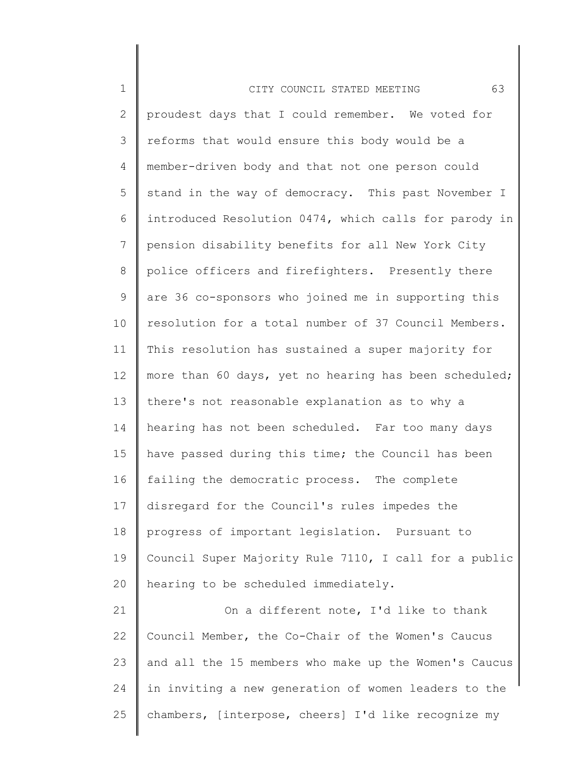proudest days that I could remember. We voted for reforms that would ensure this body would be a member-driven body and that not one person could stand in the way of democracy. This past November I introduced Resolution 0474, which calls for parody in pension disability benefits for all New York City police officers and firefighters. Presently there are 36 co-sponsors who joined me in supporting this resolution for a total number of 37 Council Members. This resolution has sustained a super majority for more than 60 days, yet no hearing has been scheduled; there's not reasonable explanation as to why a hearing has not been scheduled. Far too many days have passed during this time; the Council has been failing the democratic process. The complete disregard for the Council's rules impedes the progress of important legislation. Pursuant to Council Super Majority Rule 7110, I call for a public hearing to be scheduled immediately.

On a different note, I'd like to thank Council Member, the Co-Chair of the Women's Caucus and all the 15 members who make up the Women's Caucus in inviting a new generation of women leaders to the chambers, [interpose, cheers] I'd like recognize my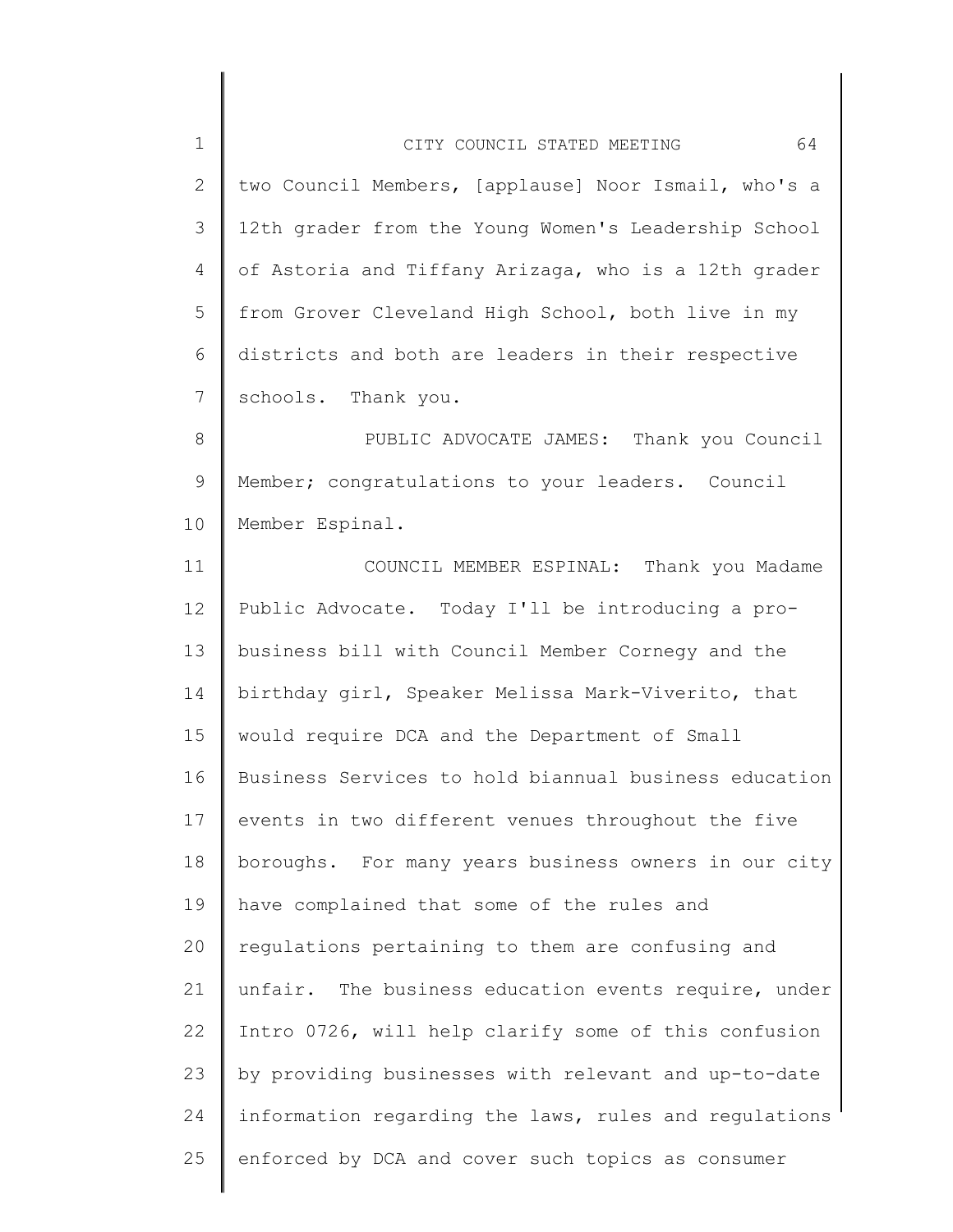two Council Members, [applause] Noor Ismail, who's a 12th grader from the Young Women's Leadership School of Astoria and Tiffany Arizaga, who is a 12th grader from Grover Cleveland High School, both live in my districts and both are leaders in their respective schools. Thank you.

PUBLIC ADVOCATE JAMES: Thank you Council Member; congratulations to your leaders. Council Member Espinal.

COUNCIL MEMBER ESPINAL: Thank you Madame Public Advocate. Today I'll be introducing a pro-business bill with Council Member Cornegy and the birthday girl, Speaker Melissa Mark-Viverito, that would require DCA and the Department of Small Business Services to hold biannual business education events in two different venues throughout the five boroughs. For many years business owners in our city have complained that some of the rules and regulations pertaining to them are confusing and unfair. The business education events require, under Intro 0726, will help clarify some of this confusion by providing businesses with relevant and up-to-date information regarding the laws, rules and regulations enforced by DCA and cover such topics as consumer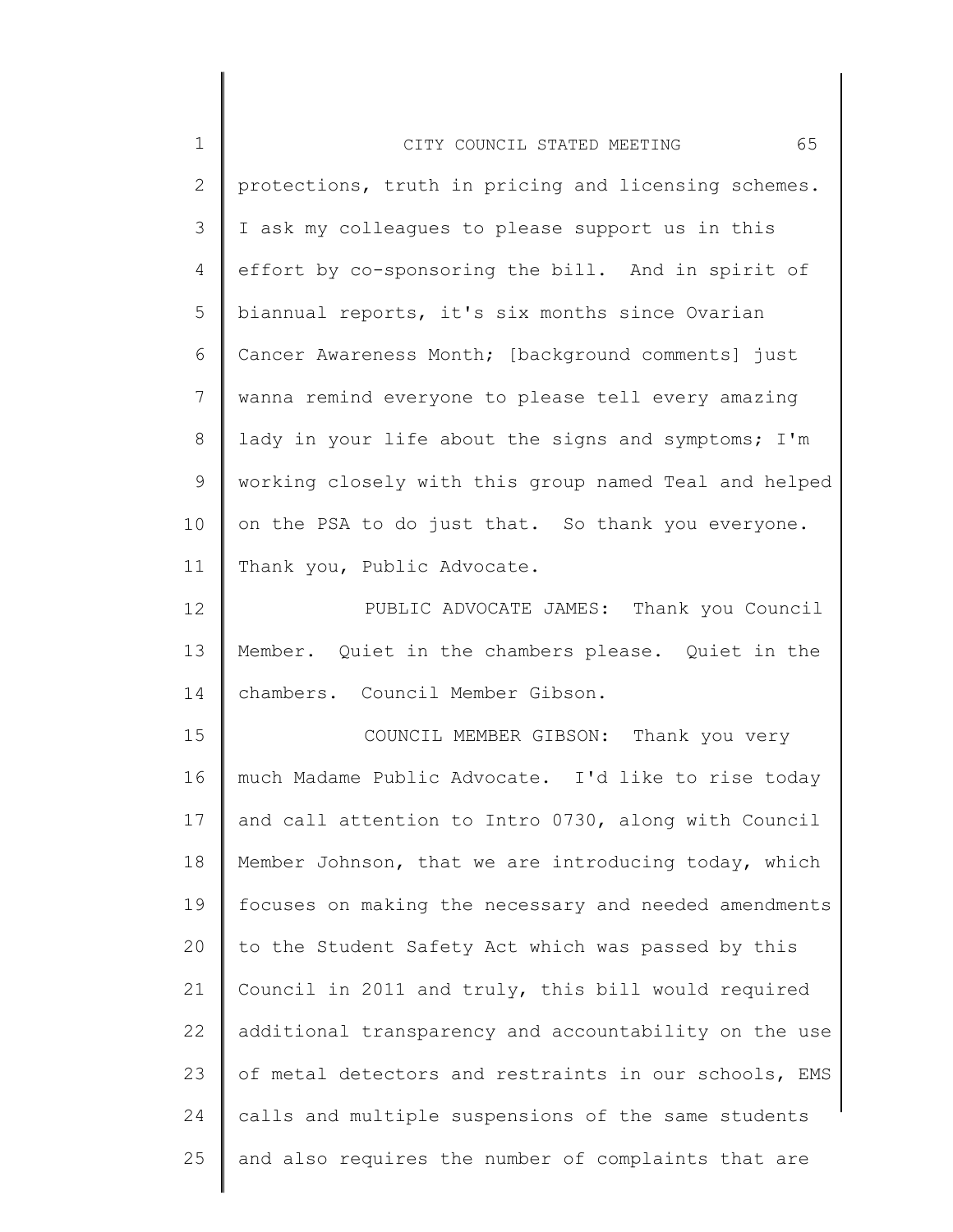protections, truth in pricing and licensing schemes. I ask my colleagues to please support us in this effort by co-sponsoring the bill. And in spirit of biannual reports, it's six months since Ovarian Cancer Awareness Month; [background comments] just wanna remind everyone to please tell every amazing lady in your life about the signs and symptoms; I'm working closely with this group named Teal and helped on the PSA to do just that. So thank you everyone. Thank you, Public Advocate.

PUBLIC ADVOCATE JAMES: Thank you Council Member. Quiet in the chambers please. Quiet in the chambers. Council Member Gibson.

COUNCIL MEMBER GIBSON: Thank you very much Madame Public Advocate. I'd like to rise today and call attention to Intro 0730, along with Council Member Johnson, that we are introducing today, which focuses on making the necessary and needed amendments to the Student Safety Act which was passed by this Council in 2011 and truly, this bill would required additional transparency and accountability on the use of metal detectors and restraints in our schools, EMS calls and multiple suspensions of the same students and also requires the number of complaints that are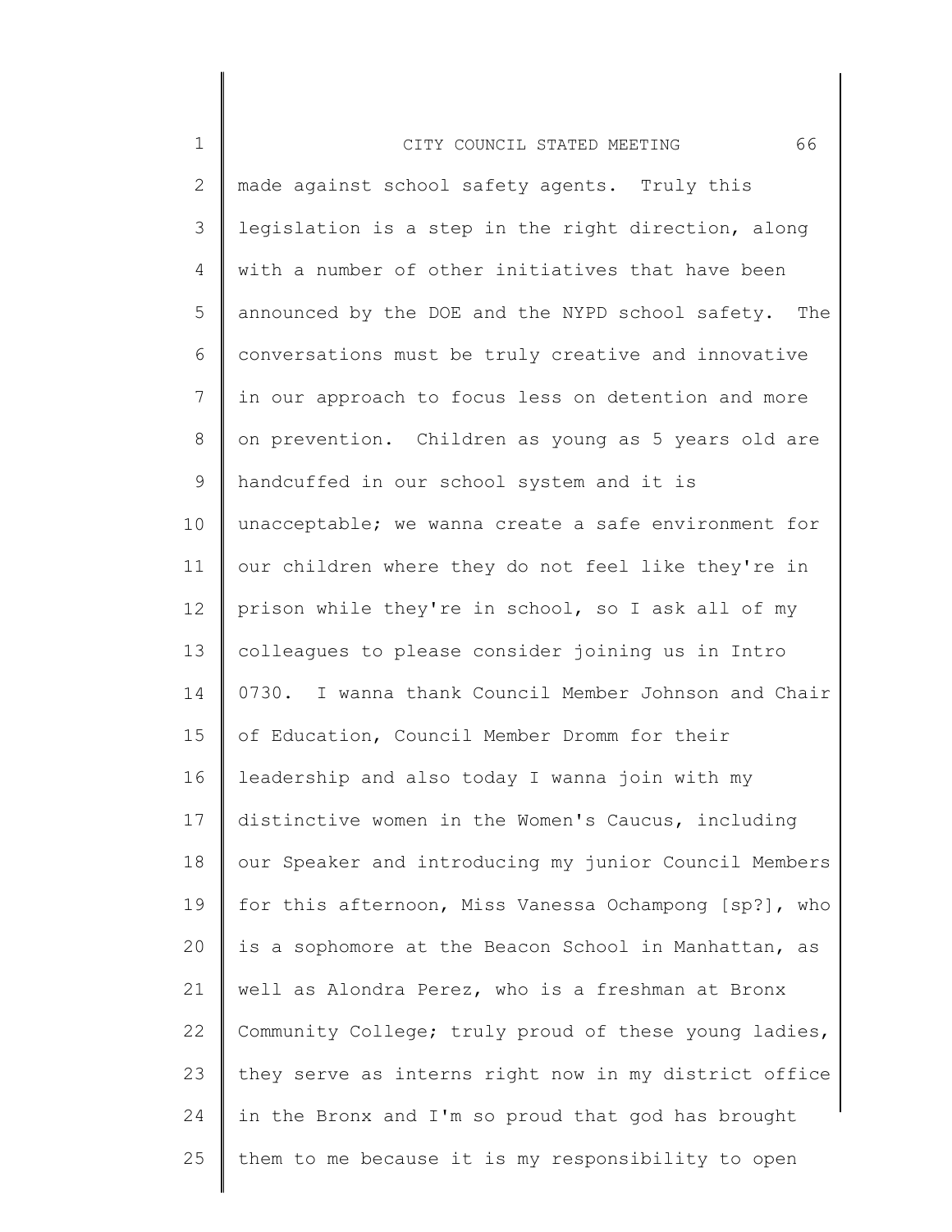made against school safety agents. Truly this legislation is a step in the right direction, along with a number of other initiatives that have been announced by the DOE and the NYPD school safety. The conversations must be truly creative and innovative in our approach to focus less on detention and more on prevention. Children as young as 5 years old are handcuffed in our school system and it is unacceptable; we wanna create a safe environment for our children where they do not feel like they're in prison while they're in school, so I ask all of my colleagues to please consider joining us in Intro 0730. I wanna thank Council Member Johnson and Chair of Education, Council Member Dromm for their leadership and also today I wanna join with my distinctive women in the Women's Caucus, including our Speaker and introducing my junior Council Members for this afternoon, Miss Vanessa Ochampong [sp?], who is a sophomore at the Beacon School in Manhattan, as well as Alondra Perez, who is a freshman at Bronx Community College; truly proud of these young ladies, they serve as interns right now in my district office in the Bronx and I'm so proud that god has brought them to me because it is my responsibility to open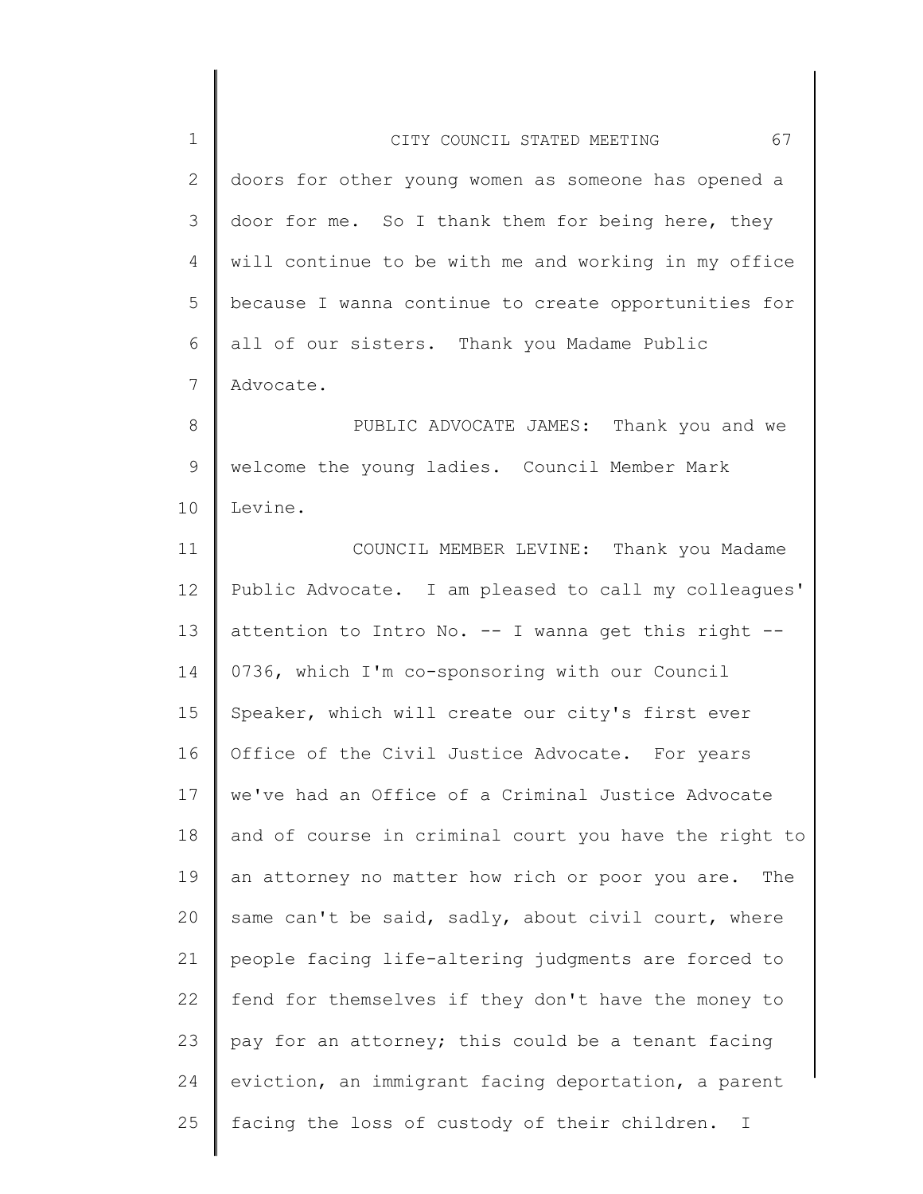doors for other young women as someone has opened a door for me. So I thank them for being here, they will continue to be with me and working in my office because I wanna continue to create opportunities for all of our sisters. Thank you Madame Public Advocate.

PUBLIC ADVOCATE JAMES: Thank you and we welcome the young ladies. Council Member Mark Levine.

COUNCIL MEMBER LEVINE: Thank you Madame Public Advocate. I am pleased to call my colleagues' attention to Intro No. -- I wanna get this right -- 0736, which I'm co-sponsoring with our Council Speaker, which will create our city's first ever Office of the Civil Justice Advocate. For years we've had an Office of a Criminal Justice Advocate and of course in criminal court you have the right to an attorney no matter how rich or poor you are. The same can't be said, sadly, about civil court, where people facing life-altering judgments are forced to fend for themselves if they don't have the money to pay for an attorney; this could be a tenant facing eviction, an immigrant facing deportation, a parent facing the loss of custody of their children. I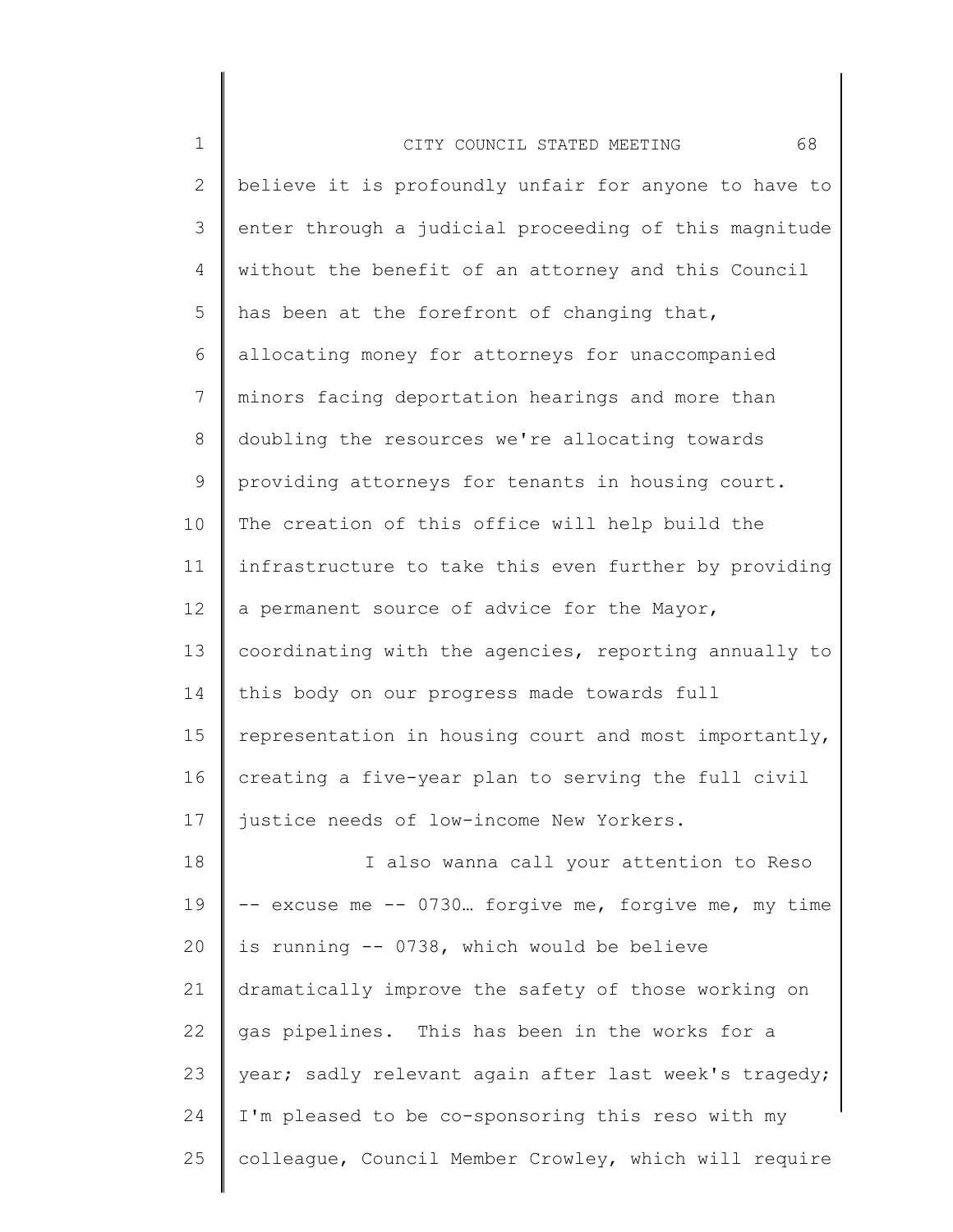believe it is profoundly unfair for anyone to have to enter through a judicial proceeding of this magnitude without the benefit of an attorney and this Council has been at the forefront of changing that, allocating money for attorneys for unaccompanied minors facing deportation hearings and more than doubling the resources we're allocating towards providing attorneys for tenants in housing court. The creation of this office will help build the infrastructure to take this even further by providing a permanent source of advice for the Mayor, coordinating with the agencies, reporting annually to this body on our progress made towards full representation in housing court and most importantly, creating a five-year plan to serving the full civil justice needs of low-income New Yorkers.

I also wanna call your attention to Reso -- excuse me -- 0730… forgive me, forgive me, my time is running -- 0738, which would be believe dramatically improve the safety of those working on gas pipelines. This has been in the works for a year; sadly relevant again after last week's tragedy; I'm pleased to be co-sponsoring this reso with my colleague, Council Member Crowley, which will require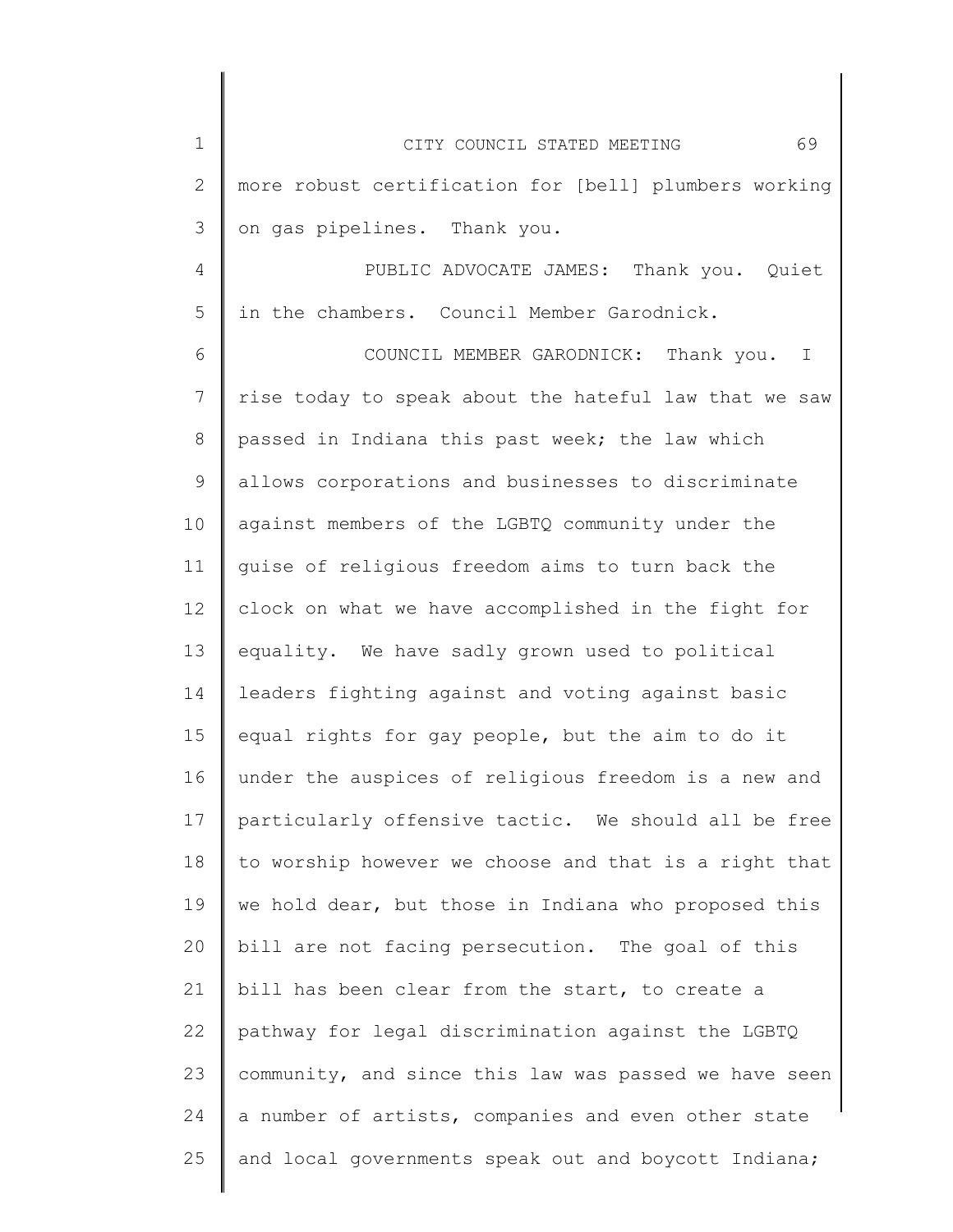more robust certification for [bell] plumbers working on gas pipelines. Thank you.

PUBLIC ADVOCATE JAMES: Thank you. Quiet in the chambers. Council Member Garodnick.

COUNCIL MEMBER GARODNICK: Thank you. I rise today to speak about the hateful law that we saw passed in Indiana this past week; the law which allows corporations and businesses to discriminate against members of the LGBTQ community under the guise of religious freedom aims to turn back the clock on what we have accomplished in the fight for equality. We have sadly grown used to political leaders fighting against and voting against basic equal rights for gay people, but the aim to do it under the auspices of religious freedom is a new and particularly offensive tactic. We should all be free to worship however we choose and that is a right that we hold dear, but those in Indiana who proposed this bill are not facing persecution. The goal of this bill has been clear from the start, to create a pathway for legal discrimination against the LGBTQ community, and since this law was passed we have seen a number of artists, companies and even other state and local governments speak out and boycott Indiana;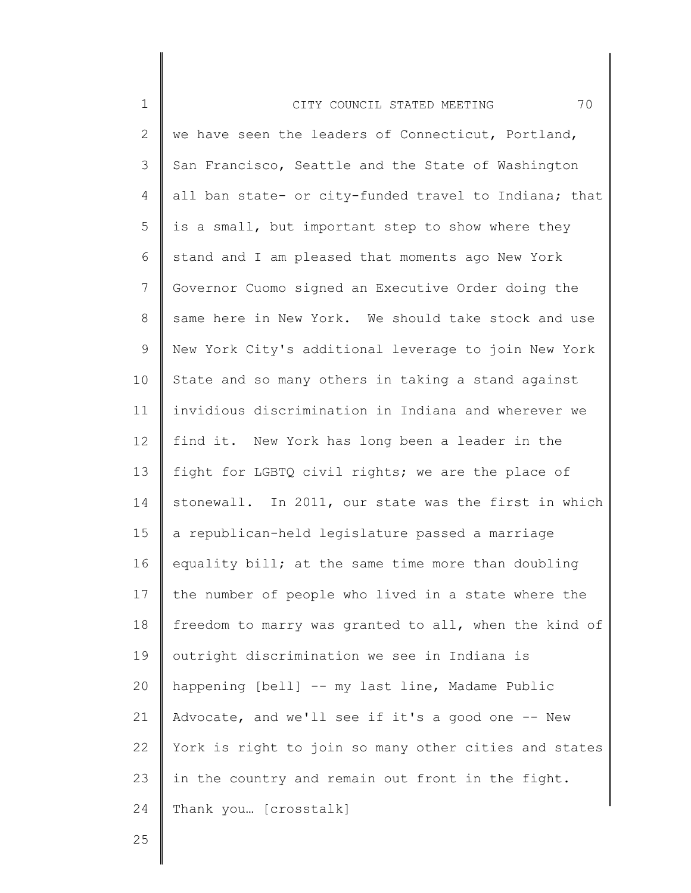we have seen the leaders of Connecticut, Portland, San Francisco, Seattle and the State of Washington all ban state- or city-funded travel to Indiana; that is a small, but important step to show where they stand and I am pleased that moments ago New York Governor Cuomo signed an Executive Order doing the same here in New York. We should take stock and use New York City's additional leverage to join New York State and so many others in taking a stand against invidious discrimination in Indiana and wherever we find it. New York has long been a leader in the fight for LGBTQ civil rights; we are the place of stonewall. In 2011, our state was the first in which a republican-held legislature passed a marriage equality bill; at the same time more than doubling the number of people who lived in a state where the freedom to marry was granted to all, when the kind of outright discrimination we see in Indiana is happening [bell] -- my last line, Madame Public Advocate, and we'll see if it's a good one -- New York is right to join so many other cities and states in the country and remain out front in the fight. Thank you… [crosstalk]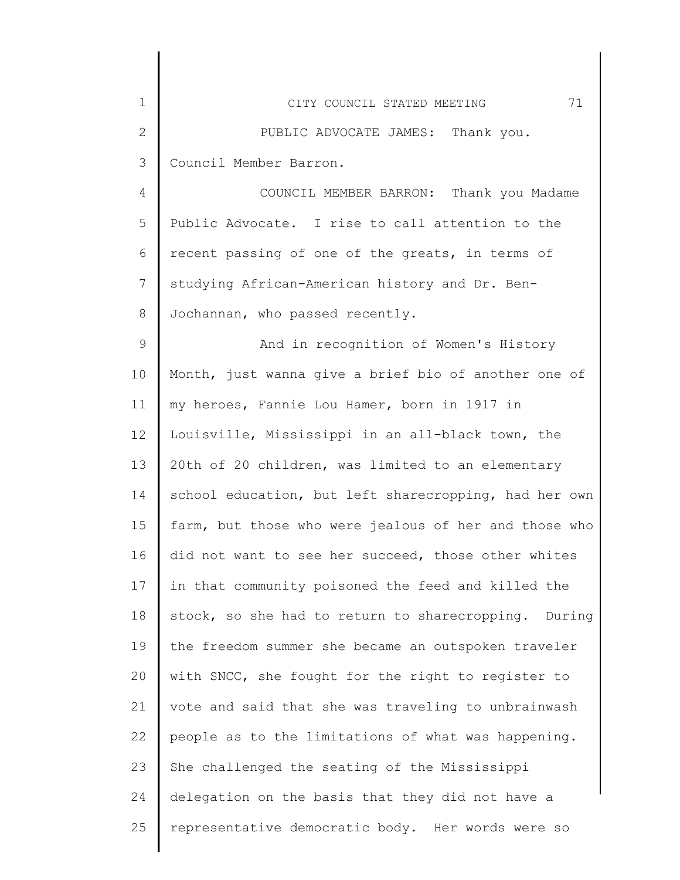PUBLIC ADVOCATE JAMES: Thank you. Council Member Barron.

COUNCIL MEMBER BARRON: Thank you Madame Public Advocate. I rise to call attention to the recent passing of one of the greats, in terms of studying African-American history and Dr. Ben-Jochannan, who passed recently.

And in recognition of Women's History Month, just wanna give a brief bio of another one of my heroes, Fannie Lou Hamer, born in 1917 in Louisville, Mississippi in an all-black town, the 20th of 20 children, was limited to an elementary school education, but left sharecropping, had her own farm, but those who were jealous of her and those who did not want to see her succeed, those other whites in that community poisoned the feed and killed the stock, so she had to return to sharecropping. During the freedom summer she became an outspoken traveler with SNCC, she fought for the right to register to vote and said that she was traveling to unbrainwash people as to the limitations of what was happening. She challenged the seating of the Mississippi delegation on the basis that they did not have a representative democratic body. Her words were so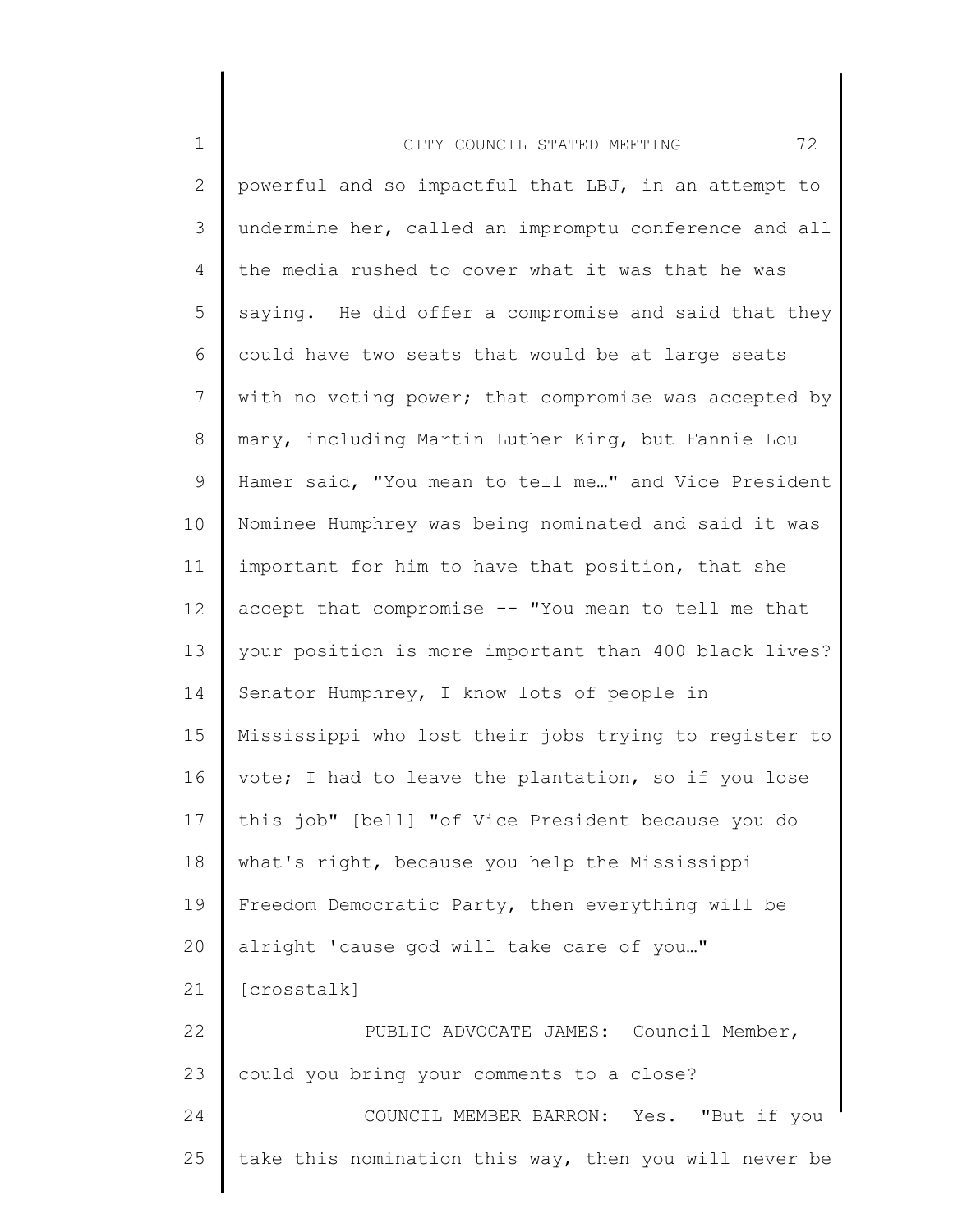powerful and so impactful that LBJ, in an attempt to undermine her, called an impromptu conference and all the media rushed to cover what it was that he was saying. He did offer a compromise and said that they could have two seats that would be at large seats with no voting power; that compromise was accepted by many, including Martin Luther King, but Fannie Lou Hamer said, "You mean to tell me…" and Vice President Nominee Humphrey was being nominated and said it was important for him to have that position, that she accept that compromise -- "You mean to tell me that your position is more important than 400 black lives? Senator Humphrey, I know lots of people in Mississippi who lost their jobs trying to register to vote; I had to leave the plantation, so if you lose this job" [bell] "of Vice President because you do what's right, because you help the Mississippi Freedom Democratic Party, then everything will be alright 'cause god will take care of you…" [crosstalk]

PUBLIC ADVOCATE JAMES: Council Member, could you bring your comments to a close?

COUNCIL MEMBER BARRON: Yes. "But if you take this nomination this way, then you will never be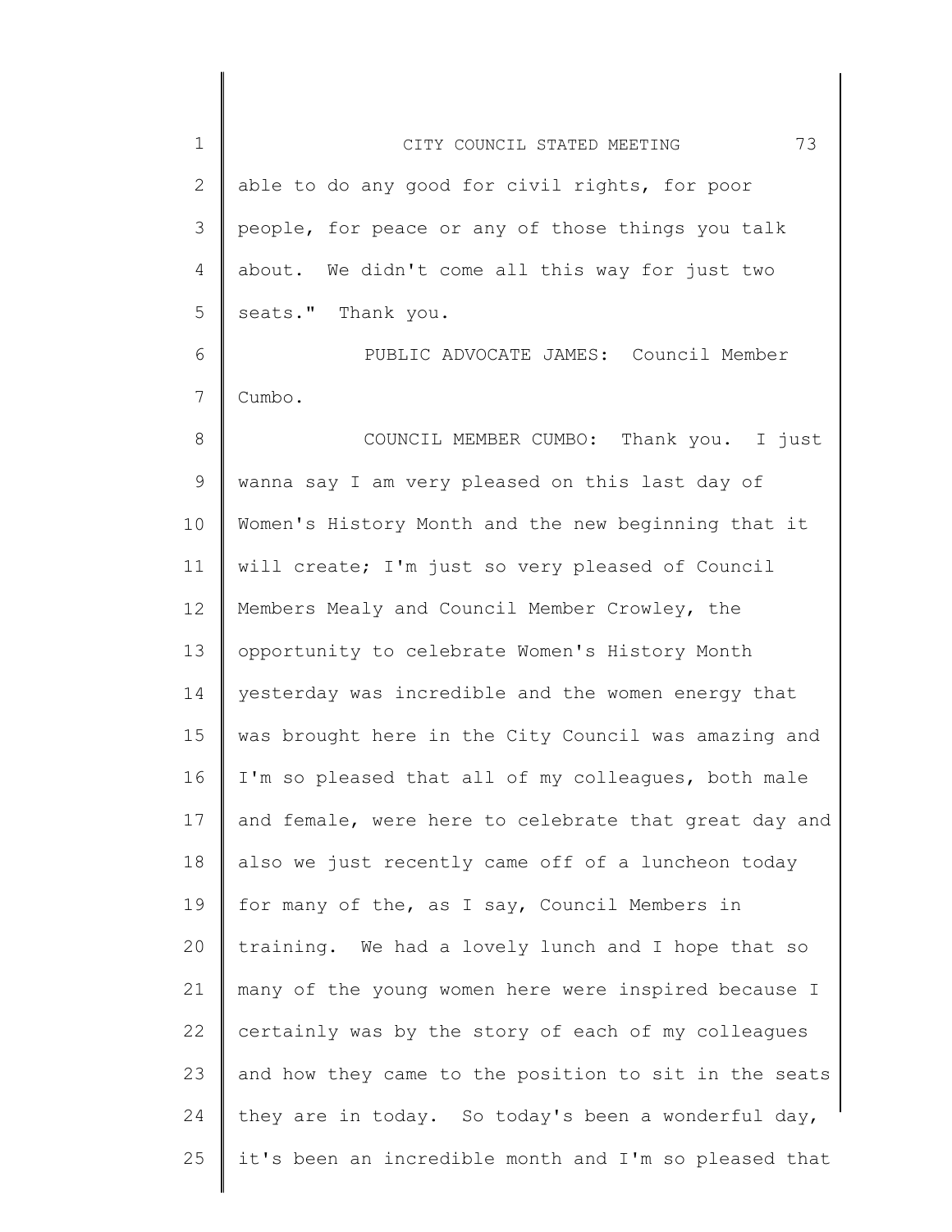able to do any good for civil rights, for poor people, for peace or any of those things you talk about. We didn't come all this way for just two seats." Thank you.

PUBLIC ADVOCATE JAMES: Council Member Cumbo.

COUNCIL MEMBER CUMBO: Thank you. I just wanna say I am very pleased on this last day of Women's History Month and the new beginning that it will create; I'm just so very pleased of Council Members Mealy and Council Member Crowley, the opportunity to celebrate Women's History Month yesterday was incredible and the women energy that was brought here in the City Council was amazing and I'm so pleased that all of my colleagues, both male and female, were here to celebrate that great day and also we just recently came off of a luncheon today for many of the, as I say, Council Members in training. We had a lovely lunch and I hope that so many of the young women here were inspired because I certainly was by the story of each of my colleagues and how they came to the position to sit in the seats they are in today. So today's been a wonderful day, it's been an incredible month and I'm so pleased that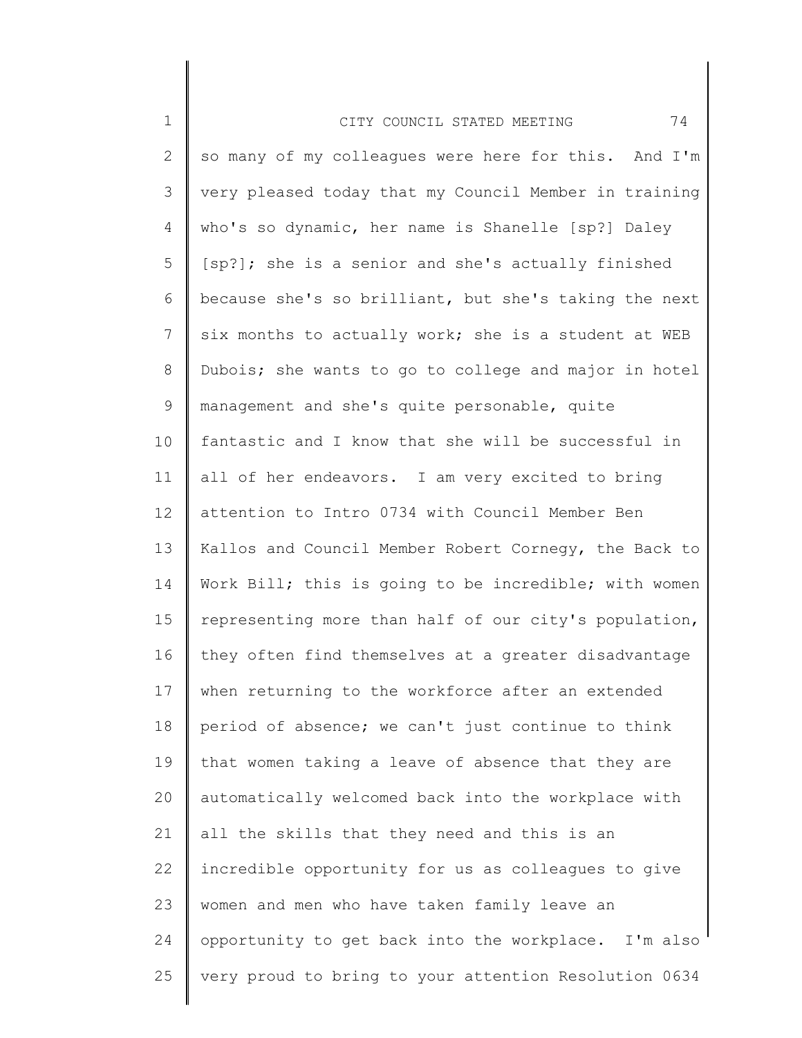so many of my colleagues were here for this. And I'm very pleased today that my Council Member in training who's so dynamic, her name is Shanelle [sp?] Daley [sp?]; she is a senior and she's actually finished because she's so brilliant, but she's taking the next six months to actually work; she is a student at WEB Dubois; she wants to go to college and major in hotel management and she's quite personable, quite fantastic and I know that she will be successful in all of her endeavors. I am very excited to bring attention to Intro 0734 with Council Member Ben Kallos and Council Member Robert Cornegy, the Back to Work Bill; this is going to be incredible; with women representing more than half of our city's population, they often find themselves at a greater disadvantage when returning to the workforce after an extended period of absence; we can't just continue to think that women taking a leave of absence that they are automatically welcomed back into the workplace with all the skills that they need and this is an incredible opportunity for us as colleagues to give women and men who have taken family leave an opportunity to get back into the workplace. I'm also very proud to bring to your attention Resolution 0634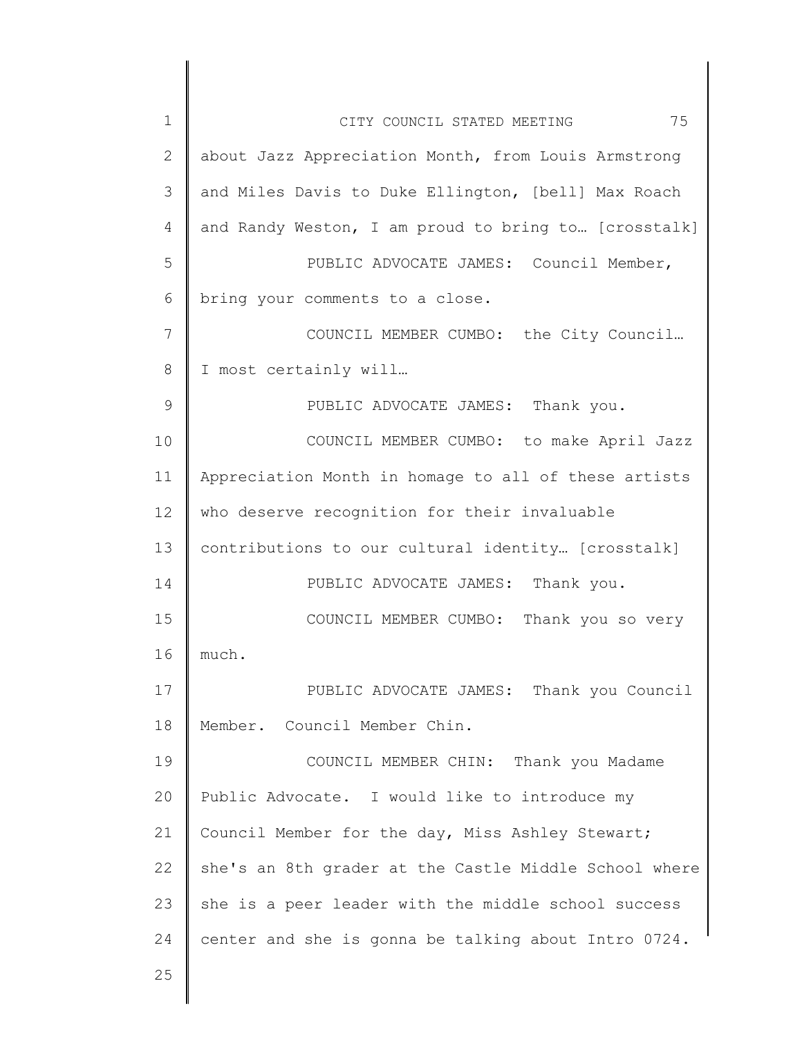about Jazz Appreciation Month, from Louis Armstrong and Miles Davis to Duke Ellington, [bell] Max Roach and Randy Weston, I am proud to bring to… [crosstalk]

PUBLIC ADVOCATE JAMES: Council Member, bring your comments to a close.

COUNCIL MEMBER CUMBO: the City Council… I most certainly will…

PUBLIC ADVOCATE JAMES: Thank you.

COUNCIL MEMBER CUMBO: to make April Jazz Appreciation Month in homage to all of these artists who deserve recognition for their invaluable contributions to our cultural identity… [crosstalk]

PUBLIC ADVOCATE JAMES: Thank you.

COUNCIL MEMBER CUMBO: Thank you so very much.

PUBLIC ADVOCATE JAMES: Thank you Council Member. Council Member Chin.

COUNCIL MEMBER CHIN: Thank you Madame Public Advocate. I would like to introduce my Council Member for the day, Miss Ashley Stewart; she's an 8th grader at the Castle Middle School where she is a peer leader with the middle school success center and she is gonna be talking about Intro 0724.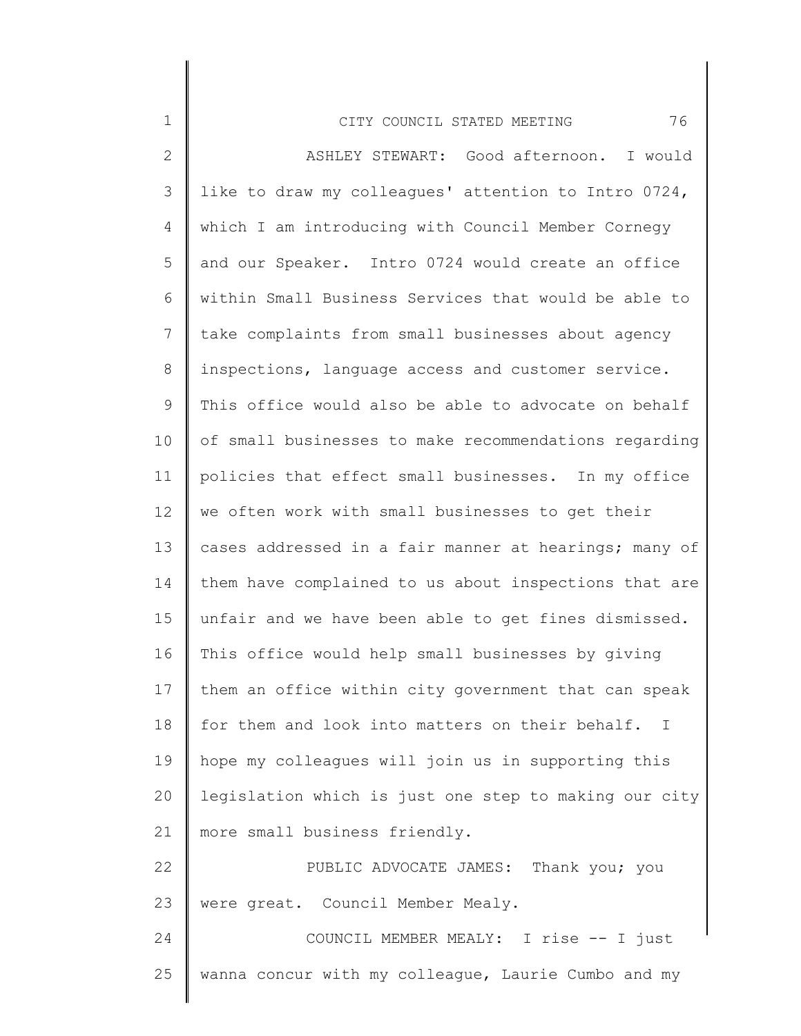ASHLEY STEWART: Good afternoon. I would like to draw my colleagues' attention to Intro 0724, which I am introducing with Council Member Cornegy and our Speaker. Intro 0724 would create an office within Small Business Services that would be able to take complaints from small businesses about agency inspections, language access and customer service. This office would also be able to advocate on behalf of small businesses to make recommendations regarding policies that effect small businesses. In my office we often work with small businesses to get their cases addressed in a fair manner at hearings; many of them have complained to us about inspections that are unfair and we have been able to get fines dismissed. This office would help small businesses by giving them an office within city government that can speak for them and look into matters on their behalf. I hope my colleagues will join us in supporting this legislation which is just one step to making our city more small business friendly.

PUBLIC ADVOCATE JAMES: Thank you; you were great. Council Member Mealy.

COUNCIL MEMBER MEALY: I rise -- I just wanna concur with my colleague, Laurie Cumbo and my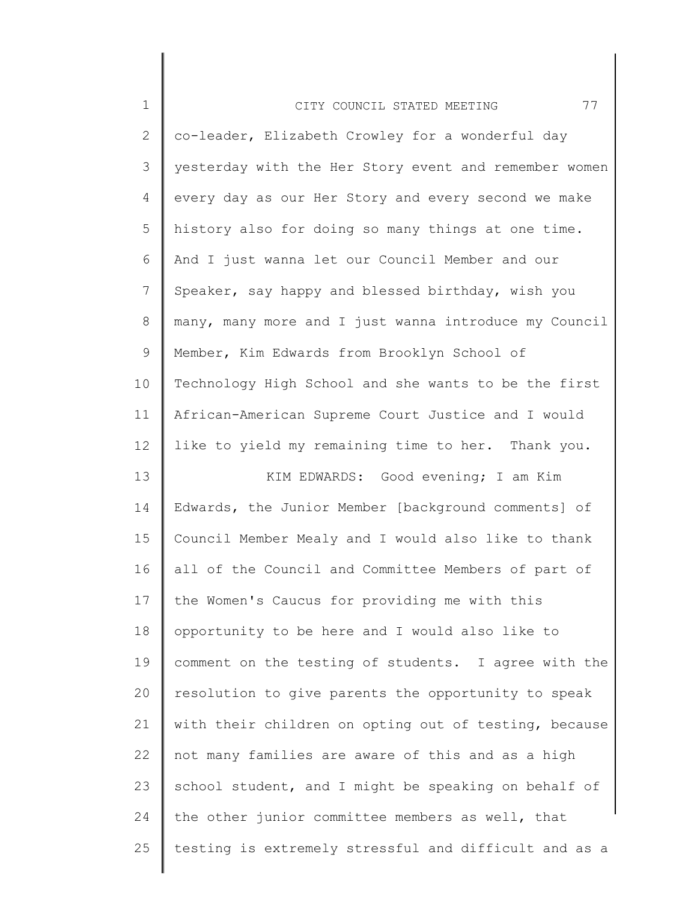co-leader, Elizabeth Crowley for a wonderful day yesterday with the Her Story event and remember women every day as our Her Story and every second we make history also for doing so many things at one time. And I just wanna let our Council Member and our Speaker, say happy and blessed birthday, wish you many, many more and I just wanna introduce my Council Member, Kim Edwards from Brooklyn School of Technology High School and she wants to be the first African-American Supreme Court Justice and I would like to yield my remaining time to her. Thank you.

KIM EDWARDS: Good evening; I am Kim Edwards, the Junior Member [background comments] of Council Member Mealy and I would also like to thank all of the Council and Committee Members of part of the Women's Caucus for providing me with this opportunity to be here and I would also like to comment on the testing of students. I agree with the resolution to give parents the opportunity to speak with their children on opting out of testing, because not many families are aware of this and as a high school student, and I might be speaking on behalf of the other junior committee members as well, that testing is extremely stressful and difficult and as a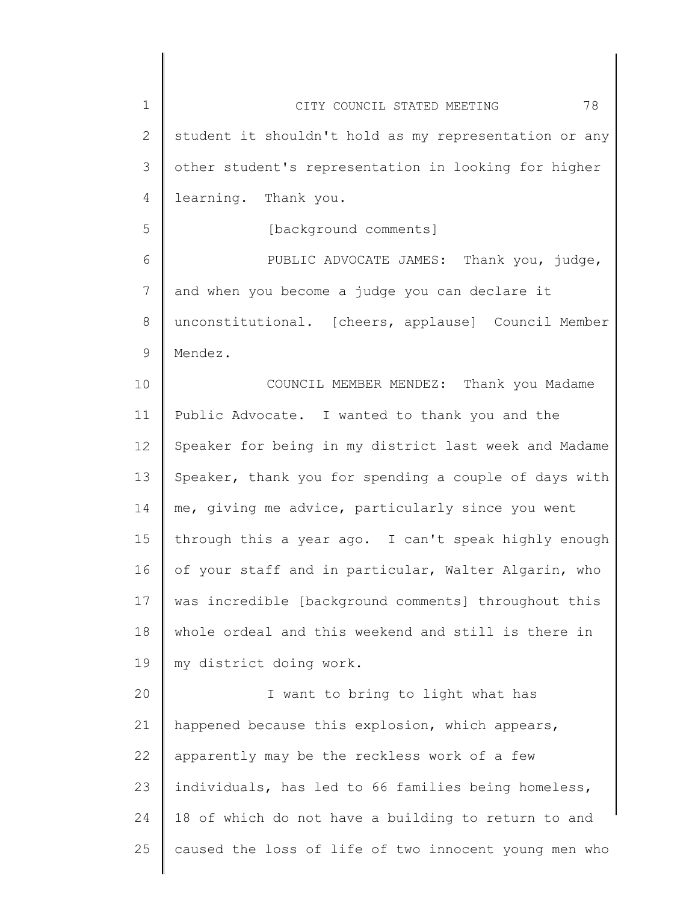student it shouldn't hold as my representation or any other student's representation in looking for higher learning. Thank you.

[background comments]

PUBLIC ADVOCATE JAMES: Thank you, judge, and when you become a judge you can declare it unconstitutional. [cheers, applause] Council Member Mendez.

COUNCIL MEMBER MENDEZ: Thank you Madame Public Advocate. I wanted to thank you and the Speaker for being in my district last week and Madame Speaker, thank you for spending a couple of days with me, giving me advice, particularly since you went through this a year ago. I can't speak highly enough of your staff and in particular, Walter Algarin, who was incredible [background comments] throughout this whole ordeal and this weekend and still is there in my district doing work.

I want to bring to light what has happened because this explosion, which appears, apparently may be the reckless work of a few individuals, has led to 66 families being homeless, 18 of which do not have a building to return to and caused the loss of life of two innocent young men who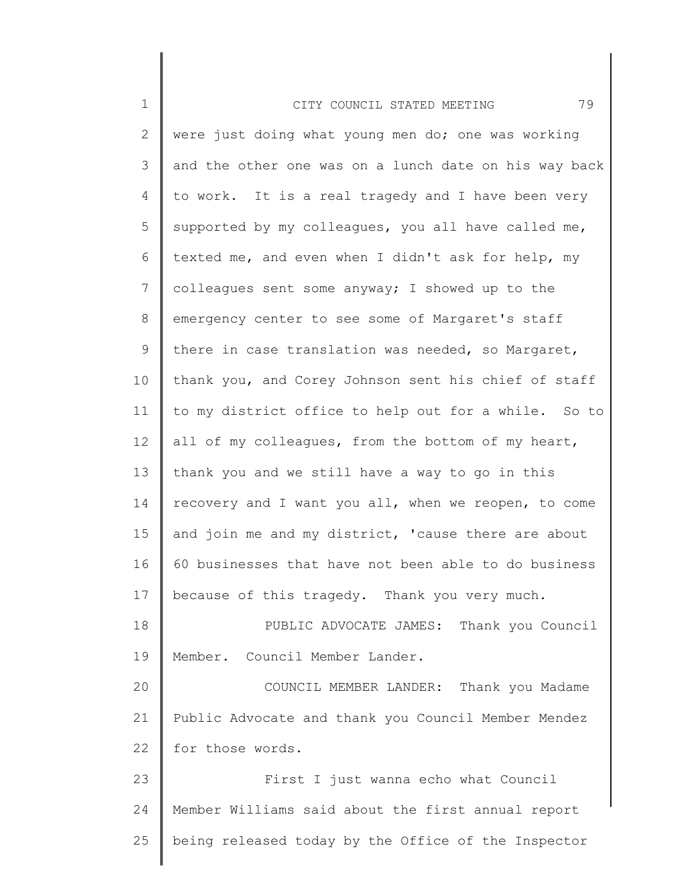were just doing what young men do; one was working and the other one was on a lunch date on his way back to work. It is a real tragedy and I have been very supported by my colleagues, you all have called me, texted me, and even when I didn't ask for help, my colleagues sent some anyway; I showed up to the emergency center to see some of Margaret's staff there in case translation was needed, so Margaret, thank you, and Corey Johnson sent his chief of staff to my district office to help out for a while. So to all of my colleagues, from the bottom of my heart, thank you and we still have a way to go in this recovery and I want you all, when we reopen, to come and join me and my district, 'cause there are about 60 businesses that have not been able to do business because of this tragedy. Thank you very much.

PUBLIC ADVOCATE JAMES: Thank you Council Member. Council Member Lander.

COUNCIL MEMBER LANDER: Thank you Madame Public Advocate and thank you Council Member Mendez for those words.

First I just wanna echo what Council Member Williams said about the first annual report being released today by the Office of the Inspector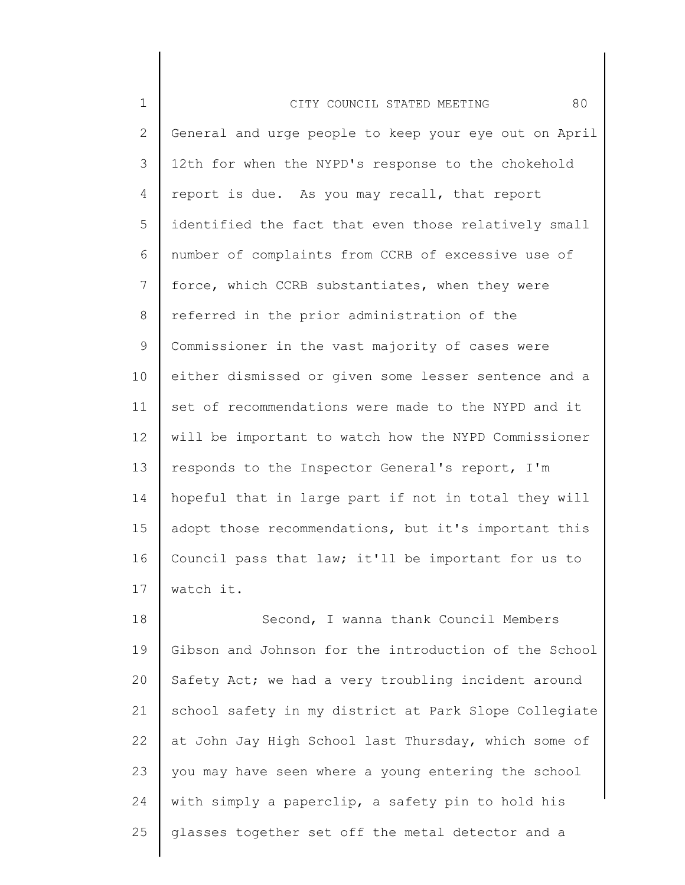General and urge people to keep your eye out on April 12th for when the NYPD's response to the chokehold report is due. As you may recall, that report identified the fact that even those relatively small number of complaints from CCRB of excessive use of force, which CCRB substantiates, when they were referred in the prior administration of the Commissioner in the vast majority of cases were either dismissed or given some lesser sentence and a set of recommendations were made to the NYPD and it will be important to watch how the NYPD Commissioner responds to the Inspector General's report, I'm hopeful that in large part if not in total they will adopt those recommendations, but it's important this Council pass that law; it'll be important for us to watch it.

Second, I wanna thank Council Members Gibson and Johnson for the introduction of the School Safety Act; we had a very troubling incident around school safety in my district at Park Slope Collegiate at John Jay High School last Thursday, which some of you may have seen where a young entering the school with simply a paperclip, a safety pin to hold his glasses together set off the metal detector and a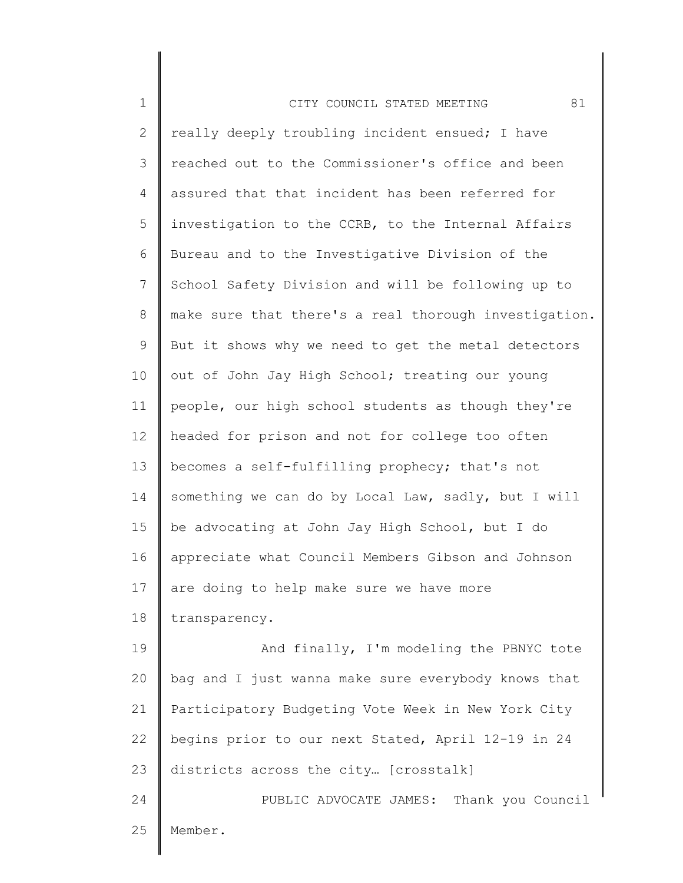really deeply troubling incident ensued; I have reached out to the Commissioner's office and been assured that that incident has been referred for investigation to the CCRB, to the Internal Affairs Bureau and to the Investigative Division of the School Safety Division and will be following up to make sure that there's a real thorough investigation. But it shows why we need to get the metal detectors out of John Jay High School; treating our young people, our high school students as though they're headed for prison and not for college too often becomes a self-fulfilling prophecy; that's not something we can do by Local Law, sadly, but I will be advocating at John Jay High School, but I do appreciate what Council Members Gibson and Johnson are doing to help make sure we have more transparency.

And finally, I'm modeling the PBNYC tote bag and I just wanna make sure everybody knows that Participatory Budgeting Vote Week in New York City begins prior to our next Stated, April 12-19 in 24 districts across the city… [crosstalk]

PUBLIC ADVOCATE JAMES: Thank you Council Member.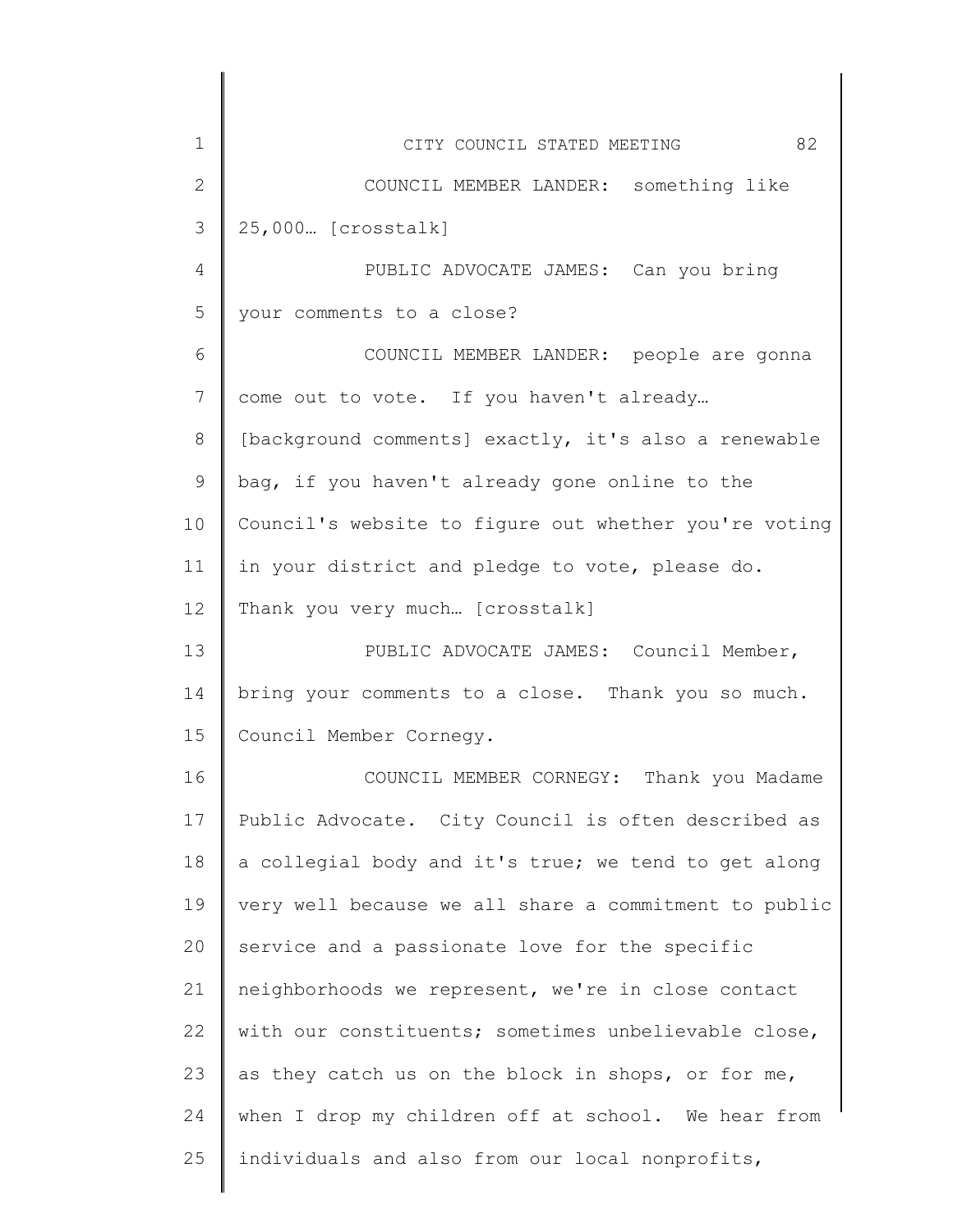COUNCIL MEMBER LANDER: something like 25,000… [crosstalk]

PUBLIC ADVOCATE JAMES: Can you bring your comments to a close?

COUNCIL MEMBER LANDER: people are gonna come out to vote. If you haven't already… [background comments] exactly, it's also a renewable bag, if you haven't already gone online to the Council's website to figure out whether you're voting in your district and pledge to vote, please do. Thank you very much… [crosstalk]

PUBLIC ADVOCATE JAMES: Council Member, bring your comments to a close. Thank you so much. Council Member Cornegy.

COUNCIL MEMBER CORNEGY: Thank you Madame Public Advocate. City Council is often described as a collegial body and it's true; we tend to get along very well because we all share a commitment to public service and a passionate love for the specific neighborhoods we represent, we're in close contact with our constituents; sometimes unbelievable close, as they catch us on the block in shops, or for me, when I drop my children off at school. We hear from individuals and also from our local nonprofits,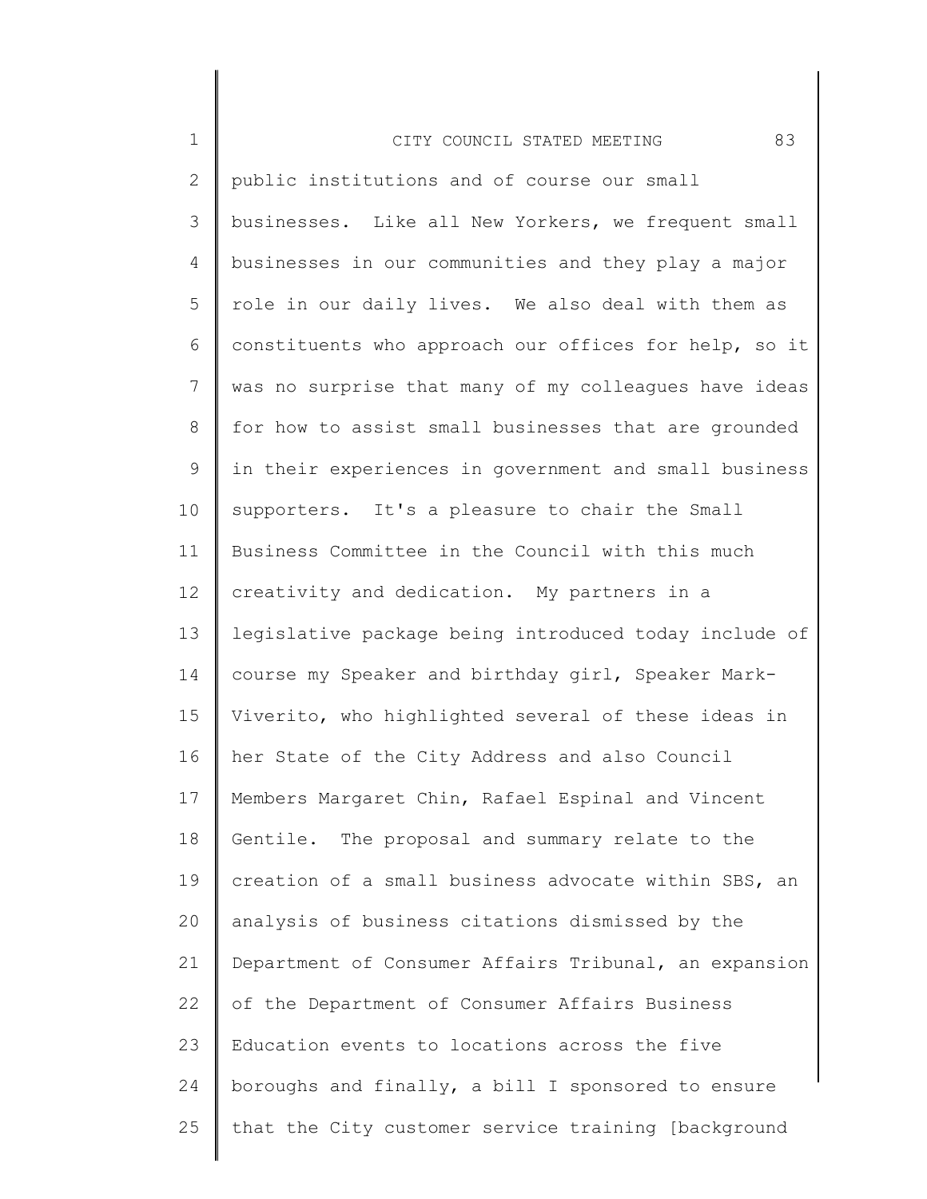public institutions and of course our small businesses. Like all New Yorkers, we frequent small businesses in our communities and they play a major role in our daily lives. We also deal with them as constituents who approach our offices for help, so it was no surprise that many of my colleagues have ideas for how to assist small businesses that are grounded in their experiences in government and small business supporters. It's a pleasure to chair the Small Business Committee in the Council with this much creativity and dedication. My partners in a legislative package being introduced today include of course my Speaker and birthday girl, Speaker Mark-Viverito, who highlighted several of these ideas in her State of the City Address and also Council Members Margaret Chin, Rafael Espinal and Vincent Gentile. The proposal and summary relate to the creation of a small business advocate within SBS, an analysis of business citations dismissed by the Department of Consumer Affairs Tribunal, an expansion of the Department of Consumer Affairs Business Education events to locations across the five boroughs and finally, a bill I sponsored to ensure that the City customer service training [background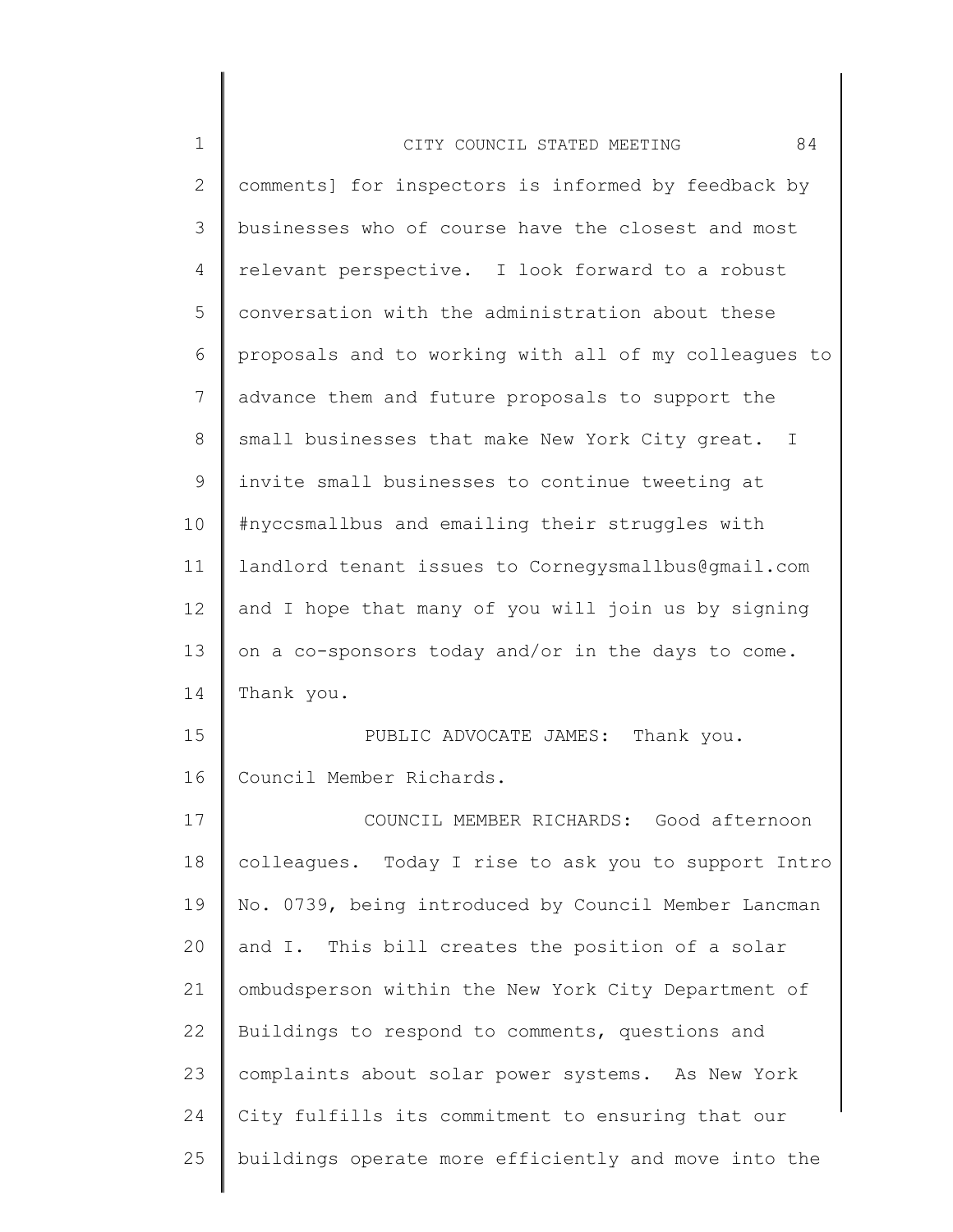comments] for inspectors is informed by feedback by businesses who of course have the closest and most relevant perspective. I look forward to a robust conversation with the administration about these proposals and to working with all of my colleagues to advance them and future proposals to support the small businesses that make New York City great. I invite small businesses to continue tweeting at #nyccsmallbus and emailing their struggles with landlord tenant issues to Cornegysmallbus@gmail.com and I hope that many of you will join us by signing on a co-sponsors today and/or in the days to come. Thank you.

PUBLIC ADVOCATE JAMES: Thank you. Council Member Richards.

COUNCIL MEMBER RICHARDS: Good afternoon colleagues. Today I rise to ask you to support Intro No. 0739, being introduced by Council Member Lancman and I. This bill creates the position of a solar ombudsperson within the New York City Department of Buildings to respond to comments, questions and complaints about solar power systems. As New York City fulfills its commitment to ensuring that our buildings operate more efficiently and move into the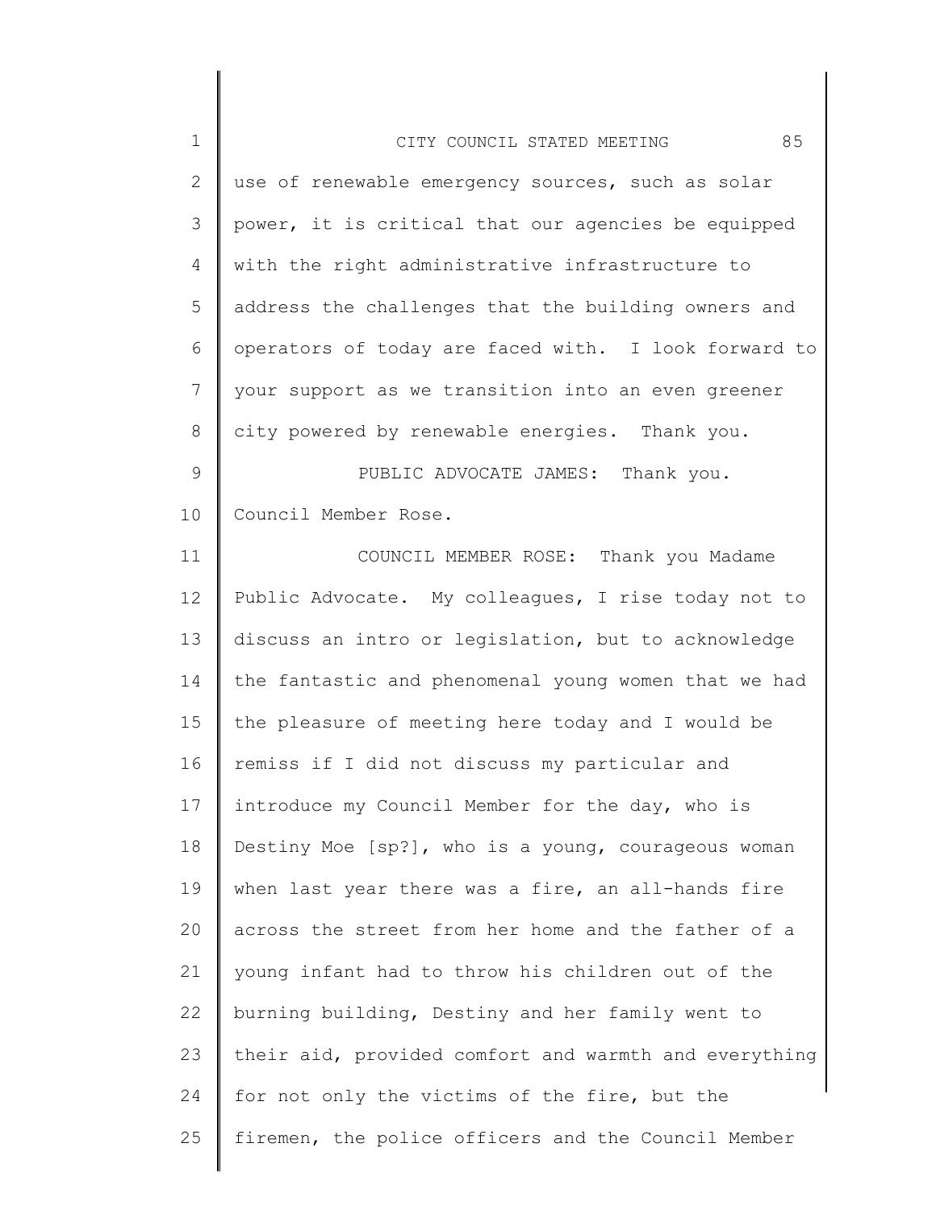use of renewable emergency sources, such as solar power, it is critical that our agencies be equipped with the right administrative infrastructure to address the challenges that the building owners and operators of today are faced with. I look forward to your support as we transition into an even greener city powered by renewable energies. Thank you.

PUBLIC ADVOCATE JAMES: Thank you. Council Member Rose.

COUNCIL MEMBER ROSE: Thank you Madame Public Advocate. My colleagues, I rise today not to discuss an intro or legislation, but to acknowledge the fantastic and phenomenal young women that we had the pleasure of meeting here today and I would be remiss if I did not discuss my particular and introduce my Council Member for the day, who is Destiny Moe [sp?], who is a young, courageous woman when last year there was a fire, an all-hands fire across the street from her home and the father of a young infant had to throw his children out of the burning building, Destiny and her family went to their aid, provided comfort and warmth and everything for not only the victims of the fire, but the firemen, the police officers and the Council Member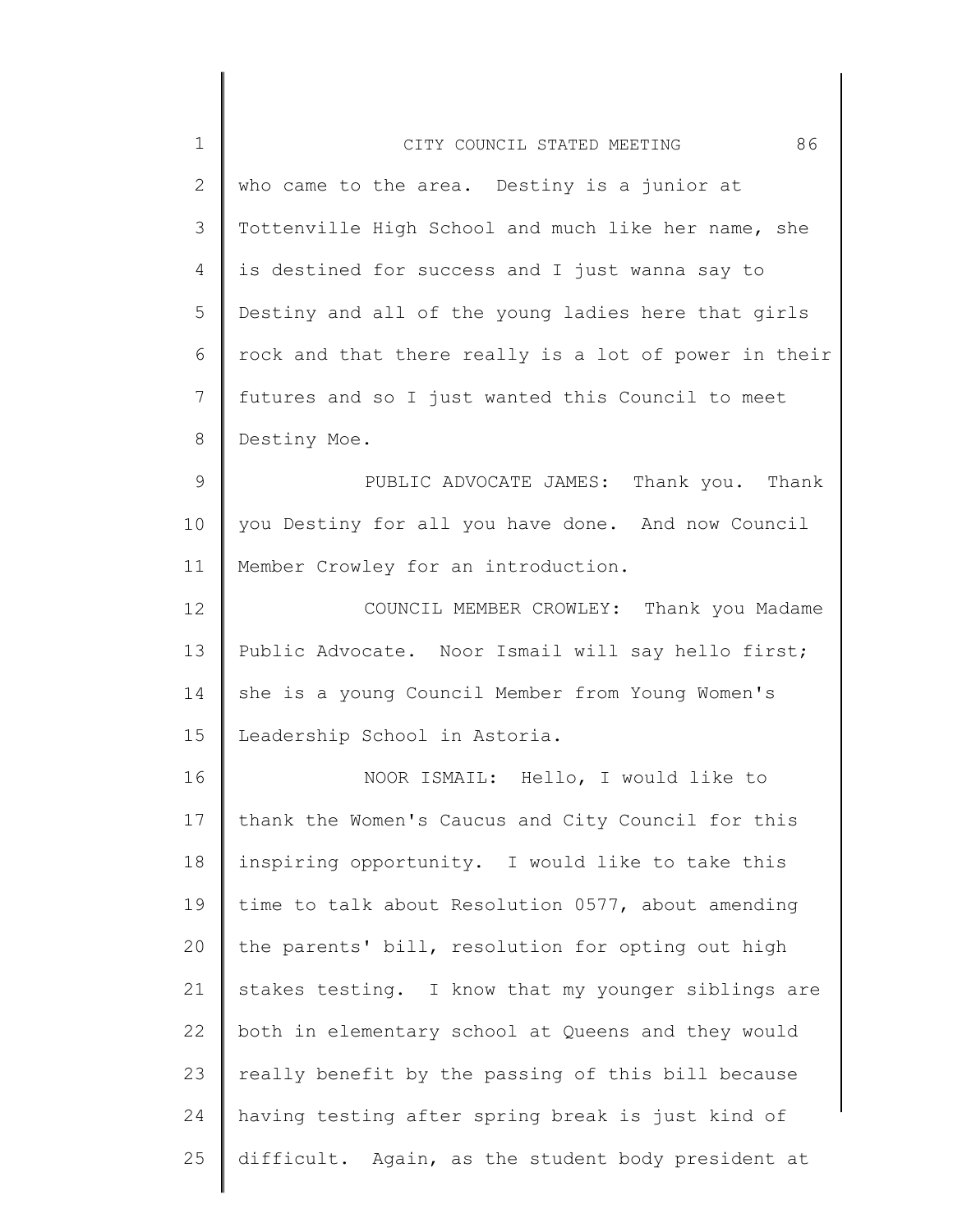who came to the area. Destiny is a junior at Tottenville High School and much like her name, she is destined for success and I just wanna say to Destiny and all of the young ladies here that girls rock and that there really is a lot of power in their futures and so I just wanted this Council to meet Destiny Moe.

PUBLIC ADVOCATE JAMES: Thank you. Thank you Destiny for all you have done. And now Council Member Crowley for an introduction.

COUNCIL MEMBER CROWLEY: Thank you Madame Public Advocate. Noor Ismail will say hello first; she is a young Council Member from Young Women's Leadership School in Astoria.

NOOR ISMAIL: Hello, I would like to thank the Women's Caucus and City Council for this inspiring opportunity. I would like to take this time to talk about Resolution 0577, about amending the parents' bill, resolution for opting out high stakes testing. I know that my younger siblings are both in elementary school at Queens and they would really benefit by the passing of this bill because having testing after spring break is just kind of difficult. Again, as the student body president at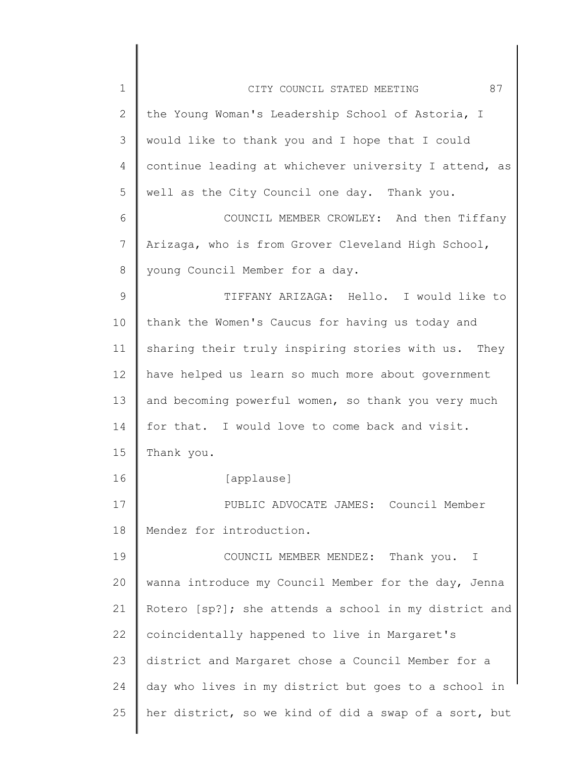the Young Woman's Leadership School of Astoria, I would like to thank you and I hope that I could continue leading at whichever university I attend, as well as the City Council one day. Thank you.

COUNCIL MEMBER CROWLEY: And then Tiffany Arizaga, who is from Grover Cleveland High School, young Council Member for a day.

TIFFANY ARIZAGA: Hello. I would like to thank the Women's Caucus for having us today and sharing their truly inspiring stories with us. They have helped us learn so much more about government and becoming powerful women, so thank you very much for that. I would love to come back and visit. Thank you.

[applause]

PUBLIC ADVOCATE JAMES: Council Member Mendez for introduction.

COUNCIL MEMBER MENDEZ: Thank you. I wanna introduce my Council Member for the day, Jenna Rotero [sp?]; she attends a school in my district and coincidentally happened to live in Margaret's district and Margaret chose a Council Member for a day who lives in my district but goes to a school in her district, so we kind of did a swap of a sort, but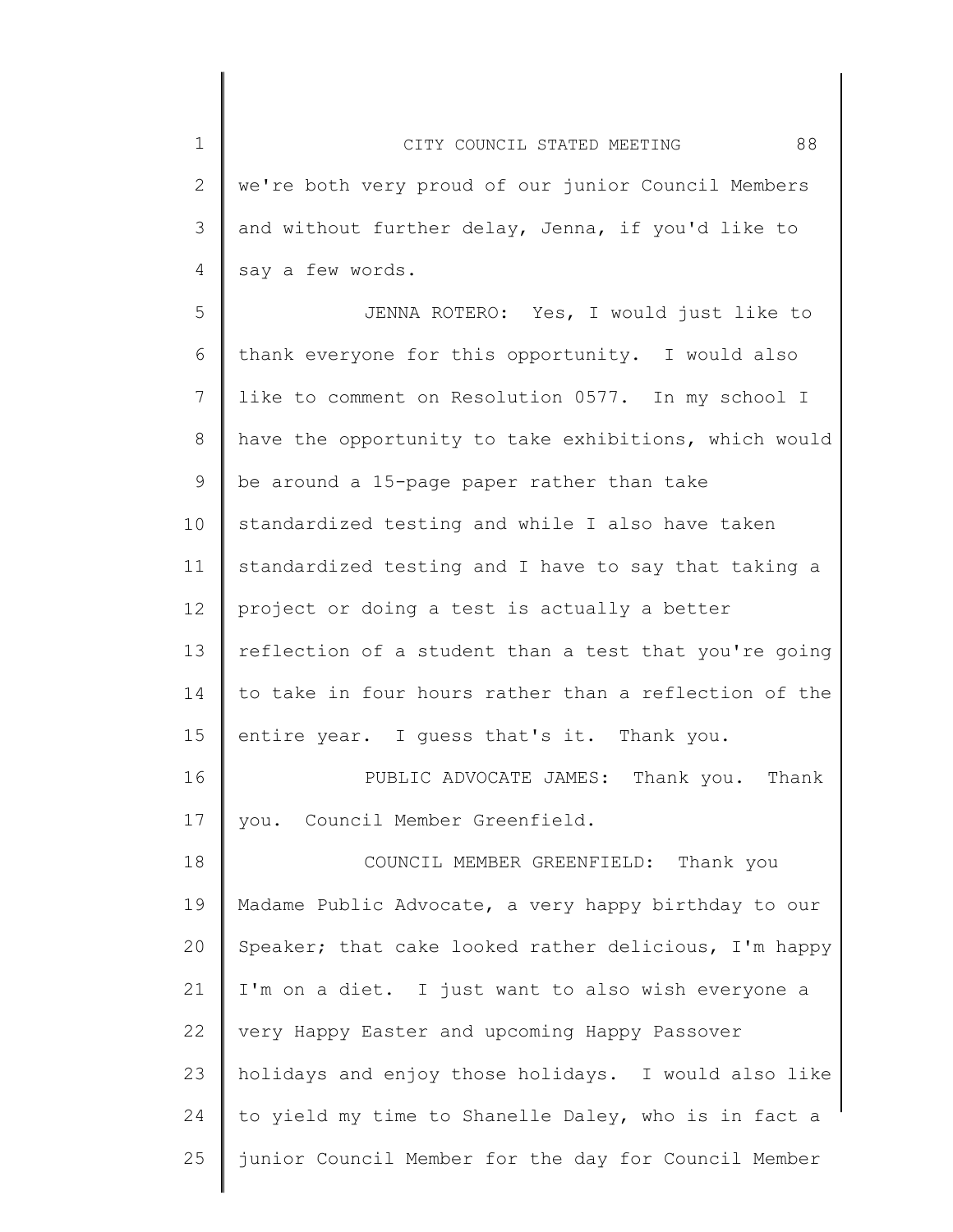we're both very proud of our junior Council Members and without further delay, Jenna, if you'd like to say a few words.

JENNA ROTERO: Yes, I would just like to thank everyone for this opportunity. I would also like to comment on Resolution 0577. In my school I have the opportunity to take exhibitions, which would be around a 15-page paper rather than take standardized testing and while I also have taken standardized testing and I have to say that taking a project or doing a test is actually a better reflection of a student than a test that you're going to take in four hours rather than a reflection of the entire year. I guess that's it. Thank you.

PUBLIC ADVOCATE JAMES: Thank you. Thank you. Council Member Greenfield.

COUNCIL MEMBER GREENFIELD: Thank you Madame Public Advocate, a very happy birthday to our Speaker; that cake looked rather delicious, I'm happy I'm on a diet. I just want to also wish everyone a very Happy Easter and upcoming Happy Passover holidays and enjoy those holidays. I would also like to yield my time to Shanelle Daley, who is in fact a junior Council Member for the day for Council Member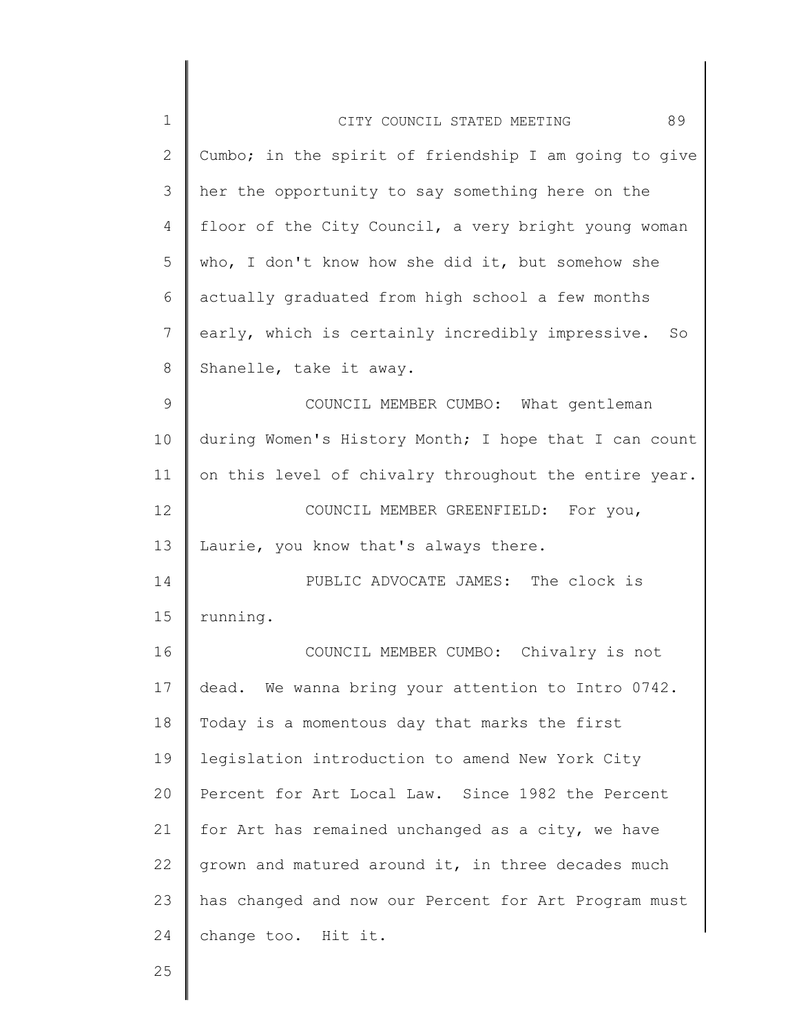Cumbo; in the spirit of friendship I am going to give her the opportunity to say something here on the floor of the City Council, a very bright young woman who, I don't know how she did it, but somehow she actually graduated from high school a few months early, which is certainly incredibly impressive. So Shanelle, take it away.

COUNCIL MEMBER CUMBO: What gentleman during Women's History Month; I hope that I can count on this level of chivalry throughout the entire year.

COUNCIL MEMBER GREENFIELD: For you, Laurie, you know that's always there.

PUBLIC ADVOCATE JAMES: The clock is running.

COUNCIL MEMBER CUMBO: Chivalry is not dead. We wanna bring your attention to Intro 0742. Today is a momentous day that marks the first legislation introduction to amend New York City Percent for Art Local Law. Since 1982 the Percent for Art has remained unchanged as a city, we have grown and matured around it, in three decades much has changed and now our Percent for Art Program must change too. Hit it.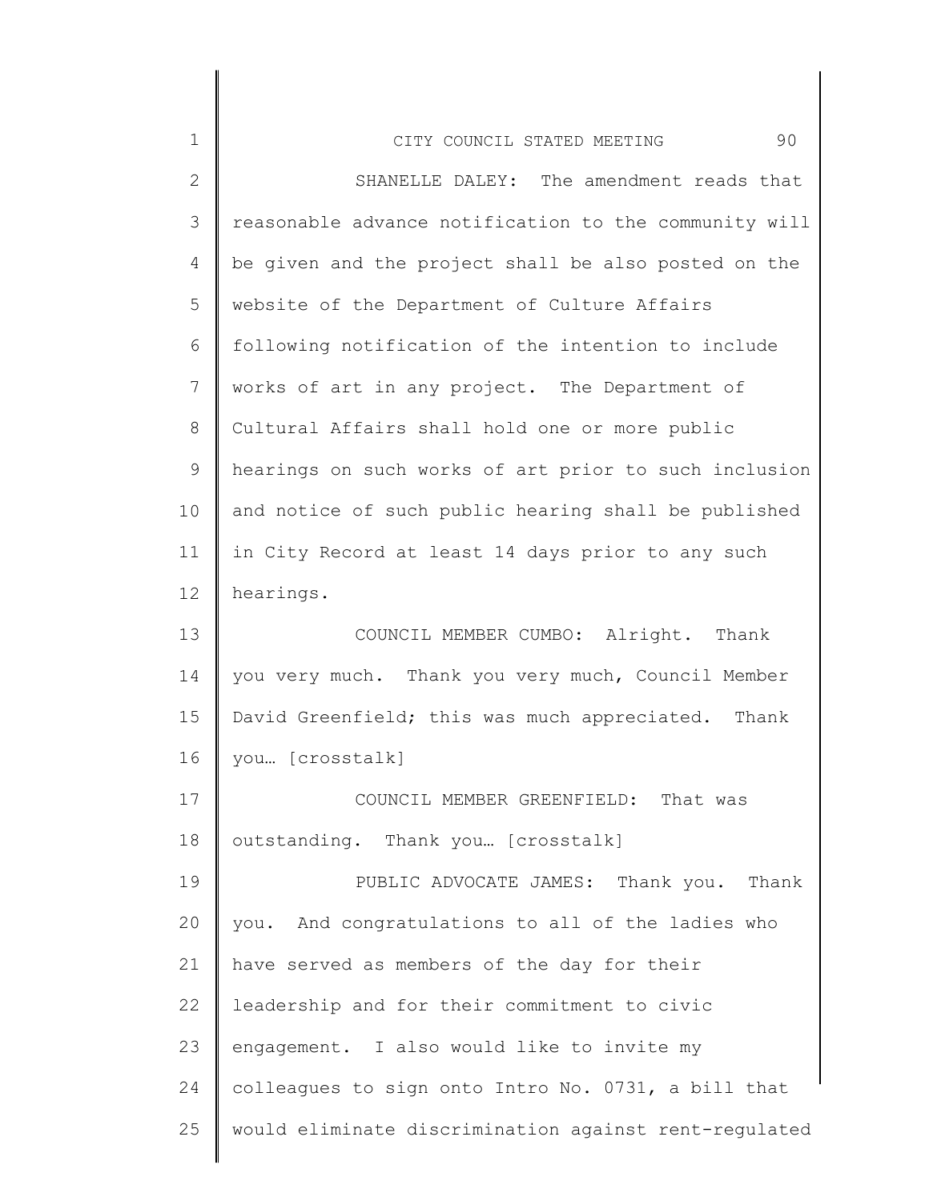SHANELLE DALEY: The amendment reads that reasonable advance notification to the community will be given and the project shall be also posted on the website of the Department of Culture Affairs following notification of the intention to include works of art in any project. The Department of Cultural Affairs shall hold one or more public hearings on such works of art prior to such inclusion and notice of such public hearing shall be published in City Record at least 14 days prior to any such hearings.

COUNCIL MEMBER CUMBO: Alright. Thank you very much. Thank you very much, Council Member David Greenfield; this was much appreciated. Thank you… [crosstalk]

COUNCIL MEMBER GREENFIELD: That was outstanding. Thank you… [crosstalk]

PUBLIC ADVOCATE JAMES: Thank you. Thank you. And congratulations to all of the ladies who have served as members of the day for their leadership and for their commitment to civic engagement. I also would like to invite my colleagues to sign onto Intro No. 0731, a bill that would eliminate discrimination against rent-regulated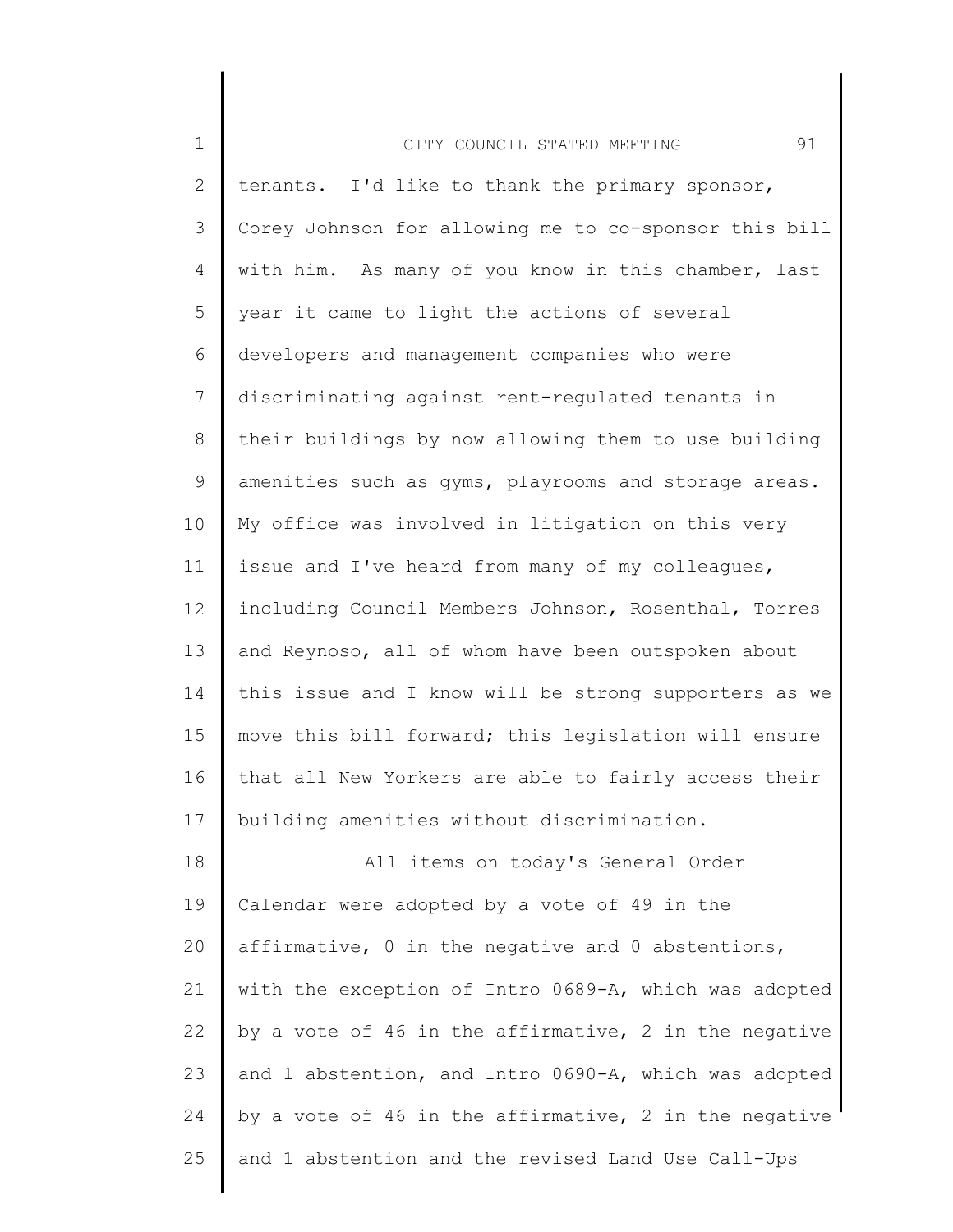tenants. I'd like to thank the primary sponsor, Corey Johnson for allowing me to co-sponsor this bill with him. As many of you know in this chamber, last year it came to light the actions of several developers and management companies who were discriminating against rent-regulated tenants in their buildings by now allowing them to use building amenities such as gyms, playrooms and storage areas. My office was involved in litigation on this very issue and I've heard from many of my colleagues, including Council Members Johnson, Rosenthal, Torres and Reynoso, all of whom have been outspoken about this issue and I know will be strong supporters as we move this bill forward; this legislation will ensure that all New Yorkers are able to fairly access their building amenities without discrimination.

All items on today's General Order Calendar were adopted by a vote of 49 in the affirmative, 0 in the negative and 0 abstentions, with the exception of Intro 0689-A, which was adopted by a vote of 46 in the affirmative, 2 in the negative and 1 abstention, and Intro 0690-A, which was adopted by a vote of 46 in the affirmative, 2 in the negative and 1 abstention and the revised Land Use Call-Ups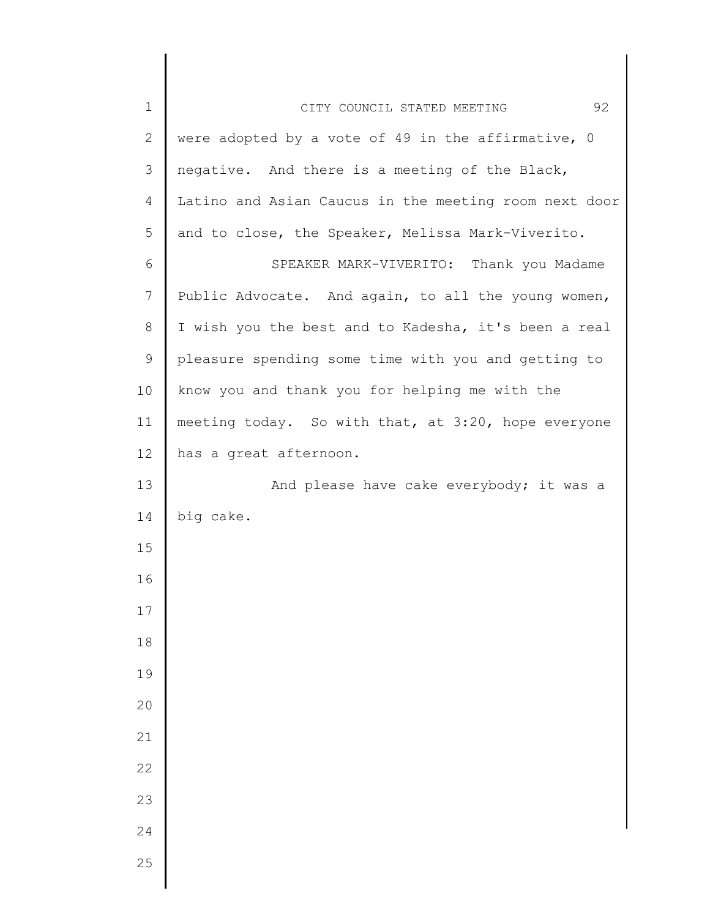were adopted by a vote of 49 in the affirmative, 0 negative. And there is a meeting of the Black, Latino and Asian Caucus in the meeting room next door and to close, the Speaker, Melissa Mark-Viverito.

SPEAKER MARK-VIVERITO: Thank you Madame Public Advocate. And again, to all the young women, I wish you the best and to Kadesha, it's been a real pleasure spending some time with you and getting to know you and thank you for helping me with the meeting today. So with that, at 3:20, hope everyone has a great afternoon.

And please have cake everybody; it was a big cake.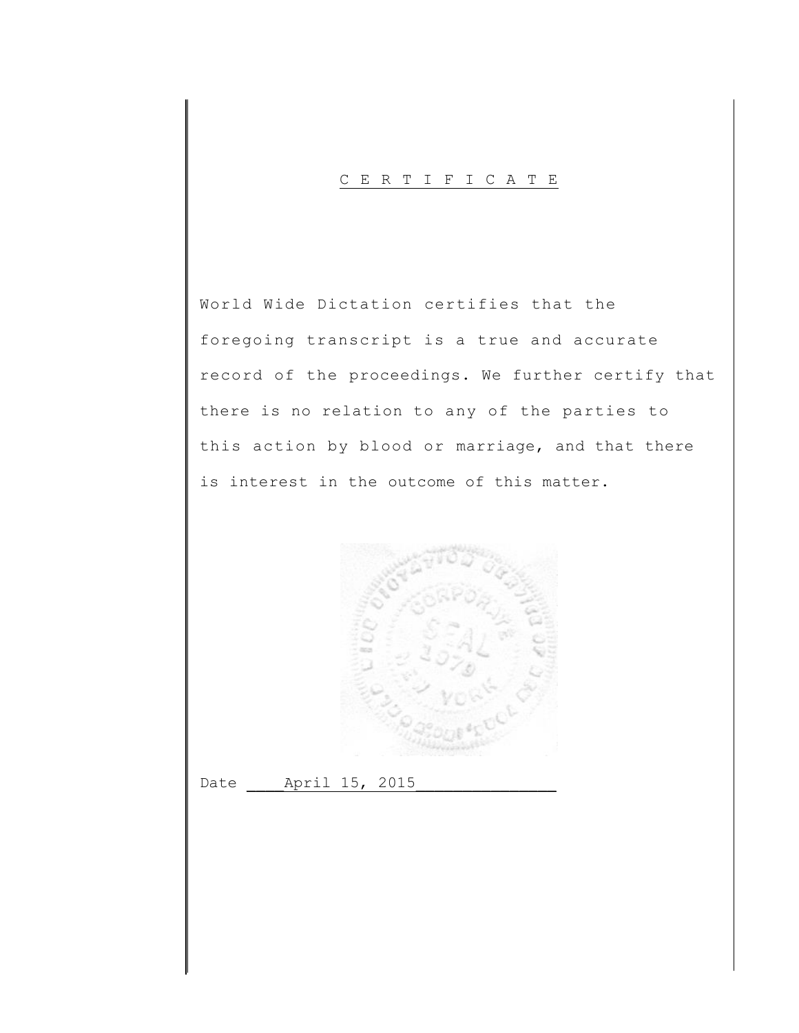C E R T I F I C A T E

World Wide Dictation certifies that the foregoing transcript is a true and accurate record of the proceedings. We further certify that there is no relation to any of the parties to this action by blood or marriage, and that there is interest in the outcome of this matter.

Date \_\_\_\_April 15, 2015\_\_\_\_\_\_\_\_\_\_\_\_\_\_